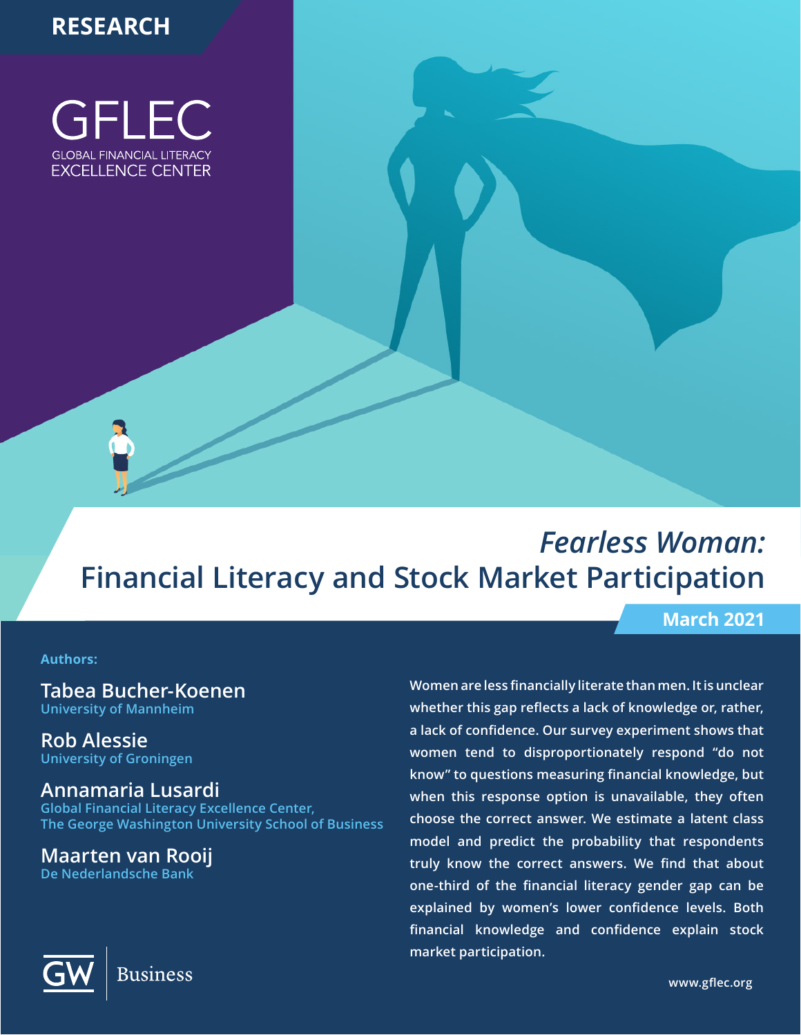RESEARCH

GFLEC

GLOBAL FINANCIAL LITERACY EXCELLENCE CENTER

# *Fearless Woman:* Financial Literacy and Stock Market Participation

**March 2021**

**Authors:**

**Tabea Bucher-Koenen**
University of Mannheim

**Rob Alessie**
University of Groningen

**Annamaria Lusardi**
Global Financial Literacy Excellence Center,
The George Washington University School of Business

**Maarten van Rooij**
De Nederlandsche Bank

**Women are less financially literate than men. It is unclear whether this gap reflects a lack of knowledge or, rather, a lack of confidence. Our survey experiment shows that women tend to disproportionately respond "do not know" to questions measuring financial knowledge, but when this response option is unavailable, they often choose the correct answer. We estimate a latent class model and predict the probability that respondents truly know the correct answers. We find that about one-third of the financial literacy gender gap can be explained by women's lower confidence levels. Both financial knowledge and confidence explain stock market participation.**

GW Business

www.gflec.org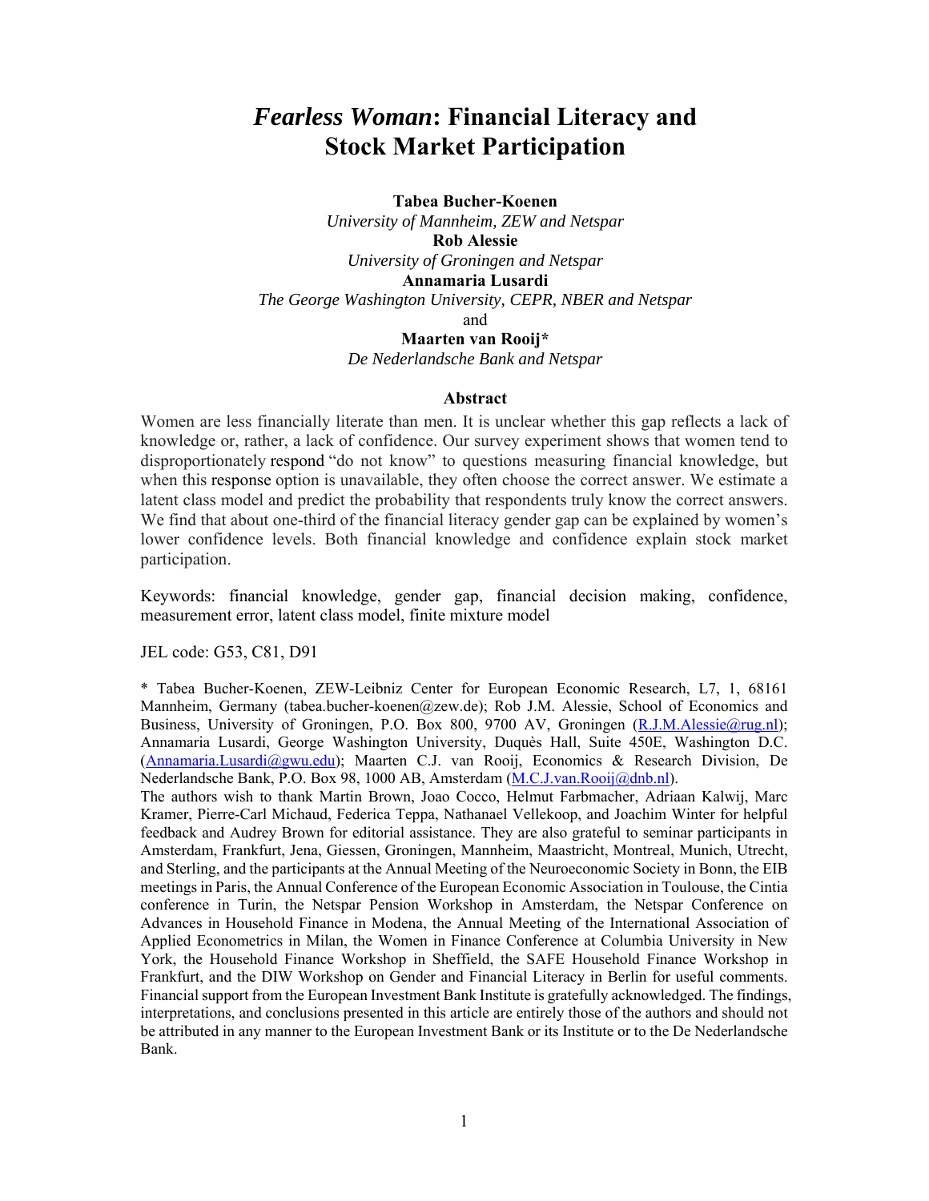# *Fearless Woman*: Financial Literacy and Stock Market Participation

**Tabea Bucher-Koenen**
*University of Mannheim, ZEW and Netspar*
**Rob Alessie**
*University of Groningen and Netspar*
**Annamaria Lusardi**
*The George Washington University, CEPR, NBER and Netspar*
and
**Maarten van Rooij***
*De Nederlandsche Bank and Netspar*

## Abstract

Women are less financially literate than men. It is unclear whether this gap reflects a lack of knowledge or, rather, a lack of confidence. Our survey experiment shows that women tend to disproportionately respond "do not know" to questions measuring financial knowledge, but when this response option is unavailable, they often choose the correct answer. We estimate a latent class model and predict the probability that respondents truly know the correct answers. We find that about one-third of the financial literacy gender gap can be explained by women's lower confidence levels. Both financial knowledge and confidence explain stock market participation.

Keywords: financial knowledge, gender gap, financial decision making, confidence, measurement error, latent class model, finite mixture model

JEL code: G53, C81, D91

* Tabea Bucher-Koenen, ZEW-Leibniz Center for European Economic Research, L7, 1, 68161 Mannheim, Germany (tabea.bucher-koenen@zew.de); Rob J.M. Alessie, School of Economics and Business, University of Groningen, P.O. Box 800, 9700 AV, Groningen (R.J.M.Alessie@rug.nl); Annamaria Lusardi, George Washington University, Duquès Hall, Suite 450E, Washington D.C. (Annamaria.Lusardi@gwu.edu); Maarten C.J. van Rooij, Economics & Research Division, De Nederlandsche Bank, P.O. Box 98, 1000 AB, Amsterdam (M.C.J.van.Rooij@dnb.nl).
The authors wish to thank Martin Brown, Joao Cocco, Helmut Farbmacher, Adriaan Kalwij, Marc Kramer, Pierre-Carl Michaud, Federica Teppa, Nathanael Vellekoop, and Joachim Winter for helpful feedback and Audrey Brown for editorial assistance. They are also grateful to seminar participants in Amsterdam, Frankfurt, Jena, Giessen, Groningen, Mannheim, Maastricht, Montreal, Munich, Utrecht, and Sterling, and the participants at the Annual Meeting of the Neuroeconomic Society in Bonn, the EIB meetings in Paris, the Annual Conference of the European Economic Association in Toulouse, the Cintia conference in Turin, the Netspar Pension Workshop in Amsterdam, the Netspar Conference on Advances in Household Finance in Modena, the Annual Meeting of the International Association of Applied Econometrics in Milan, the Women in Finance Conference at Columbia University in New York, the Household Finance Workshop in Sheffield, the SAFE Household Finance Workshop in Frankfurt, and the DIW Workshop on Gender and Financial Literacy in Berlin for useful comments. Financial support from the European Investment Bank Institute is gratefully acknowledged. The findings, interpretations, and conclusions presented in this article are entirely those of the authors and should not be attributed in any manner to the European Investment Bank or its Institute or to the De Nederlandsche Bank.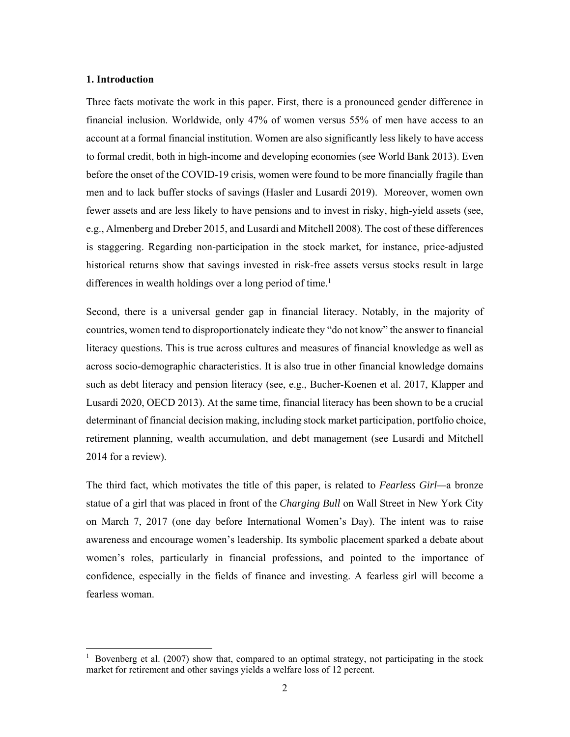## 1. Introduction

Three facts motivate the work in this paper. First, there is a pronounced gender difference in financial inclusion. Worldwide, only 47% of women versus 55% of men have access to an account at a formal financial institution. Women are also significantly less likely to have access to formal credit, both in high-income and developing economies (see World Bank 2013). Even before the onset of the COVID-19 crisis, women were found to be more financially fragile than men and to lack buffer stocks of savings (Hasler and Lusardi 2019). Moreover, women own fewer assets and are less likely to have pensions and to invest in risky, high-yield assets (see, e.g., Almenberg and Dreber 2015, and Lusardi and Mitchell 2008). The cost of these differences is staggering. Regarding non-participation in the stock market, for instance, price-adjusted historical returns show that savings invested in risk-free assets versus stocks result in large differences in wealth holdings over a long period of time.[1]

Second, there is a universal gender gap in financial literacy. Notably, in the majority of countries, women tend to disproportionately indicate they "do not know" the answer to financial literacy questions. This is true across cultures and measures of financial knowledge as well as across socio-demographic characteristics. It is also true in other financial knowledge domains such as debt literacy and pension literacy (see, e.g., Bucher-Koenen et al. 2017, Klapper and Lusardi 2020, OECD 2013). At the same time, financial literacy has been shown to be a crucial determinant of financial decision making, including stock market participation, portfolio choice, retirement planning, wealth accumulation, and debt management (see Lusardi and Mitchell 2014 for a review).

The third fact, which motivates the title of this paper, is related to *Fearless Girl*—a bronze statue of a girl that was placed in front of the *Charging Bull* on Wall Street in New York City on March 7, 2017 (one day before International Women's Day). The intent was to raise awareness and encourage women's leadership. Its symbolic placement sparked a debate about women's roles, particularly in financial professions, and pointed to the importance of confidence, especially in the fields of finance and investing. A fearless girl will become a fearless woman.

[1] Bovenberg et al. (2007) show that, compared to an optimal strategy, not participating in the stock market for retirement and other savings yields a welfare loss of 12 percent.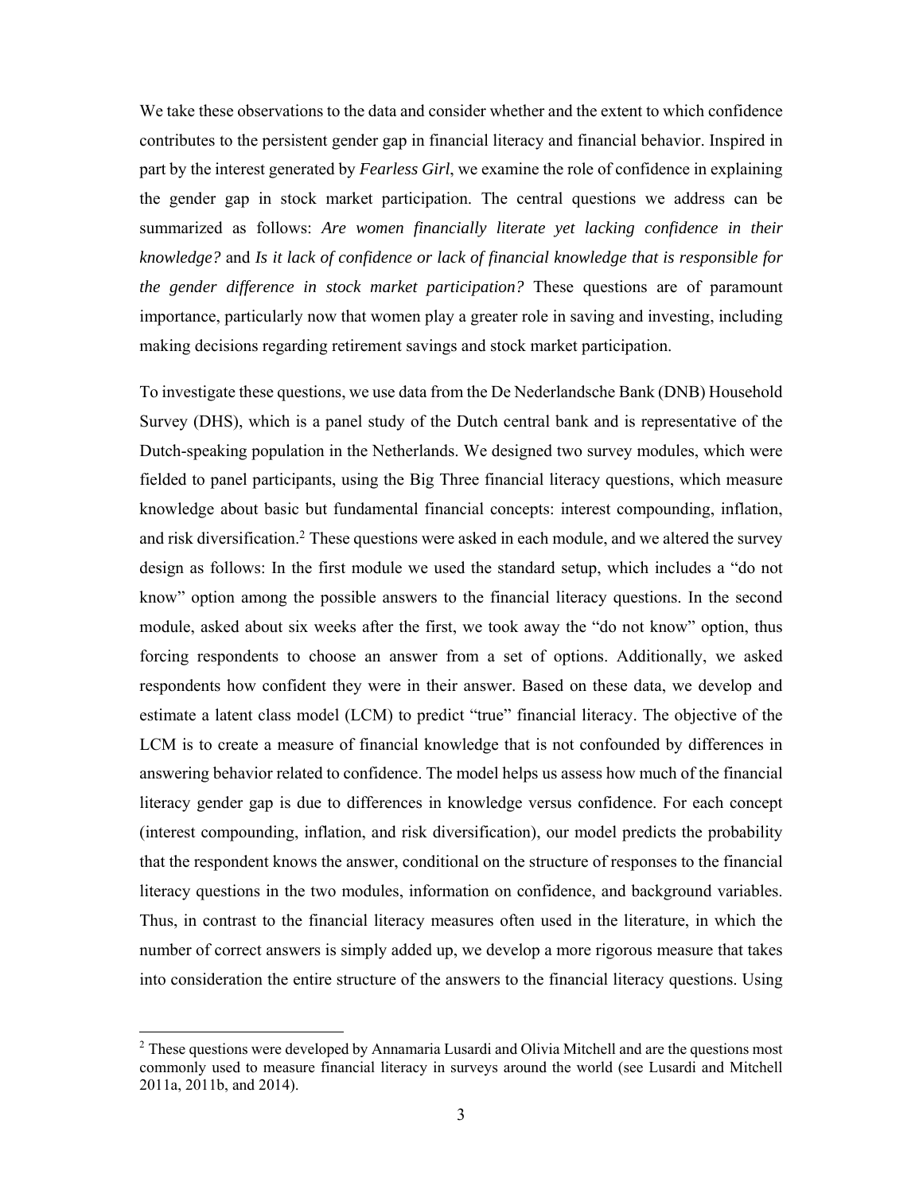We take these observations to the data and consider whether and the extent to which confidence contributes to the persistent gender gap in financial literacy and financial behavior. Inspired in part by the interest generated by *Fearless Girl*, we examine the role of confidence in explaining the gender gap in stock market participation. The central questions we address can be summarized as follows: *Are women financially literate yet lacking confidence in their knowledge?* and *Is it lack of confidence or lack of financial knowledge that is responsible for the gender difference in stock market participation?* These questions are of paramount importance, particularly now that women play a greater role in saving and investing, including making decisions regarding retirement savings and stock market participation.

To investigate these questions, we use data from the De Nederlandsche Bank (DNB) Household Survey (DHS), which is a panel study of the Dutch central bank and is representative of the Dutch-speaking population in the Netherlands. We designed two survey modules, which were fielded to panel participants, using the Big Three financial literacy questions, which measure knowledge about basic but fundamental financial concepts: interest compounding, inflation, and risk diversification.[2] These questions were asked in each module, and we altered the survey design as follows: In the first module we used the standard setup, which includes a "do not know" option among the possible answers to the financial literacy questions. In the second module, asked about six weeks after the first, we took away the "do not know" option, thus forcing respondents to choose an answer from a set of options. Additionally, we asked respondents how confident they were in their answer. Based on these data, we develop and estimate a latent class model (LCM) to predict "true" financial literacy. The objective of the LCM is to create a measure of financial knowledge that is not confounded by differences in answering behavior related to confidence. The model helps us assess how much of the financial literacy gender gap is due to differences in knowledge versus confidence. For each concept (interest compounding, inflation, and risk diversification), our model predicts the probability that the respondent knows the answer, conditional on the structure of responses to the financial literacy questions in the two modules, information on confidence, and background variables. Thus, in contrast to the financial literacy measures often used in the literature, in which the number of correct answers is simply added up, we develop a more rigorous measure that takes into consideration the entire structure of the answers to the financial literacy questions. Using

[2] These questions were developed by Annamaria Lusardi and Olivia Mitchell and are the questions most commonly used to measure financial literacy in surveys around the world (see Lusardi and Mitchell 2011a, 2011b, and 2014).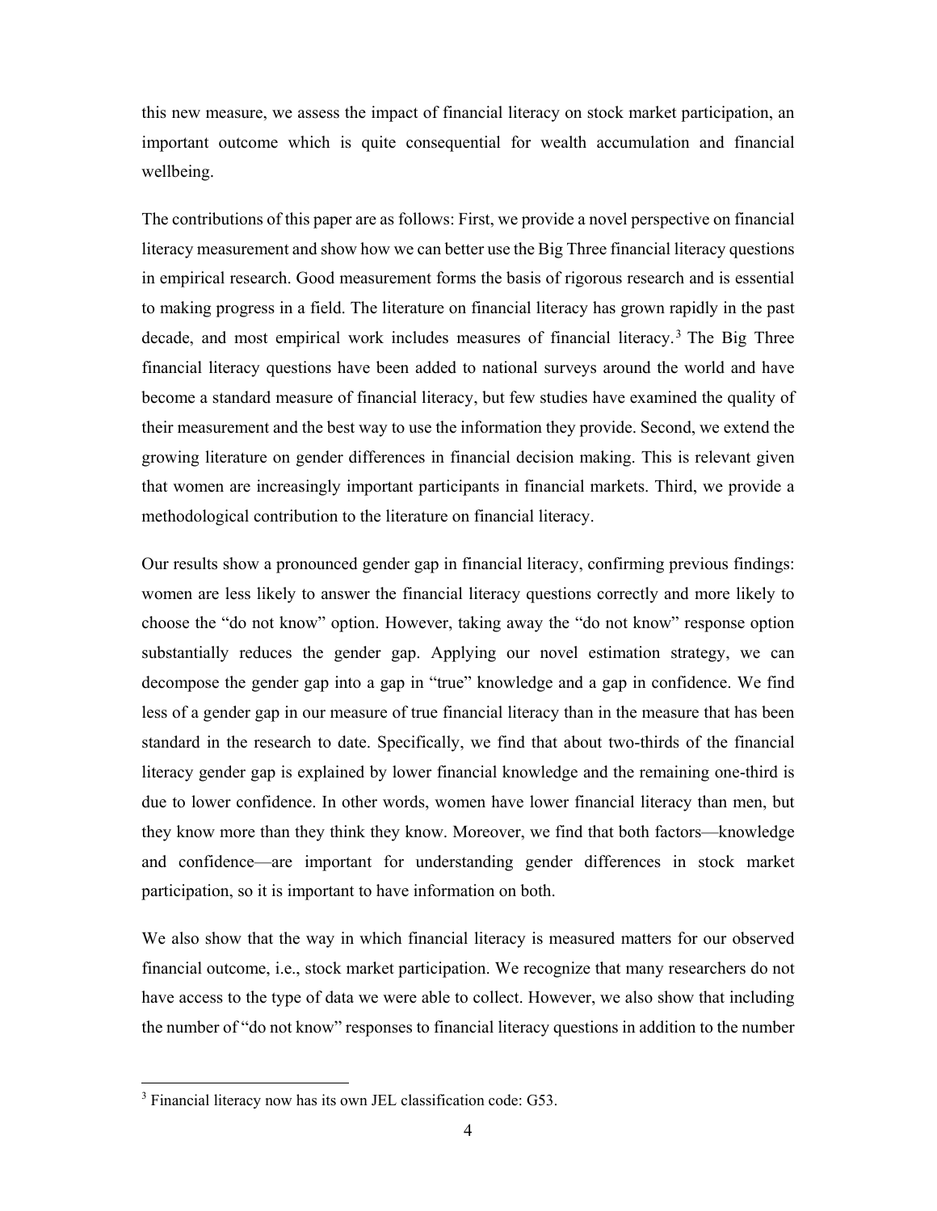this new measure, we assess the impact of financial literacy on stock market participation, an important outcome which is quite consequential for wealth accumulation and financial wellbeing.

The contributions of this paper are as follows: First, we provide a novel perspective on financial literacy measurement and show how we can better use the Big Three financial literacy questions in empirical research. Good measurement forms the basis of rigorous research and is essential to making progress in a field. The literature on financial literacy has grown rapidly in the past decade, and most empirical work includes measures of financial literacy.[3] The Big Three financial literacy questions have been added to national surveys around the world and have become a standard measure of financial literacy, but few studies have examined the quality of their measurement and the best way to use the information they provide. Second, we extend the growing literature on gender differences in financial decision making. This is relevant given that women are increasingly important participants in financial markets. Third, we provide a methodological contribution to the literature on financial literacy.

Our results show a pronounced gender gap in financial literacy, confirming previous findings: women are less likely to answer the financial literacy questions correctly and more likely to choose the "do not know" option. However, taking away the "do not know" response option substantially reduces the gender gap. Applying our novel estimation strategy, we can decompose the gender gap into a gap in "true" knowledge and a gap in confidence. We find less of a gender gap in our measure of true financial literacy than in the measure that has been standard in the research to date. Specifically, we find that about two-thirds of the financial literacy gender gap is explained by lower financial knowledge and the remaining one-third is due to lower confidence. In other words, women have lower financial literacy than men, but they know more than they think they know. Moreover, we find that both factors—knowledge and confidence—are important for understanding gender differences in stock market participation, so it is important to have information on both.

We also show that the way in which financial literacy is measured matters for our observed financial outcome, i.e., stock market participation. We recognize that many researchers do not have access to the type of data we were able to collect. However, we also show that including the number of "do not know" responses to financial literacy questions in addition to the number

[3] Financial literacy now has its own JEL classification code: G53.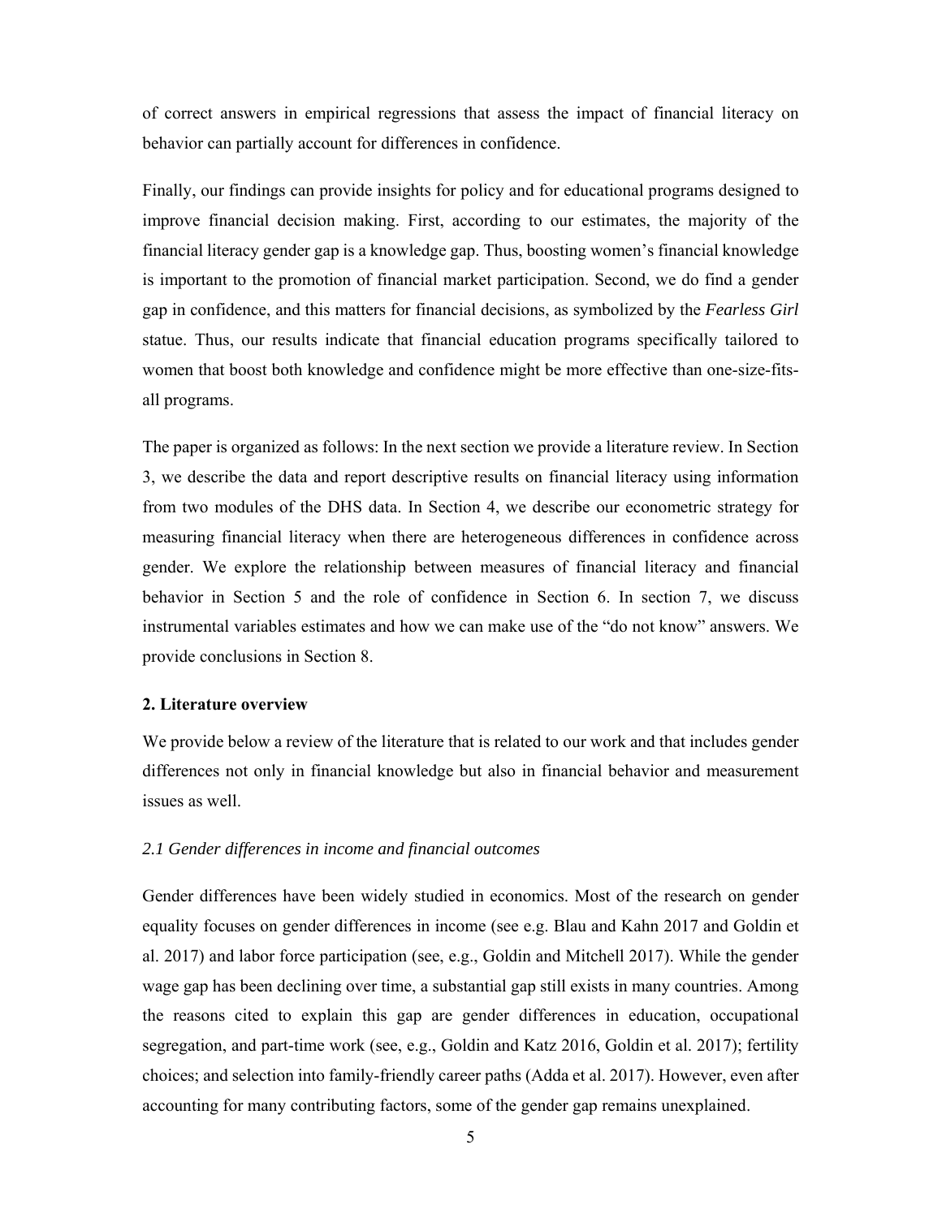of correct answers in empirical regressions that assess the impact of financial literacy on behavior can partially account for differences in confidence.

Finally, our findings can provide insights for policy and for educational programs designed to improve financial decision making. First, according to our estimates, the majority of the financial literacy gender gap is a knowledge gap. Thus, boosting women's financial knowledge is important to the promotion of financial market participation. Second, we do find a gender gap in confidence, and this matters for financial decisions, as symbolized by the *Fearless Girl* statue. Thus, our results indicate that financial education programs specifically tailored to women that boost both knowledge and confidence might be more effective than one-size-fits-all programs.

The paper is organized as follows: In the next section we provide a literature review. In Section 3, we describe the data and report descriptive results on financial literacy using information from two modules of the DHS data. In Section 4, we describe our econometric strategy for measuring financial literacy when there are heterogeneous differences in confidence across gender. We explore the relationship between measures of financial literacy and financial behavior in Section 5 and the role of confidence in Section 6. In section 7, we discuss instrumental variables estimates and how we can make use of the "do not know" answers. We provide conclusions in Section 8.

## 2. Literature overview

We provide below a review of the literature that is related to our work and that includes gender differences not only in financial knowledge but also in financial behavior and measurement issues as well.

### *2.1 Gender differences in income and financial outcomes*

Gender differences have been widely studied in economics. Most of the research on gender equality focuses on gender differences in income (see e.g. Blau and Kahn 2017 and Goldin et al. 2017) and labor force participation (see, e.g., Goldin and Mitchell 2017). While the gender wage gap has been declining over time, a substantial gap still exists in many countries. Among the reasons cited to explain this gap are gender differences in education, occupational segregation, and part-time work (see, e.g., Goldin and Katz 2016, Goldin et al. 2017); fertility choices; and selection into family-friendly career paths (Adda et al. 2017). However, even after accounting for many contributing factors, some of the gender gap remains unexplained.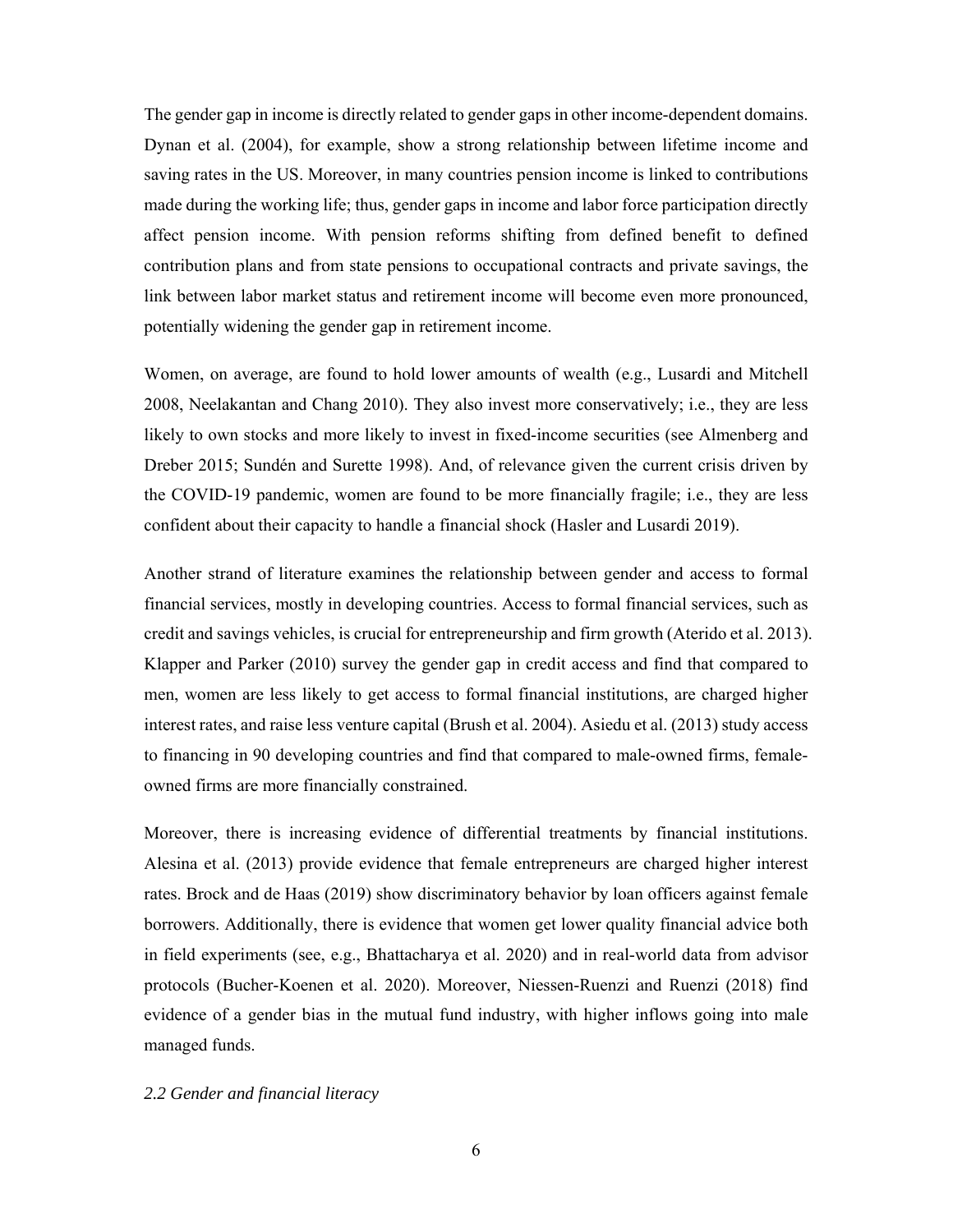The gender gap in income is directly related to gender gaps in other income-dependent domains. Dynan et al. (2004), for example, show a strong relationship between lifetime income and saving rates in the US. Moreover, in many countries pension income is linked to contributions made during the working life; thus, gender gaps in income and labor force participation directly affect pension income. With pension reforms shifting from defined benefit to defined contribution plans and from state pensions to occupational contracts and private savings, the link between labor market status and retirement income will become even more pronounced, potentially widening the gender gap in retirement income.

Women, on average, are found to hold lower amounts of wealth (e.g., Lusardi and Mitchell 2008, Neelakantan and Chang 2010). They also invest more conservatively; i.e., they are less likely to own stocks and more likely to invest in fixed-income securities (see Almenberg and Dreber 2015; Sundén and Surette 1998). And, of relevance given the current crisis driven by the COVID-19 pandemic, women are found to be more financially fragile; i.e., they are less confident about their capacity to handle a financial shock (Hasler and Lusardi 2019).

Another strand of literature examines the relationship between gender and access to formal financial services, mostly in developing countries. Access to formal financial services, such as credit and savings vehicles, is crucial for entrepreneurship and firm growth (Aterido et al. 2013). Klapper and Parker (2010) survey the gender gap in credit access and find that compared to men, women are less likely to get access to formal financial institutions, are charged higher interest rates, and raise less venture capital (Brush et al. 2004). Asiedu et al. (2013) study access to financing in 90 developing countries and find that compared to male-owned firms, female-owned firms are more financially constrained.

Moreover, there is increasing evidence of differential treatments by financial institutions. Alesina et al. (2013) provide evidence that female entrepreneurs are charged higher interest rates. Brock and de Haas (2019) show discriminatory behavior by loan officers against female borrowers. Additionally, there is evidence that women get lower quality financial advice both in field experiments (see, e.g., Bhattacharya et al. 2020) and in real-world data from advisor protocols (Bucher-Koenen et al. 2020). Moreover, Niessen-Ruenzi and Ruenzi (2018) find evidence of a gender bias in the mutual fund industry, with higher inflows going into male managed funds.

### *2.2 Gender and financial literacy*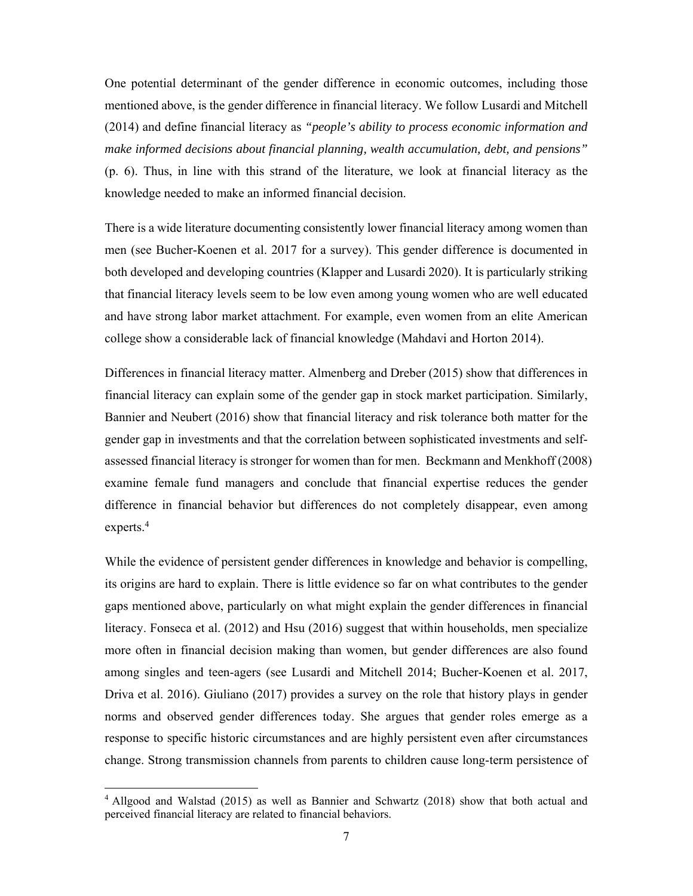One potential determinant of the gender difference in economic outcomes, including those mentioned above, is the gender difference in financial literacy. We follow Lusardi and Mitchell (2014) and define financial literacy as *"people's ability to process economic information and make informed decisions about financial planning, wealth accumulation, debt, and pensions"* (p. 6). Thus, in line with this strand of the literature, we look at financial literacy as the knowledge needed to make an informed financial decision.

There is a wide literature documenting consistently lower financial literacy among women than men (see Bucher-Koenen et al. 2017 for a survey). This gender difference is documented in both developed and developing countries (Klapper and Lusardi 2020). It is particularly striking that financial literacy levels seem to be low even among young women who are well educated and have strong labor market attachment. For example, even women from an elite American college show a considerable lack of financial knowledge (Mahdavi and Horton 2014).

Differences in financial literacy matter. Almenberg and Dreber (2015) show that differences in financial literacy can explain some of the gender gap in stock market participation. Similarly, Bannier and Neubert (2016) show that financial literacy and risk tolerance both matter for the gender gap in investments and that the correlation between sophisticated investments and self-assessed financial literacy is stronger for women than for men. Beckmann and Menkhoff (2008) examine female fund managers and conclude that financial expertise reduces the gender difference in financial behavior but differences do not completely disappear, even among experts.[4]

While the evidence of persistent gender differences in knowledge and behavior is compelling, its origins are hard to explain. There is little evidence so far on what contributes to the gender gaps mentioned above, particularly on what might explain the gender differences in financial literacy. Fonseca et al. (2012) and Hsu (2016) suggest that within households, men specialize more often in financial decision making than women, but gender differences are also found among singles and teen-agers (see Lusardi and Mitchell 2014; Bucher-Koenen et al. 2017, Driva et al. 2016). Giuliano (2017) provides a survey on the role that history plays in gender norms and observed gender differences today. She argues that gender roles emerge as a response to specific historic circumstances and are highly persistent even after circumstances change. Strong transmission channels from parents to children cause long-term persistence of

[4] Allgood and Walstad (2015) as well as Bannier and Schwartz (2018) show that both actual and perceived financial literacy are related to financial behaviors.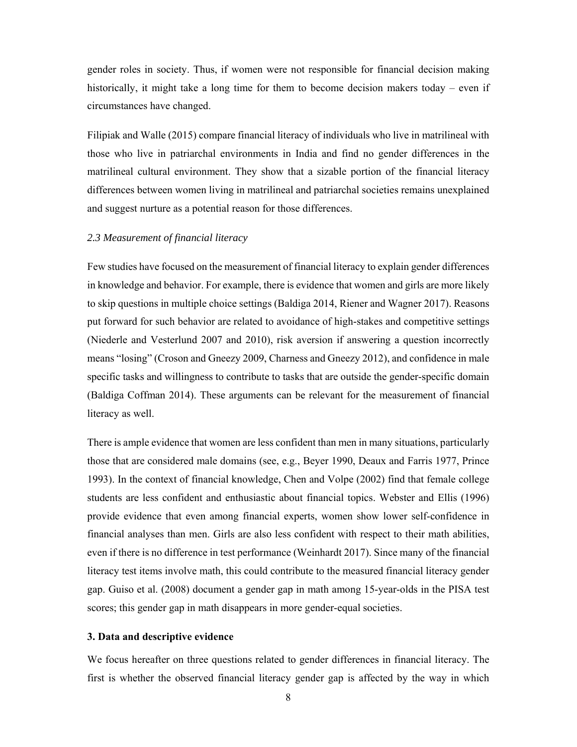gender roles in society. Thus, if women were not responsible for financial decision making historically, it might take a long time for them to become decision makers today – even if circumstances have changed.

Filipiak and Walle (2015) compare financial literacy of individuals who live in matrilineal with those who live in patriarchal environments in India and find no gender differences in the matrilineal cultural environment. They show that a sizable portion of the financial literacy differences between women living in matrilineal and patriarchal societies remains unexplained and suggest nurture as a potential reason for those differences.

### *2.3 Measurement of financial literacy*

Few studies have focused on the measurement of financial literacy to explain gender differences in knowledge and behavior. For example, there is evidence that women and girls are more likely to skip questions in multiple choice settings (Baldiga 2014, Riener and Wagner 2017). Reasons put forward for such behavior are related to avoidance of high-stakes and competitive settings (Niederle and Vesterlund 2007 and 2010), risk aversion if answering a question incorrectly means "losing" (Croson and Gneezy 2009, Charness and Gneezy 2012), and confidence in male specific tasks and willingness to contribute to tasks that are outside the gender-specific domain (Baldiga Coffman 2014). These arguments can be relevant for the measurement of financial literacy as well.

There is ample evidence that women are less confident than men in many situations, particularly those that are considered male domains (see, e.g., Beyer 1990, Deaux and Farris 1977, Prince 1993). In the context of financial knowledge, Chen and Volpe (2002) find that female college students are less confident and enthusiastic about financial topics. Webster and Ellis (1996) provide evidence that even among financial experts, women show lower self-confidence in financial analyses than men. Girls are also less confident with respect to their math abilities, even if there is no difference in test performance (Weinhardt 2017). Since many of the financial literacy test items involve math, this could contribute to the measured financial literacy gender gap. Guiso et al. (2008) document a gender gap in math among 15-year-olds in the PISA test scores; this gender gap in math disappears in more gender-equal societies.

## 3. Data and descriptive evidence

We focus hereafter on three questions related to gender differences in financial literacy. The first is whether the observed financial literacy gender gap is affected by the way in which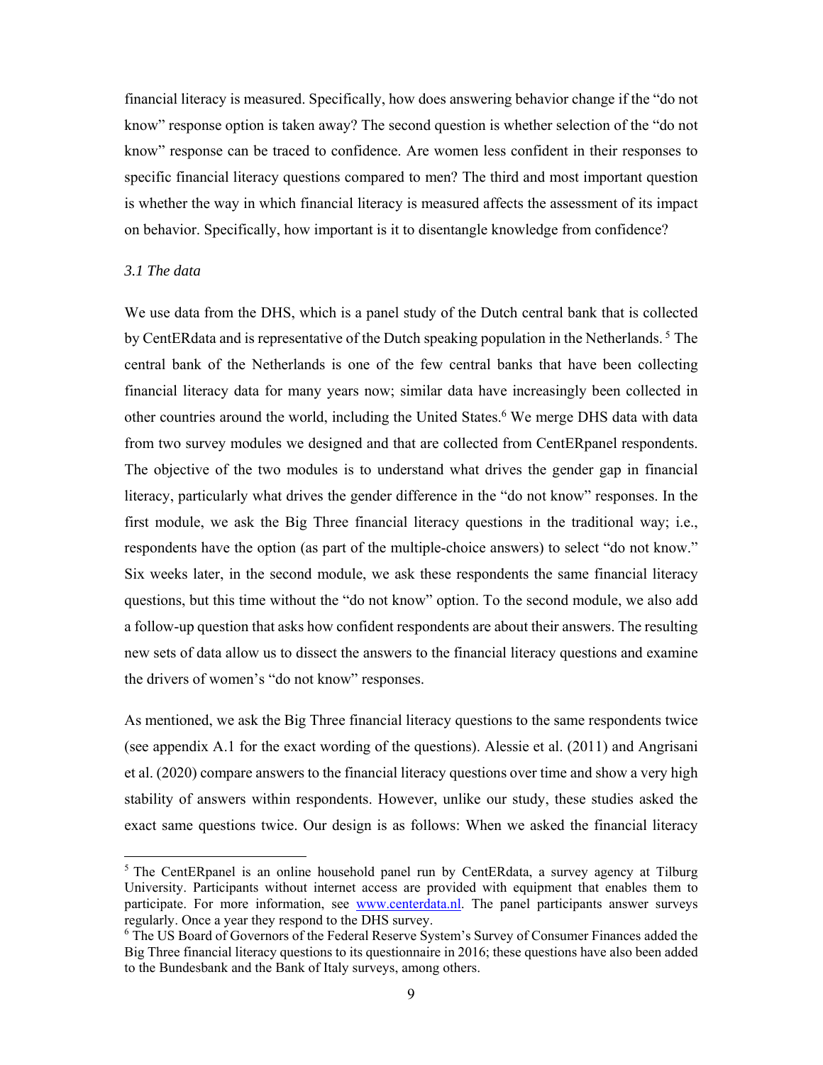financial literacy is measured. Specifically, how does answering behavior change if the "do not know" response option is taken away? The second question is whether selection of the "do not know" response can be traced to confidence. Are women less confident in their responses to specific financial literacy questions compared to men? The third and most important question is whether the way in which financial literacy is measured affects the assessment of its impact on behavior. Specifically, how important is it to disentangle knowledge from confidence?

### *3.1 The data*

We use data from the DHS, which is a panel study of the Dutch central bank that is collected by CentERdata and is representative of the Dutch speaking population in the Netherlands.[5] The central bank of the Netherlands is one of the few central banks that have been collecting financial literacy data for many years now; similar data have increasingly been collected in other countries around the world, including the United States.[6] We merge DHS data with data from two survey modules we designed and that are collected from CentERpanel respondents. The objective of the two modules is to understand what drives the gender gap in financial literacy, particularly what drives the gender difference in the "do not know" responses. In the first module, we ask the Big Three financial literacy questions in the traditional way; i.e., respondents have the option (as part of the multiple-choice answers) to select "do not know." Six weeks later, in the second module, we ask these respondents the same financial literacy questions, but this time without the "do not know" option. To the second module, we also add a follow-up question that asks how confident respondents are about their answers. The resulting new sets of data allow us to dissect the answers to the financial literacy questions and examine the drivers of women's "do not know" responses.

As mentioned, we ask the Big Three financial literacy questions to the same respondents twice (see appendix A.1 for the exact wording of the questions). Alessie et al. (2011) and Angrisani et al. (2020) compare answers to the financial literacy questions over time and show a very high stability of answers within respondents. However, unlike our study, these studies asked the exact same questions twice. Our design is as follows: When we asked the financial literacy

---

[5] The CentERpanel is an online household panel run by CentERdata, a survey agency at Tilburg University. Participants without internet access are provided with equipment that enables them to participate. For more information, see www.centerdata.nl. The panel participants answer surveys regularly. Once a year they respond to the DHS survey.

[6] The US Board of Governors of the Federal Reserve System's Survey of Consumer Finances added the Big Three financial literacy questions to its questionnaire in 2016; these questions have also been added to the Bundesbank and the Bank of Italy surveys, among others.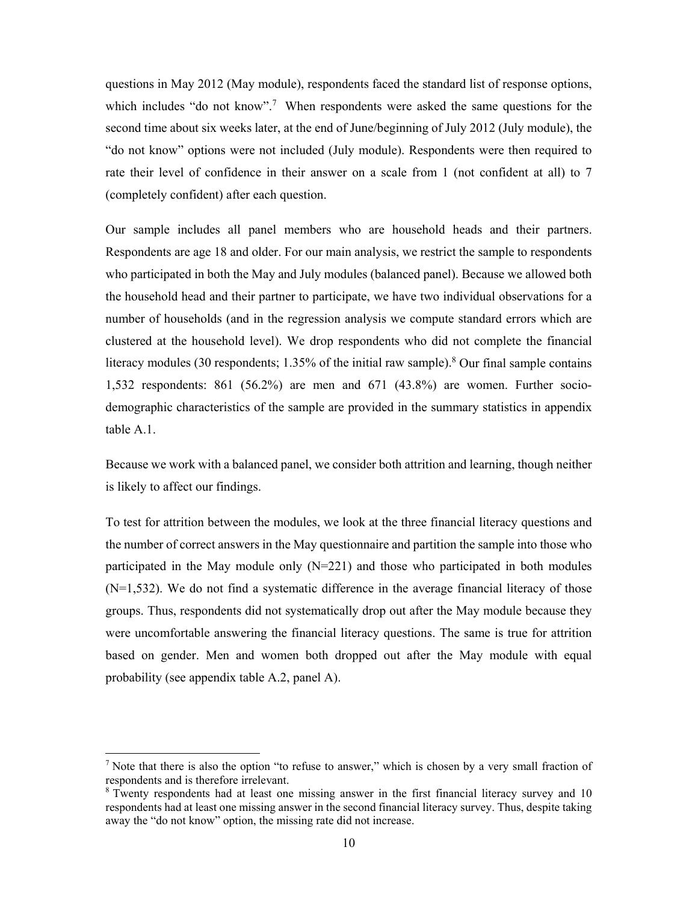questions in May 2012 (May module), respondents faced the standard list of response options, which includes "do not know".[7] When respondents were asked the same questions for the second time about six weeks later, at the end of June/beginning of July 2012 (July module), the "do not know" options were not included (July module). Respondents were then required to rate their level of confidence in their answer on a scale from 1 (not confident at all) to 7 (completely confident) after each question.

Our sample includes all panel members who are household heads and their partners. Respondents are age 18 and older. For our main analysis, we restrict the sample to respondents who participated in both the May and July modules (balanced panel). Because we allowed both the household head and their partner to participate, we have two individual observations for a number of households (and in the regression analysis we compute standard errors which are clustered at the household level). We drop respondents who did not complete the financial literacy modules (30 respondents; 1.35% of the initial raw sample).[8] Our final sample contains 1,532 respondents: 861 (56.2%) are men and 671 (43.8%) are women. Further socio-demographic characteristics of the sample are provided in the summary statistics in appendix table A.1.

Because we work with a balanced panel, we consider both attrition and learning, though neither is likely to affect our findings.

To test for attrition between the modules, we look at the three financial literacy questions and the number of correct answers in the May questionnaire and partition the sample into those who participated in the May module only (N=221) and those who participated in both modules (N=1,532). We do not find a systematic difference in the average financial literacy of those groups. Thus, respondents did not systematically drop out after the May module because they were uncomfortable answering the financial literacy questions. The same is true for attrition based on gender. Men and women both dropped out after the May module with equal probability (see appendix table A.2, panel A).

---

[7] Note that there is also the option "to refuse to answer," which is chosen by a very small fraction of respondents and is therefore irrelevant.

[8] Twenty respondents had at least one missing answer in the first financial literacy survey and 10 respondents had at least one missing answer in the second financial literacy survey. Thus, despite taking away the "do not know" option, the missing rate did not increase.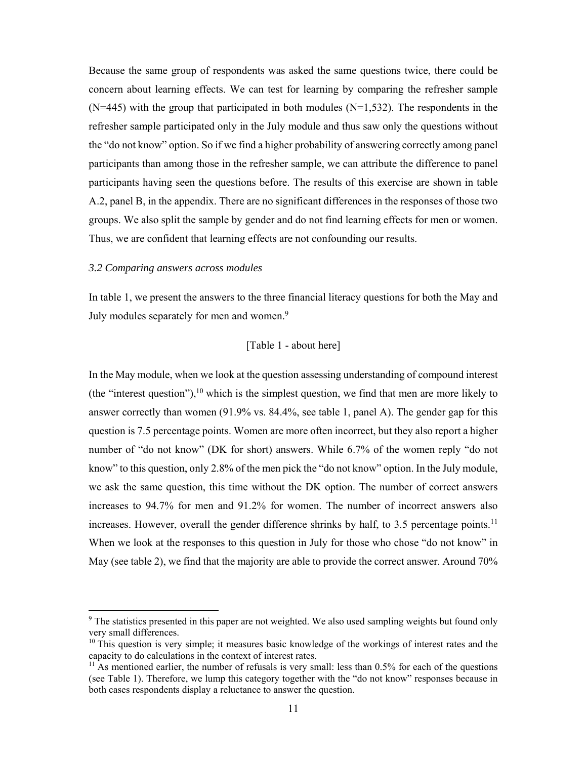Because the same group of respondents was asked the same questions twice, there could be concern about learning effects. We can test for learning by comparing the refresher sample (N=445) with the group that participated in both modules (N=1,532). The respondents in the refresher sample participated only in the July module and thus saw only the questions without the "do not know" option. So if we find a higher probability of answering correctly among panel participants than among those in the refresher sample, we can attribute the difference to panel participants having seen the questions before. The results of this exercise are shown in table A.2, panel B, in the appendix. There are no significant differences in the responses of those two groups. We also split the sample by gender and do not find learning effects for men or women. Thus, we are confident that learning effects are not confounding our results.

### *3.2 Comparing answers across modules*

In table 1, we present the answers to the three financial literacy questions for both the May and July modules separately for men and women.[9]

[Table 1 - about here]

In the May module, when we look at the question assessing understanding of compound interest (the "interest question"),[10] which is the simplest question, we find that men are more likely to answer correctly than women (91.9% vs. 84.4%, see table 1, panel A). The gender gap for this question is 7.5 percentage points. Women are more often incorrect, but they also report a higher number of "do not know" (DK for short) answers. While 6.7% of the women reply "do not know" to this question, only 2.8% of the men pick the "do not know" option. In the July module, we ask the same question, this time without the DK option. The number of correct answers increases to 94.7% for men and 91.2% for women. The number of incorrect answers also increases. However, overall the gender difference shrinks by half, to 3.5 percentage points.[11] When we look at the responses to this question in July for those who chose "do not know" in May (see table 2), we find that the majority are able to provide the correct answer. Around 70%

---

[9] The statistics presented in this paper are not weighted. We also used sampling weights but found only very small differences.

[10] This question is very simple; it measures basic knowledge of the workings of interest rates and the capacity to do calculations in the context of interest rates.

[11] As mentioned earlier, the number of refusals is very small: less than 0.5% for each of the questions (see Table 1). Therefore, we lump this category together with the "do not know" responses because in both cases respondents display a reluctance to answer the question.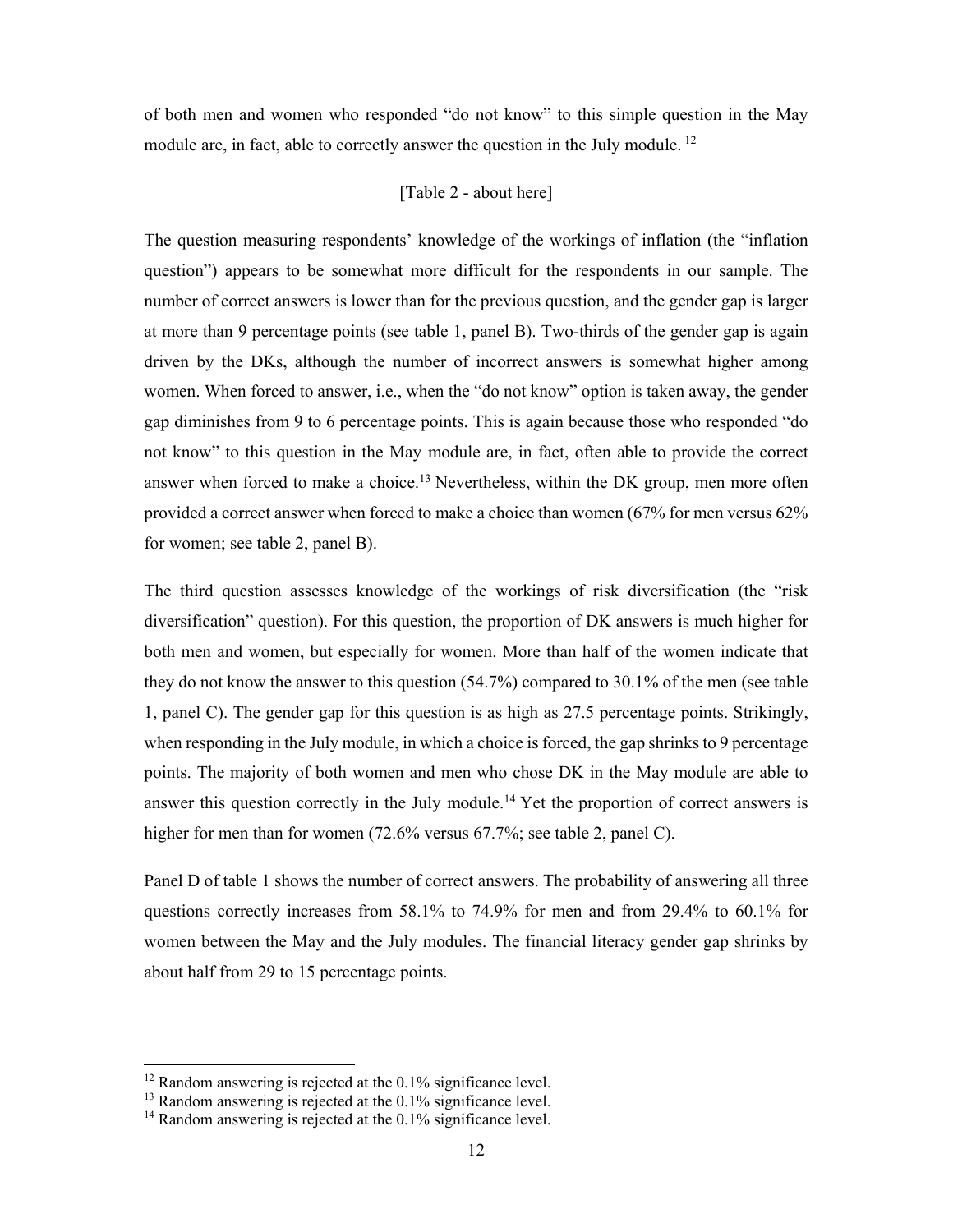of both men and women who responded "do not know" to this simple question in the May module are, in fact, able to correctly answer the question in the July module. [12]

[Table 2 - about here]

The question measuring respondents' knowledge of the workings of inflation (the "inflation question") appears to be somewhat more difficult for the respondents in our sample. The number of correct answers is lower than for the previous question, and the gender gap is larger at more than 9 percentage points (see table 1, panel B). Two-thirds of the gender gap is again driven by the DKs, although the number of incorrect answers is somewhat higher among women. When forced to answer, i.e., when the "do not know" option is taken away, the gender gap diminishes from 9 to 6 percentage points. This is again because those who responded "do not know" to this question in the May module are, in fact, often able to provide the correct answer when forced to make a choice.[13] Nevertheless, within the DK group, men more often provided a correct answer when forced to make a choice than women (67% for men versus 62% for women; see table 2, panel B).

The third question assesses knowledge of the workings of risk diversification (the "risk diversification" question). For this question, the proportion of DK answers is much higher for both men and women, but especially for women. More than half of the women indicate that they do not know the answer to this question (54.7%) compared to 30.1% of the men (see table 1, panel C). The gender gap for this question is as high as 27.5 percentage points. Strikingly, when responding in the July module, in which a choice is forced, the gap shrinks to 9 percentage points. The majority of both women and men who chose DK in the May module are able to answer this question correctly in the July module.[14] Yet the proportion of correct answers is higher for men than for women (72.6% versus 67.7%; see table 2, panel C).

Panel D of table 1 shows the number of correct answers. The probability of answering all three questions correctly increases from 58.1% to 74.9% for men and from 29.4% to 60.1% for women between the May and the July modules. The financial literacy gender gap shrinks by about half from 29 to 15 percentage points.

[12] Random answering is rejected at the 0.1% significance level.

[13] Random answering is rejected at the 0.1% significance level.

[14] Random answering is rejected at the 0.1% significance level.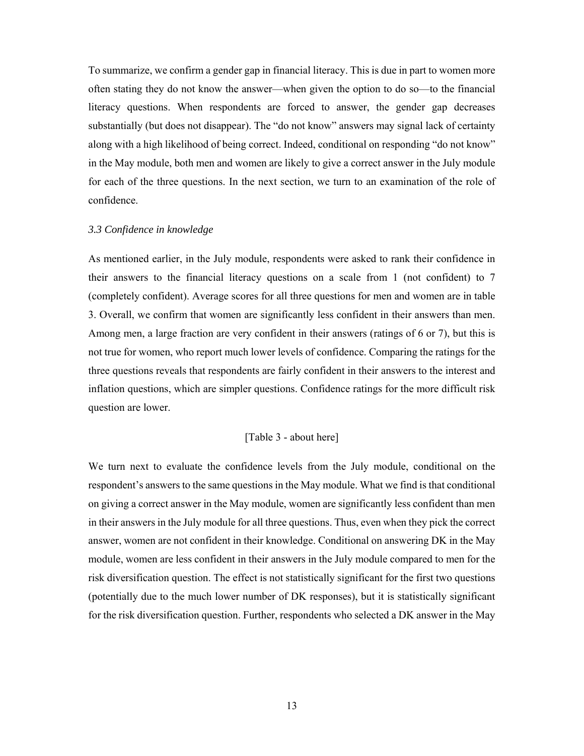To summarize, we confirm a gender gap in financial literacy. This is due in part to women more often stating they do not know the answer—when given the option to do so—to the financial literacy questions. When respondents are forced to answer, the gender gap decreases substantially (but does not disappear). The "do not know" answers may signal lack of certainty along with a high likelihood of being correct. Indeed, conditional on responding "do not know" in the May module, both men and women are likely to give a correct answer in the July module for each of the three questions. In the next section, we turn to an examination of the role of confidence.

### *3.3 Confidence in knowledge*

As mentioned earlier, in the July module, respondents were asked to rank their confidence in their answers to the financial literacy questions on a scale from 1 (not confident) to 7 (completely confident). Average scores for all three questions for men and women are in table 3. Overall, we confirm that women are significantly less confident in their answers than men. Among men, a large fraction are very confident in their answers (ratings of 6 or 7), but this is not true for women, who report much lower levels of confidence. Comparing the ratings for the three questions reveals that respondents are fairly confident in their answers to the interest and inflation questions, which are simpler questions. Confidence ratings for the more difficult risk question are lower.

[Table 3 - about here]

We turn next to evaluate the confidence levels from the July module, conditional on the respondent's answers to the same questions in the May module. What we find is that conditional on giving a correct answer in the May module, women are significantly less confident than men in their answers in the July module for all three questions. Thus, even when they pick the correct answer, women are not confident in their knowledge. Conditional on answering DK in the May module, women are less confident in their answers in the July module compared to men for the risk diversification question. The effect is not statistically significant for the first two questions (potentially due to the much lower number of DK responses), but it is statistically significant for the risk diversification question. Further, respondents who selected a DK answer in the May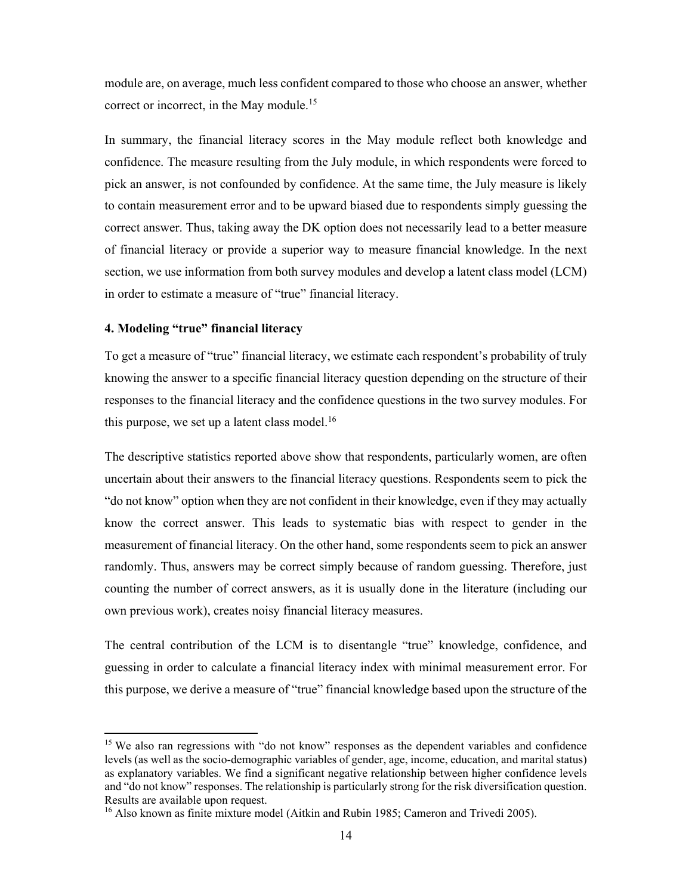module are, on average, much less confident compared to those who choose an answer, whether correct or incorrect, in the May module.[15]

In summary, the financial literacy scores in the May module reflect both knowledge and confidence. The measure resulting from the July module, in which respondents were forced to pick an answer, is not confounded by confidence. At the same time, the July measure is likely to contain measurement error and to be upward biased due to respondents simply guessing the correct answer. Thus, taking away the DK option does not necessarily lead to a better measure of financial literacy or provide a superior way to measure financial knowledge. In the next section, we use information from both survey modules and develop a latent class model (LCM) in order to estimate a measure of "true" financial literacy.

## 4. Modeling "true" financial literacy

To get a measure of "true" financial literacy, we estimate each respondent's probability of truly knowing the answer to a specific financial literacy question depending on the structure of their responses to the financial literacy and the confidence questions in the two survey modules. For this purpose, we set up a latent class model.[16]

The descriptive statistics reported above show that respondents, particularly women, are often uncertain about their answers to the financial literacy questions. Respondents seem to pick the "do not know" option when they are not confident in their knowledge, even if they may actually know the correct answer. This leads to systematic bias with respect to gender in the measurement of financial literacy. On the other hand, some respondents seem to pick an answer randomly. Thus, answers may be correct simply because of random guessing. Therefore, just counting the number of correct answers, as it is usually done in the literature (including our own previous work), creates noisy financial literacy measures.

The central contribution of the LCM is to disentangle "true" knowledge, confidence, and guessing in order to calculate a financial literacy index with minimal measurement error. For this purpose, we derive a measure of "true" financial knowledge based upon the structure of the

---

[15] We also ran regressions with "do not know" responses as the dependent variables and confidence levels (as well as the socio-demographic variables of gender, age, income, education, and marital status) as explanatory variables. We find a significant negative relationship between higher confidence levels and "do not know" responses. The relationship is particularly strong for the risk diversification question. Results are available upon request.

[16] Also known as finite mixture model (Aitkin and Rubin 1985; Cameron and Trivedi 2005).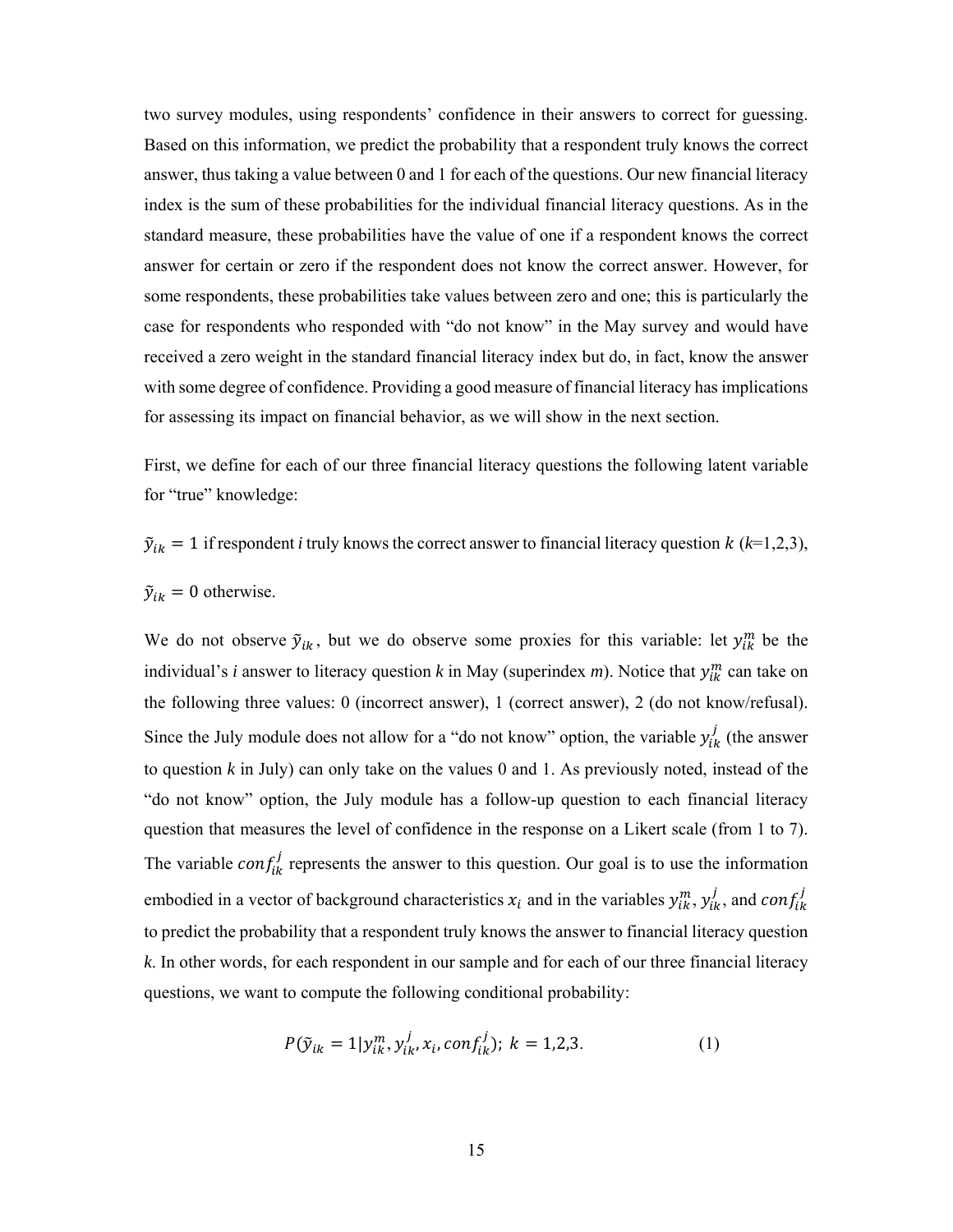two survey modules, using respondents' confidence in their answers to correct for guessing. Based on this information, we predict the probability that a respondent truly knows the correct answer, thus taking a value between 0 and 1 for each of the questions. Our new financial literacy index is the sum of these probabilities for the individual financial literacy questions. As in the standard measure, these probabilities have the value of one if a respondent knows the correct answer for certain or zero if the respondent does not know the correct answer. However, for some respondents, these probabilities take values between zero and one; this is particularly the case for respondents who responded with "do not know" in the May survey and would have received a zero weight in the standard financial literacy index but do, in fact, know the answer with some degree of confidence. Providing a good measure of financial literacy has implications for assessing its impact on financial behavior, as we will show in the next section.

First, we define for each of our three financial literacy questions the following latent variable for "true" knowledge:

$\tilde{y}_{ik} = 1$ if respondent *i* truly knows the correct answer to financial literacy question $k$ ($k$=1,2,3),

$\tilde{y}_{ik} = 0$ otherwise.

We do not observe $\tilde{y}_{ik}$, but we do observe some proxies for this variable: let $y_{ik}^{m}$ be the individual's *i* answer to literacy question *k* in May (superindex *m*). Notice that $y_{ik}^{m}$ can take on the following three values: 0 (incorrect answer), 1 (correct answer), 2 (do not know/refusal). Since the July module does not allow for a "do not know" option, the variable $y_{ik}^{j}$ (the answer to question *k* in July) can only take on the values 0 and 1. As previously noted, instead of the "do not know" option, the July module has a follow-up question to each financial literacy question that measures the level of confidence in the response on a Likert scale (from 1 to 7). The variable $conf_{ik}^{j}$ represents the answer to this question. Our goal is to use the information embodied in a vector of background characteristics $x_i$ and in the variables $y_{ik}^{m}$, $y_{ik}^{j}$, and $conf_{ik}^{j}$ to predict the probability that a respondent truly knows the answer to financial literacy question *k*. In other words, for each respondent in our sample and for each of our three financial literacy questions, we want to compute the following conditional probability:

$$P(\tilde{y}_{ik} = 1 | y_{ik}^{m}, y_{ik}^{j}, x_i, conf_{ik}^{j});\ k = 1,2,3. \qquad (1)$$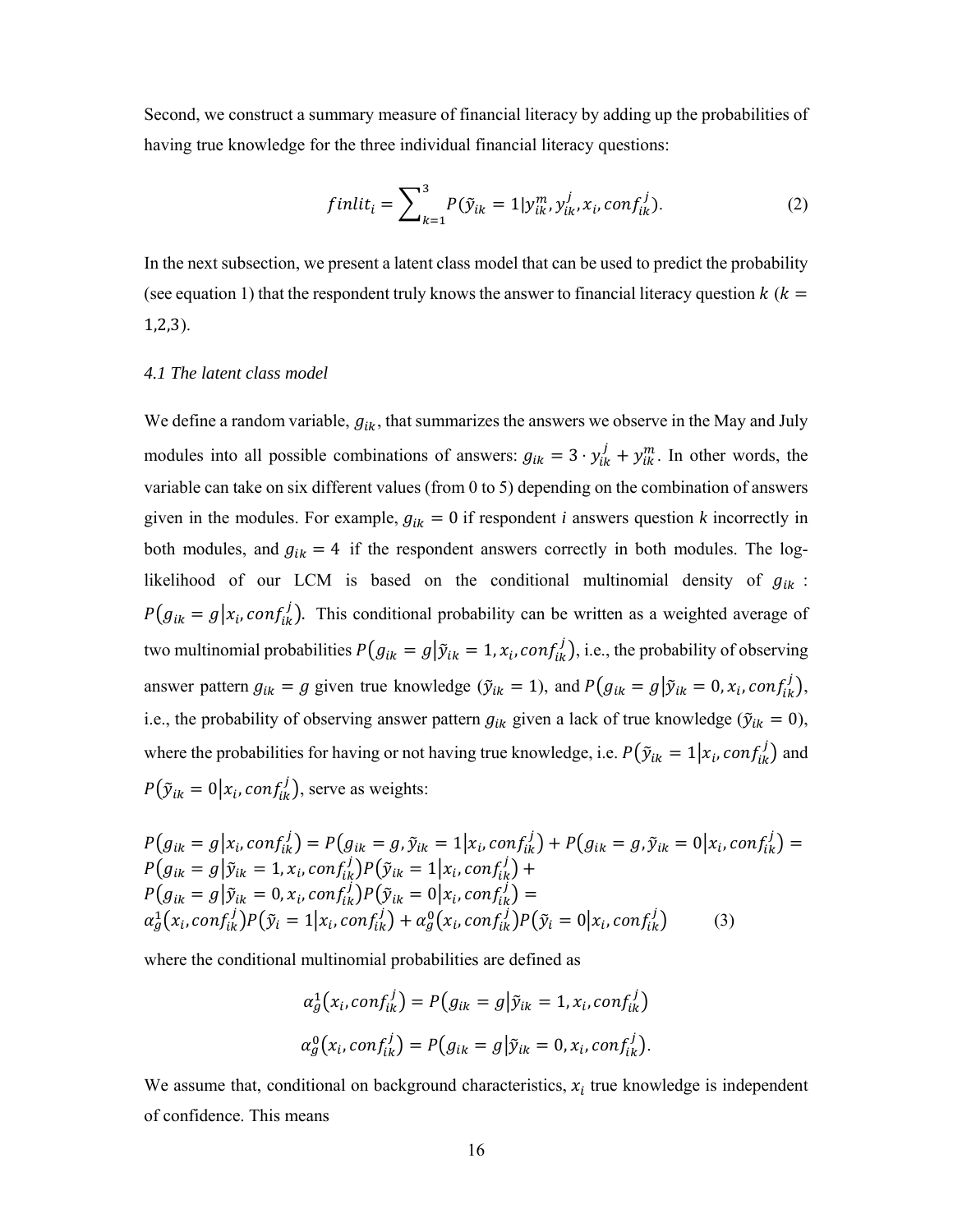Second, we construct a summary measure of financial literacy by adding up the probabilities of having true knowledge for the three individual financial literacy questions:

$$finlit_i = \sum\nolimits_{k=1}^{3} P(\tilde{y}_{ik} = 1 | y_{ik}^m, y_{ik}^j, x_i, conf_{ik}^j). \tag{2}$$

In the next subsection, we present a latent class model that can be used to predict the probability (see equation 1) that the respondent truly knows the answer to financial literacy question $k$ ($k = 1,2,3$).

### *4.1 The latent class model*

We define a random variable, $g_{ik}$, that summarizes the answers we observe in the May and July modules into all possible combinations of answers: $g_{ik} = 3 \cdot y_{ik}^j + y_{ik}^m$. In other words, the variable can take on six different values (from 0 to 5) depending on the combination of answers given in the modules. For example, $g_{ik} = 0$ if respondent $i$ answers question $k$ incorrectly in both modules, and $g_{ik} = 4$ if the respondent answers correctly in both modules. The log-likelihood of our LCM is based on the conditional multinomial density of $g_{ik}$ : $P(g_{ik} = g | x_i, conf_{ik}^j)$. This conditional probability can be written as a weighted average of two multinomial probabilities $P(g_{ik} = g | \tilde{y}_{ik} = 1, x_i, conf_{ik}^j)$, i.e., the probability of observing answer pattern $g_{ik} = g$ given true knowledge ($\tilde{y}_{ik} = 1$), and $P(g_{ik} = g | \tilde{y}_{ik} = 0, x_i, conf_{ik}^j)$, i.e., the probability of observing answer pattern $g_{ik}$ given a lack of true knowledge ($\tilde{y}_{ik} = 0$), where the probabilities for having or not having true knowledge, i.e. $P(\tilde{y}_{ik} = 1 | x_i, conf_{ik}^j)$ and $P(\tilde{y}_{ik} = 0 | x_i, conf_{ik}^j)$, serve as weights:

$$\begin{aligned}
&P(g_{ik} = g | x_i, conf_{ik}^j) = P(g_{ik} = g, \tilde{y}_{ik} = 1 | x_i, conf_{ik}^j) + P(g_{ik} = g, \tilde{y}_{ik} = 0 | x_i, conf_{ik}^j) = \\
&P(g_{ik} = g | \tilde{y}_{ik} = 1, x_i, conf_{ik}^j) P(\tilde{y}_{ik} = 1 | x_i, conf_{ik}^j) + \\
&P(g_{ik} = g | \tilde{y}_{ik} = 0, x_i, conf_{ik}^j) P(\tilde{y}_{ik} = 0 | x_i, conf_{ik}^j) = \\
&\alpha_g^1(x_i, conf_{ik}^j) P(\tilde{y}_i = 1 | x_i, conf_{ik}^j) + \alpha_g^0(x_i, conf_{ik}^j) P(\tilde{y}_i = 0 | x_i, conf_{ik}^j) \qquad (3)
\end{aligned}$$

where the conditional multinomial probabilities are defined as

$$\alpha_g^1(x_i, conf_{ik}^j) = P(g_{ik} = g | \tilde{y}_{ik} = 1, x_i, conf_{ik}^j)$$

$$\alpha_g^0(x_i, conf_{ik}^j) = P(g_{ik} = g | \tilde{y}_{ik} = 0, x_i, conf_{ik}^j).$$

We assume that, conditional on background characteristics, $x_i$ true knowledge is independent of confidence. This means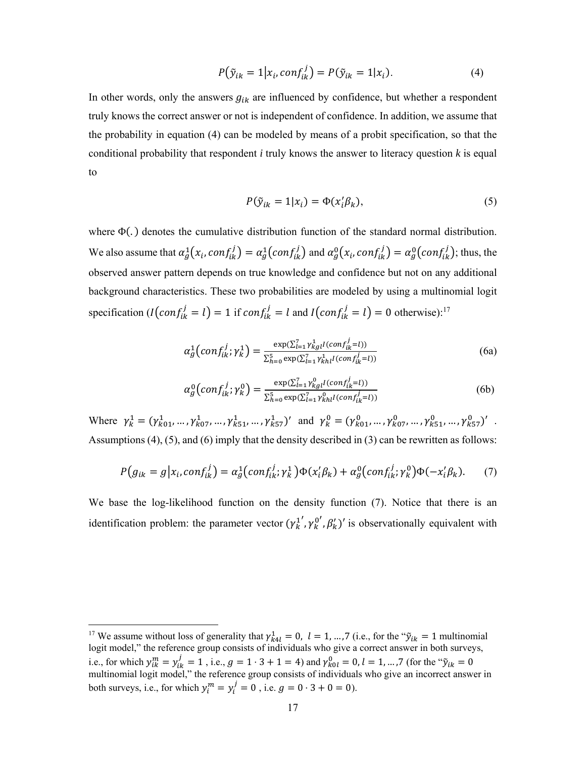$$P\left(\tilde{y}_{ik} = 1 \middle| x_i, conf_{ik}^j\right) = P(\tilde{y}_{ik} = 1 | x_i). \tag{4}$$

In other words, only the answers $g_{ik}$ are influenced by confidence, but whether a respondent truly knows the correct answer or not is independent of confidence. In addition, we assume that the probability in equation (4) can be modeled by means of a probit specification, so that the conditional probability that respondent *i* truly knows the answer to literacy question *k* is equal to

$$P(\tilde{y}_{ik} = 1 | x_i) = \Phi(x_i' \beta_k), \tag{5}$$

where $\Phi(.)$ denotes the cumulative distribution function of the standard normal distribution. We also assume that $\alpha_g^1\left(x_i, conf_{ik}^j\right) = \alpha_g^1\left(conf_{ik}^j\right)$ and $\alpha_g^0\left(x_i, conf_{ik}^j\right) = \alpha_g^0\left(conf_{ik}^j\right)$; thus, the observed answer pattern depends on true knowledge and confidence but not on any additional background characteristics. These two probabilities are modeled by using a multinomial logit specification ($I\left(conf_{ik}^j = l\right) = 1$ if $conf_{ik}^j = l$ and $I\left(conf_{ik}^j = l\right) = 0$ otherwise):[17]

$$\alpha_g^1\left(conf_{ik}^j; \gamma_k^1\right) = \frac{\exp(\sum_{l=1}^{7} \gamma_{kgl}^1 I(conf_{ik}^j = l))}{\sum_{h=0}^{5} \exp(\sum_{l=1}^{7} \gamma_{khl}^1 I(conf_{ik}^j = l))} \tag{6a}$$

$$\alpha_g^0\left(conf_{ik}^j; \gamma_k^0\right) = \frac{\exp(\sum_{l=1}^{7} \gamma_{kgl}^0 I(conf_{ik}^j = l))}{\sum_{h=0}^{5} \exp(\sum_{l=1}^{7} \gamma_{khl}^0 I(conf_{ik}^j = l))} \tag{6b}$$

Where $\gamma_k^1 = (\gamma_{k01}^1, \dots, \gamma_{k07}^1, \dots, \gamma_{k51}^1, \dots, \gamma_{k57}^1)'$ and $\gamma_k^0 = (\gamma_{k01}^0, \dots, \gamma_{k07}^0, \dots, \gamma_{k51}^0, \dots, \gamma_{k57}^0)'$. Assumptions (4), (5), and (6) imply that the density described in (3) can be rewritten as follows:

$$P\left(g_{ik} = g \middle| x_i, conf_{ik}^j\right) = \alpha_g^1\left(conf_{ik}^j; \gamma_k^1\right)\Phi(x_i'\beta_k) + \alpha_g^0\left(conf_{ik}^j; \gamma_k^0\right)\Phi(-x_i'\beta_k). \tag{7}$$

We base the log-likelihood function on the density function (7). Notice that there is an identification problem: the parameter vector $(\gamma_k^{1'}, \gamma_k^{0'}, \beta_k')'$ is observationally equivalent with

[17] We assume without loss of generality that $\gamma_{k4l}^1 = 0,\ l = 1, \dots, 7$ (i.e., for the "$\tilde{y}_{ik} = 1$ multinomial logit model," the reference group consists of individuals who give a correct answer in both surveys, i.e., for which $y_{ik}^m = y_{ik}^j = 1$ , i.e., $g = 1 \cdot 3 + 1 = 4$) and $\gamma_{k0l}^0 = 0, l = 1, \dots, 7$ (for the "$\tilde{y}_{ik} = 0$ multinomial logit model," the reference group consists of individuals who give an incorrect answer in both surveys, i.e., for which $y_i^m = y_i^j = 0$ , i.e. $g = 0 \cdot 3 + 0 = 0$).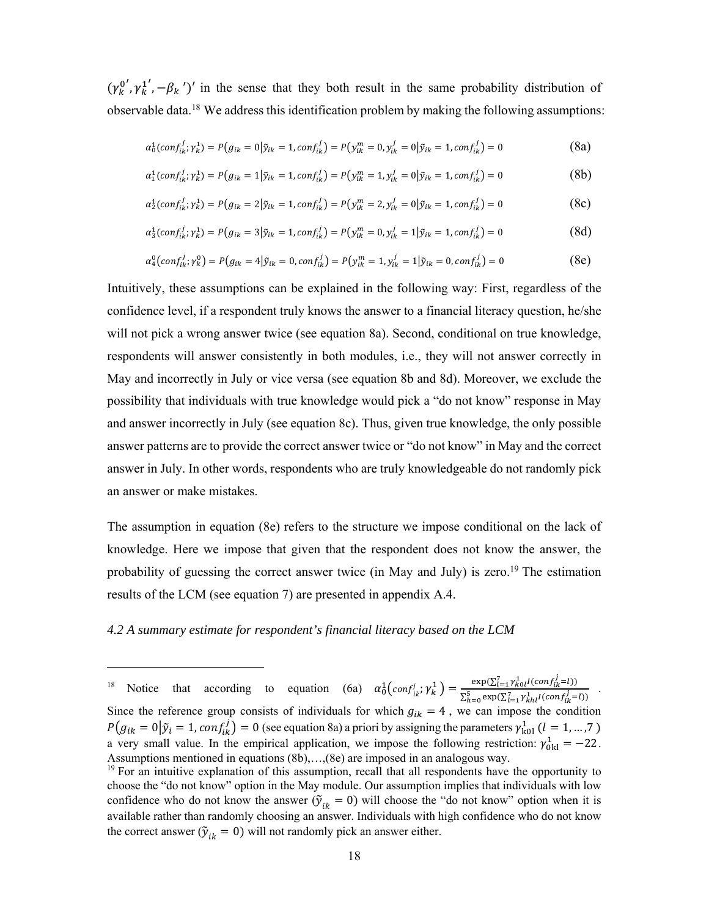$(\gamma_k^{0\prime}, \gamma_k^{1\prime}, -\beta_k{}')'$ in the sense that they both result in the same probability distribution of observable data.[18] We address this identification problem by making the following assumptions:

$$\alpha_0^1(conf_{ik}^j; \gamma_k^1) = P(g_{ik} = 0 | \tilde{y}_{ik} = 1, conf_{ik}^j) = P(y_{ik}^m = 0, y_{ik}^j = 0 | \tilde{y}_{ik} = 1, conf_{ik}^j) = 0 \quad \text{(8a)}$$

$$\alpha_1^1(conf_{ik}^j; \gamma_k^1) = P(g_{ik} = 1 | \tilde{y}_{ik} = 1, conf_{ik}^j) = P(y_{ik}^m = 1, y_{ik}^j = 0 | \tilde{y}_{ik} = 1, conf_{ik}^j) = 0 \quad \text{(8b)}$$

$$\alpha_2^1(conf_{ik}^j; \gamma_k^1) = P(g_{ik} = 2 | \tilde{y}_{ik} = 1, conf_{ik}^j) = P(y_{ik}^m = 2, y_{ik}^j = 0 | \tilde{y}_{ik} = 1, conf_{ik}^j) = 0 \quad \text{(8c)}$$

$$\alpha_3^1(conf_{ik}^j; \gamma_k^1) = P(g_{ik} = 3 | \tilde{y}_{ik} = 1, conf_{ik}^j) = P(y_{ik}^m = 0, y_{ik}^j = 1 | \tilde{y}_{ik} = 1, conf_{ik}^j) = 0 \quad \text{(8d)}$$

$$\alpha_4^0(conf_{ik}^j; \gamma_k^0) = P(g_{ik} = 4 | \tilde{y}_{ik} = 0, conf_{ik}^j) = P(y_{ik}^m = 1, y_{ik}^j = 1 | \tilde{y}_{ik} = 0, conf_{ik}^j) = 0 \quad \text{(8e)}$$

Intuitively, these assumptions can be explained in the following way: First, regardless of the confidence level, if a respondent truly knows the answer to a financial literacy question, he/she will not pick a wrong answer twice (see equation 8a). Second, conditional on true knowledge, respondents will answer consistently in both modules, i.e., they will not answer correctly in May and incorrectly in July or vice versa (see equation 8b and 8d). Moreover, we exclude the possibility that individuals with true knowledge would pick a "do not know" response in May and answer incorrectly in July (see equation 8c). Thus, given true knowledge, the only possible answer patterns are to provide the correct answer twice or "do not know" in May and the correct answer in July. In other words, respondents who are truly knowledgeable do not randomly pick an answer or make mistakes.

The assumption in equation (8e) refers to the structure we impose conditional on the lack of knowledge. Here we impose that given that the respondent does not know the answer, the probability of guessing the correct answer twice (in May and July) is zero.[19] The estimation results of the LCM (see equation 7) are presented in appendix A.4.

*4.2 A summary estimate for respondent's financial literacy based on the LCM*

---

[18] Notice that according to equation (6a) $\alpha_0^1(conf_{ik}^j; \gamma_k^1) = \frac{\exp(\sum_{l=1}^{7} \gamma_{k0l}^1 I(conf_{ik}^j = l))}{\sum_{h=0}^{5} \exp(\sum_{l=1}^{7} \gamma_{khl}^1 I(conf_{ik}^j = l))}$. Since the reference group consists of individuals for which $g_{ik} = 4$, we can impose the condition $P(g_{ik} = 0 | \tilde{y}_i = 1, conf_{ik}^j) = 0$ (see equation 8a) a priori by assigning the parameters $\gamma_{k0l}^1$ $(l = 1, \dots, 7)$ a very small value. In the empirical application, we impose the following restriction: $\gamma_{0kl}^1 = -22$. Assumptions mentioned in equations (8b),…,(8e) are imposed in an analogous way.

[19] For an intuitive explanation of this assumption, recall that all respondents have the opportunity to choose the "do not know" option in the May module. Our assumption implies that individuals with low confidence who do not know the answer ($\tilde{y}_{ik} = 0$) will choose the "do not know" option when it is available rather than randomly choosing an answer. Individuals with high confidence who do not know the correct answer ($\tilde{y}_{ik} = 0$) will not randomly pick an answer either.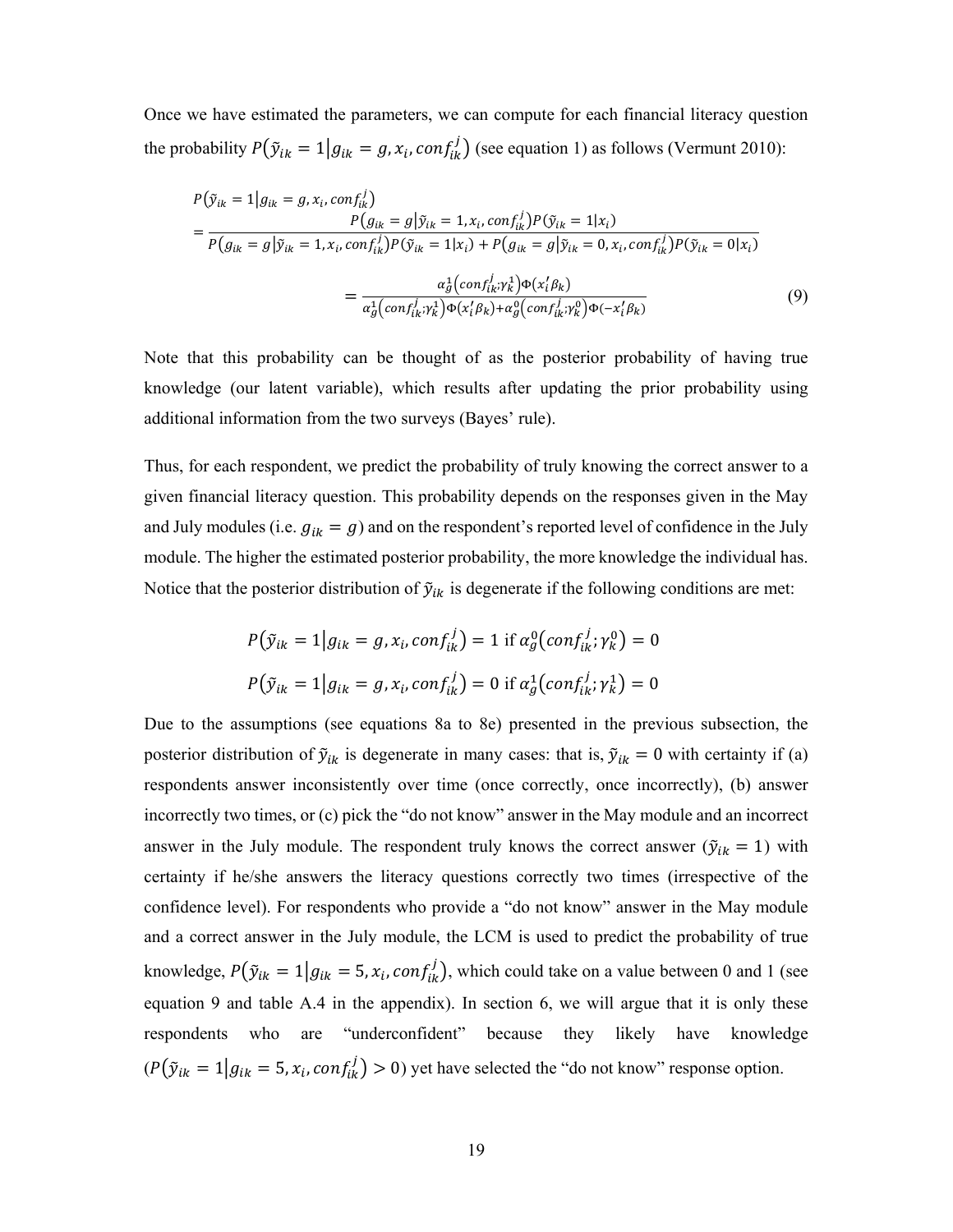Once we have estimated the parameters, we can compute for each financial literacy question the probability $P(\tilde{y}_{ik} = 1 | g_{ik} = g, x_i, conf_{ik}^j)$ (see equation 1) as follows (Vermunt 2010):

$$
\begin{aligned}
&P(\tilde{y}_{ik} = 1 | g_{ik} = g, x_i, conf_{ik}^j) \\
&= \frac{P(g_{ik} = g | \tilde{y}_{ik} = 1, x_i, conf_{ik}^j) P(\tilde{y}_{ik} = 1 | x_i)}{P(g_{ik} = g | \tilde{y}_{ik} = 1, x_i, conf_{ik}^j) P(\tilde{y}_{ik} = 1 | x_i) + P(g_{ik} = g | \tilde{y}_{ik} = 0, x_i, conf_{ik}^j) P(\tilde{y}_{ik} = 0 | x_i)} \\
&= \frac{\alpha_g^1(conf_{ik}^j; \gamma_k^1) \Phi(x_i' \beta_k)}{\alpha_g^1(conf_{ik}^j; \gamma_k^1) \Phi(x_i' \beta_k) + \alpha_g^0(conf_{ik}^j; \gamma_k^0) \Phi(-x_i' \beta_k)} \qquad (9)
\end{aligned}
$$

Note that this probability can be thought of as the posterior probability of having true knowledge (our latent variable), which results after updating the prior probability using additional information from the two surveys (Bayes' rule).

Thus, for each respondent, we predict the probability of truly knowing the correct answer to a given financial literacy question. This probability depends on the responses given in the May and July modules (i.e. $g_{ik} = g$) and on the respondent's reported level of confidence in the July module. The higher the estimated posterior probability, the more knowledge the individual has. Notice that the posterior distribution of $\tilde{y}_{ik}$ is degenerate if the following conditions are met:

$$P(\tilde{y}_{ik} = 1 | g_{ik} = g, x_i, conf_{ik}^j) = 1 \text{ if } \alpha_g^0(conf_{ik}^j; \gamma_k^0) = 0$$

$$P(\tilde{y}_{ik} = 1 | g_{ik} = g, x_i, conf_{ik}^j) = 0 \text{ if } \alpha_g^1(conf_{ik}^j; \gamma_k^1) = 0$$

Due to the assumptions (see equations 8a to 8e) presented in the previous subsection, the posterior distribution of $\tilde{y}_{ik}$ is degenerate in many cases: that is, $\tilde{y}_{ik} = 0$ with certainty if (a) respondents answer inconsistently over time (once correctly, once incorrectly), (b) answer incorrectly two times, or (c) pick the "do not know" answer in the May module and an incorrect answer in the July module. The respondent truly knows the correct answer ($\tilde{y}_{ik} = 1$) with certainty if he/she answers the literacy questions correctly two times (irrespective of the confidence level). For respondents who provide a "do not know" answer in the May module and a correct answer in the July module, the LCM is used to predict the probability of true knowledge, $P(\tilde{y}_{ik} = 1 | g_{ik} = 5, x_i, conf_{ik}^j)$, which could take on a value between 0 and 1 (see equation 9 and table A.4 in the appendix). In section 6, we will argue that it is only these respondents who are "underconfident" because they likely have knowledge ($P(\tilde{y}_{ik} = 1 | g_{ik} = 5, x_i, conf_{ik}^j) > 0$) yet have selected the "do not know" response option.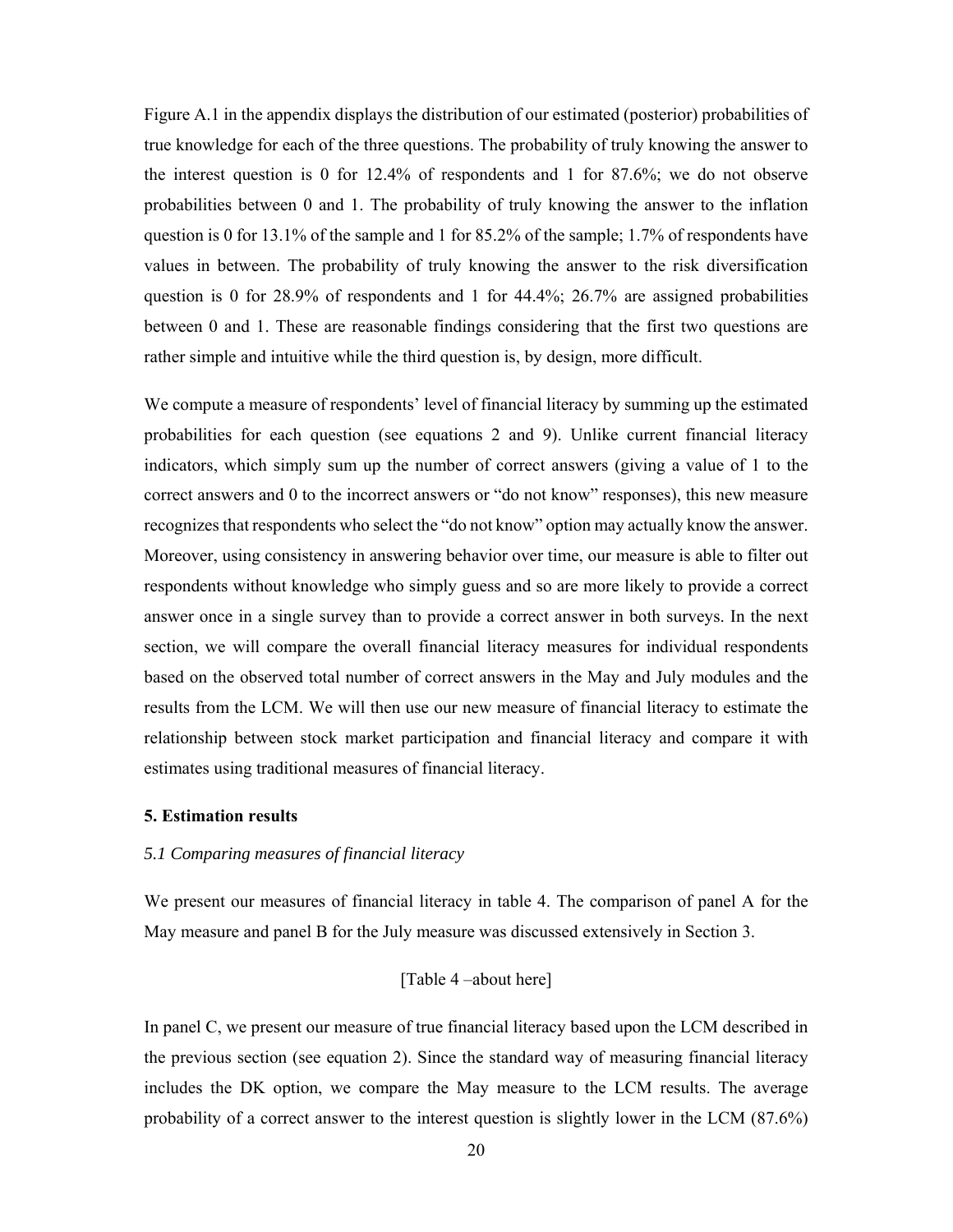Figure A.1 in the appendix displays the distribution of our estimated (posterior) probabilities of true knowledge for each of the three questions. The probability of truly knowing the answer to the interest question is 0 for 12.4% of respondents and 1 for 87.6%; we do not observe probabilities between 0 and 1. The probability of truly knowing the answer to the inflation question is 0 for 13.1% of the sample and 1 for 85.2% of the sample; 1.7% of respondents have values in between. The probability of truly knowing the answer to the risk diversification question is 0 for 28.9% of respondents and 1 for 44.4%; 26.7% are assigned probabilities between 0 and 1. These are reasonable findings considering that the first two questions are rather simple and intuitive while the third question is, by design, more difficult.

We compute a measure of respondents' level of financial literacy by summing up the estimated probabilities for each question (see equations 2 and 9). Unlike current financial literacy indicators, which simply sum up the number of correct answers (giving a value of 1 to the correct answers and 0 to the incorrect answers or "do not know" responses), this new measure recognizes that respondents who select the "do not know" option may actually know the answer. Moreover, using consistency in answering behavior over time, our measure is able to filter out respondents without knowledge who simply guess and so are more likely to provide a correct answer once in a single survey than to provide a correct answer in both surveys. In the next section, we will compare the overall financial literacy measures for individual respondents based on the observed total number of correct answers in the May and July modules and the results from the LCM. We will then use our new measure of financial literacy to estimate the relationship between stock market participation and financial literacy and compare it with estimates using traditional measures of financial literacy.

## 5. Estimation results

### *5.1 Comparing measures of financial literacy*

We present our measures of financial literacy in table 4. The comparison of panel A for the May measure and panel B for the July measure was discussed extensively in Section 3.

[Table 4 –about here]

In panel C, we present our measure of true financial literacy based upon the LCM described in the previous section (see equation 2). Since the standard way of measuring financial literacy includes the DK option, we compare the May measure to the LCM results. The average probability of a correct answer to the interest question is slightly lower in the LCM (87.6%)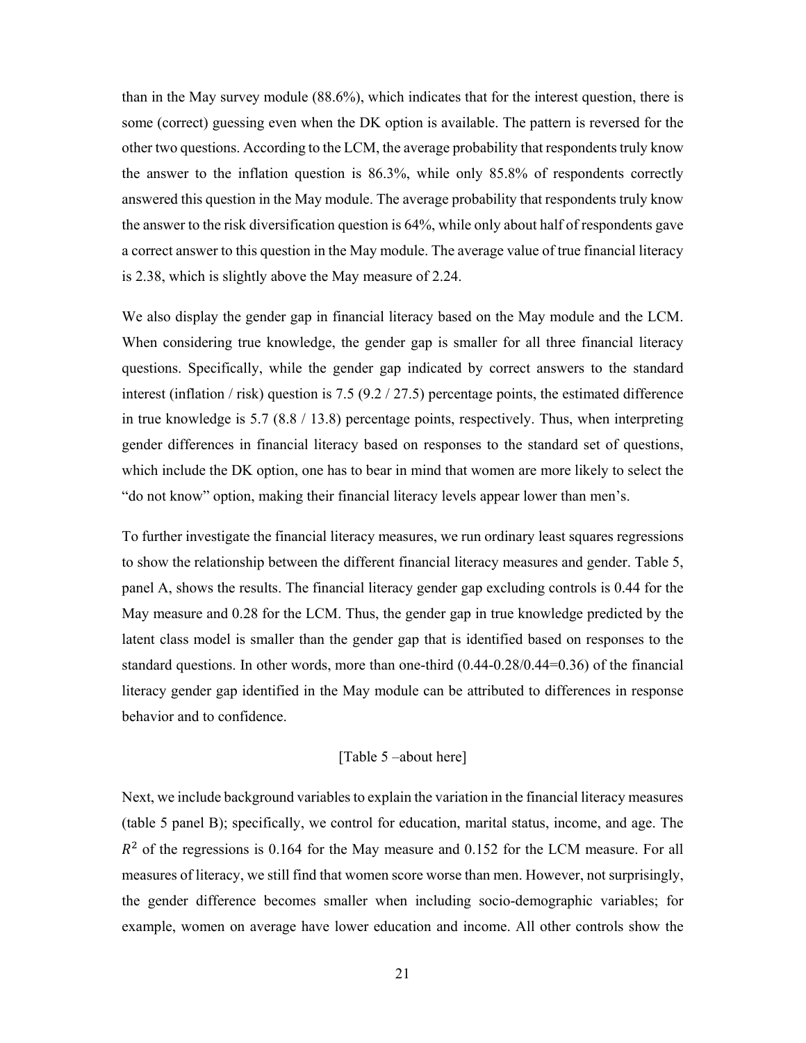than in the May survey module (88.6%), which indicates that for the interest question, there is some (correct) guessing even when the DK option is available. The pattern is reversed for the other two questions. According to the LCM, the average probability that respondents truly know the answer to the inflation question is 86.3%, while only 85.8% of respondents correctly answered this question in the May module. The average probability that respondents truly know the answer to the risk diversification question is 64%, while only about half of respondents gave a correct answer to this question in the May module. The average value of true financial literacy is 2.38, which is slightly above the May measure of 2.24.

We also display the gender gap in financial literacy based on the May module and the LCM. When considering true knowledge, the gender gap is smaller for all three financial literacy questions. Specifically, while the gender gap indicated by correct answers to the standard interest (inflation / risk) question is 7.5 (9.2 / 27.5) percentage points, the estimated difference in true knowledge is 5.7 (8.8 / 13.8) percentage points, respectively. Thus, when interpreting gender differences in financial literacy based on responses to the standard set of questions, which include the DK option, one has to bear in mind that women are more likely to select the "do not know" option, making their financial literacy levels appear lower than men's.

To further investigate the financial literacy measures, we run ordinary least squares regressions to show the relationship between the different financial literacy measures and gender. Table 5, panel A, shows the results. The financial literacy gender gap excluding controls is 0.44 for the May measure and 0.28 for the LCM. Thus, the gender gap in true knowledge predicted by the latent class model is smaller than the gender gap that is identified based on responses to the standard questions. In other words, more than one-third (0.44-0.28/0.44=0.36) of the financial literacy gender gap identified in the May module can be attributed to differences in response behavior and to confidence.

[Table 5 –about here]

Next, we include background variables to explain the variation in the financial literacy measures (table 5 panel B); specifically, we control for education, marital status, income, and age. The $R^2$ of the regressions is 0.164 for the May measure and 0.152 for the LCM measure. For all measures of literacy, we still find that women score worse than men. However, not surprisingly, the gender difference becomes smaller when including socio-demographic variables; for example, women on average have lower education and income. All other controls show the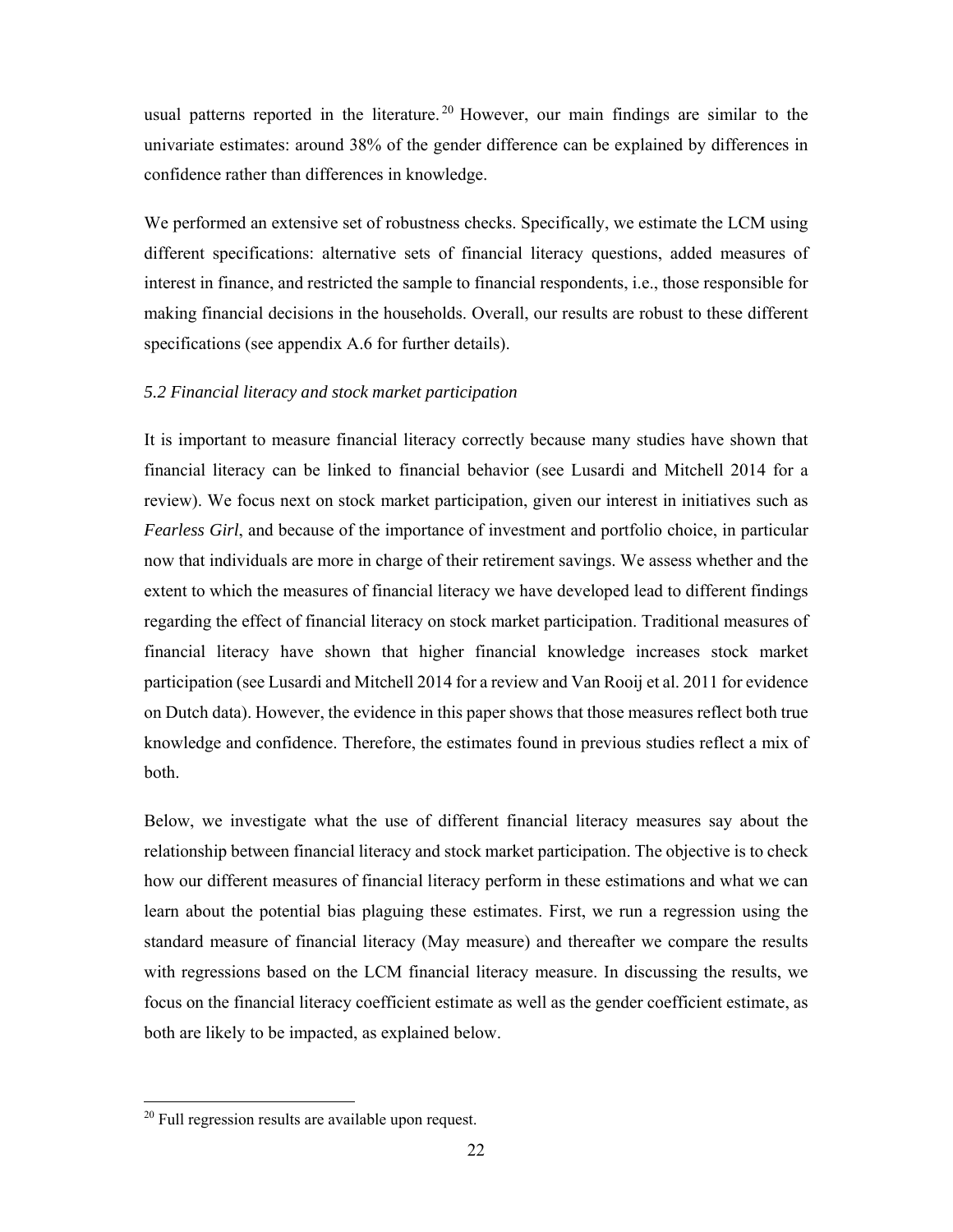usual patterns reported in the literature.[20] However, our main findings are similar to the univariate estimates: around 38% of the gender difference can be explained by differences in confidence rather than differences in knowledge.

We performed an extensive set of robustness checks. Specifically, we estimate the LCM using different specifications: alternative sets of financial literacy questions, added measures of interest in finance, and restricted the sample to financial respondents, i.e., those responsible for making financial decisions in the households. Overall, our results are robust to these different specifications (see appendix A.6 for further details).

### *5.2 Financial literacy and stock market participation*

It is important to measure financial literacy correctly because many studies have shown that financial literacy can be linked to financial behavior (see Lusardi and Mitchell 2014 for a review). We focus next on stock market participation, given our interest in initiatives such as *Fearless Girl*, and because of the importance of investment and portfolio choice, in particular now that individuals are more in charge of their retirement savings. We assess whether and the extent to which the measures of financial literacy we have developed lead to different findings regarding the effect of financial literacy on stock market participation. Traditional measures of financial literacy have shown that higher financial knowledge increases stock market participation (see Lusardi and Mitchell 2014 for a review and Van Rooij et al. 2011 for evidence on Dutch data). However, the evidence in this paper shows that those measures reflect both true knowledge and confidence. Therefore, the estimates found in previous studies reflect a mix of both.

Below, we investigate what the use of different financial literacy measures say about the relationship between financial literacy and stock market participation. The objective is to check how our different measures of financial literacy perform in these estimations and what we can learn about the potential bias plaguing these estimates. First, we run a regression using the standard measure of financial literacy (May measure) and thereafter we compare the results with regressions based on the LCM financial literacy measure. In discussing the results, we focus on the financial literacy coefficient estimate as well as the gender coefficient estimate, as both are likely to be impacted, as explained below.

[20] Full regression results are available upon request.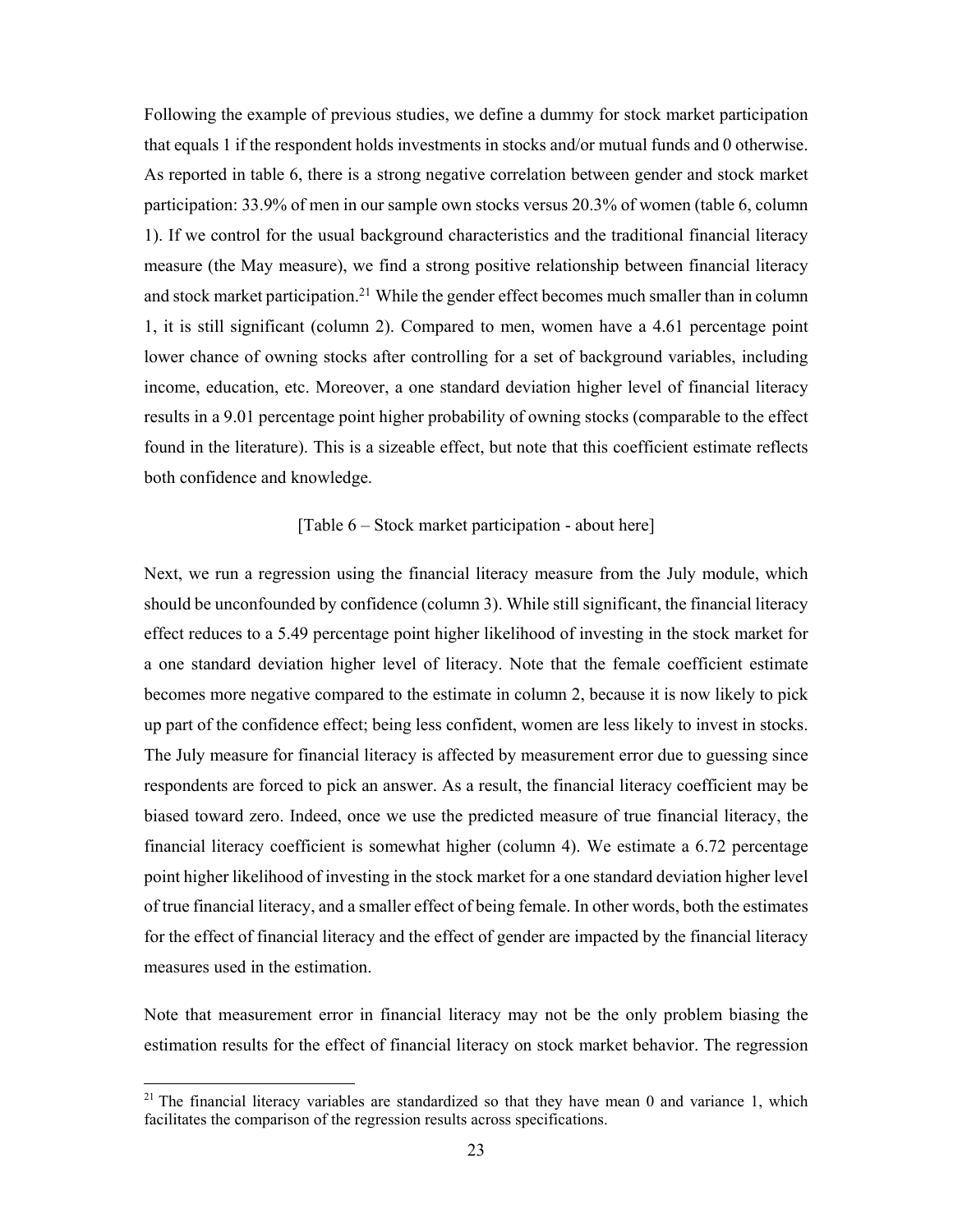Following the example of previous studies, we define a dummy for stock market participation that equals 1 if the respondent holds investments in stocks and/or mutual funds and 0 otherwise. As reported in table 6, there is a strong negative correlation between gender and stock market participation: 33.9% of men in our sample own stocks versus 20.3% of women (table 6, column 1). If we control for the usual background characteristics and the traditional financial literacy measure (the May measure), we find a strong positive relationship between financial literacy and stock market participation.[21] While the gender effect becomes much smaller than in column 1, it is still significant (column 2). Compared to men, women have a 4.61 percentage point lower chance of owning stocks after controlling for a set of background variables, including income, education, etc. Moreover, a one standard deviation higher level of financial literacy results in a 9.01 percentage point higher probability of owning stocks (comparable to the effect found in the literature). This is a sizeable effect, but note that this coefficient estimate reflects both confidence and knowledge.

[Table 6 – Stock market participation - about here]

Next, we run a regression using the financial literacy measure from the July module, which should be unconfounded by confidence (column 3). While still significant, the financial literacy effect reduces to a 5.49 percentage point higher likelihood of investing in the stock market for a one standard deviation higher level of literacy. Note that the female coefficient estimate becomes more negative compared to the estimate in column 2, because it is now likely to pick up part of the confidence effect; being less confident, women are less likely to invest in stocks. The July measure for financial literacy is affected by measurement error due to guessing since respondents are forced to pick an answer. As a result, the financial literacy coefficient may be biased toward zero. Indeed, once we use the predicted measure of true financial literacy, the financial literacy coefficient is somewhat higher (column 4). We estimate a 6.72 percentage point higher likelihood of investing in the stock market for a one standard deviation higher level of true financial literacy, and a smaller effect of being female. In other words, both the estimates for the effect of financial literacy and the effect of gender are impacted by the financial literacy measures used in the estimation.

Note that measurement error in financial literacy may not be the only problem biasing the estimation results for the effect of financial literacy on stock market behavior. The regression

[21] The financial literacy variables are standardized so that they have mean 0 and variance 1, which facilitates the comparison of the regression results across specifications.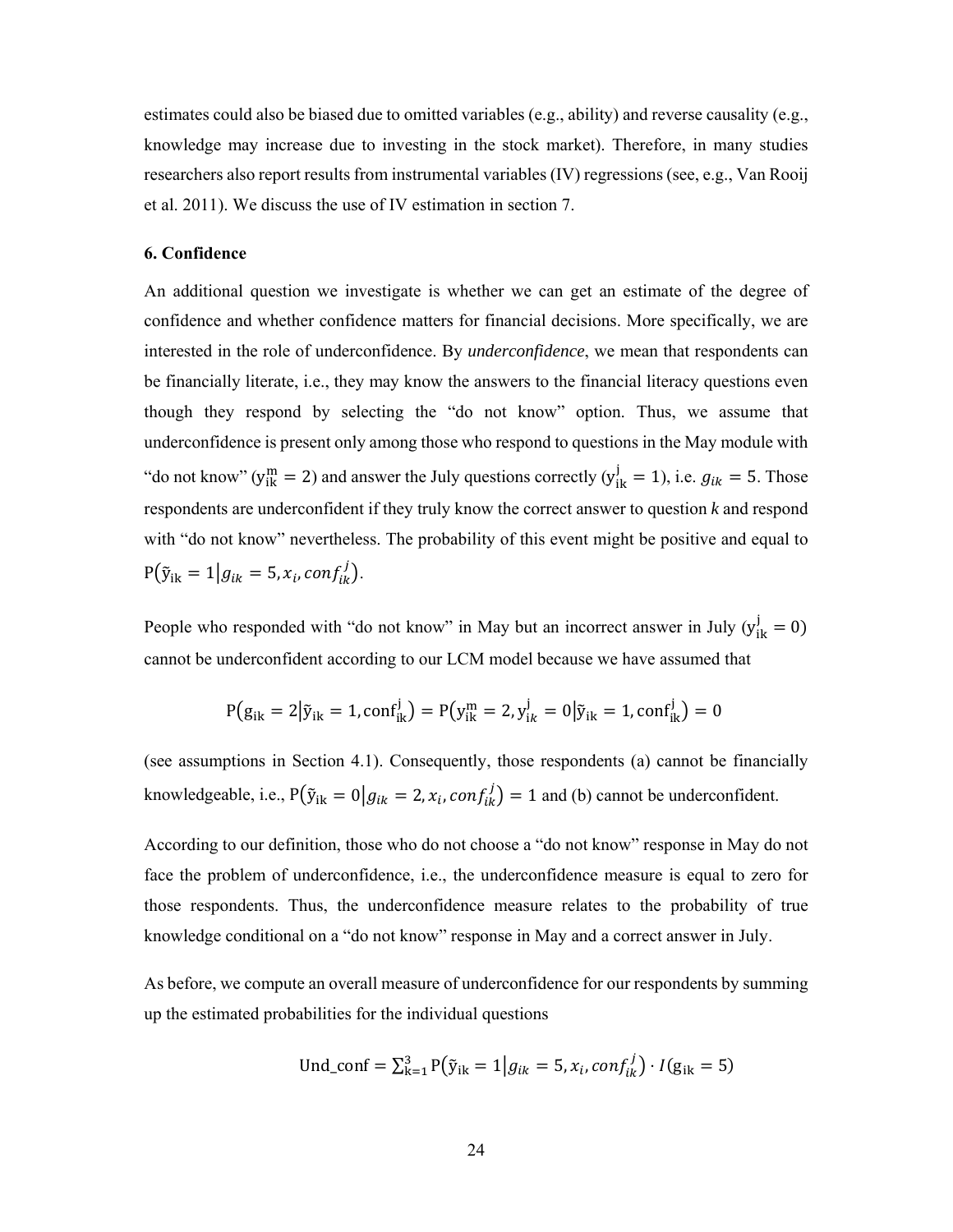estimates could also be biased due to omitted variables (e.g., ability) and reverse causality (e.g., knowledge may increase due to investing in the stock market). Therefore, in many studies researchers also report results from instrumental variables (IV) regressions (see, e.g., Van Rooij et al. 2011). We discuss the use of IV estimation in section 7.

## 6. Confidence

An additional question we investigate is whether we can get an estimate of the degree of confidence and whether confidence matters for financial decisions. More specifically, we are interested in the role of underconfidence. By *underconfidence*, we mean that respondents can be financially literate, i.e., they may know the answers to the financial literacy questions even though they respond by selecting the "do not know" option. Thus, we assume that underconfidence is present only among those who respond to questions in the May module with "do not know" ($\mathrm{y}_{\mathrm{ik}}^{\mathrm{m}} = 2$) and answer the July questions correctly ($\mathrm{y}_{\mathrm{ik}}^{\mathrm{j}} = 1$), i.e. $g_{ik} = 5$. Those respondents are underconfident if they truly know the correct answer to question *k* and respond with "do not know" nevertheless. The probability of this event might be positive and equal to $\mathrm{P}(\tilde{\mathrm{y}}_{\mathrm{ik}} = 1 | g_{ik} = 5, x_i, conf_{ik}^{j})$.

People who responded with "do not know" in May but an incorrect answer in July ($\mathrm{y}_{\mathrm{ik}}^{\mathrm{j}} = 0$) cannot be underconfident according to our LCM model because we have assumed that

$$\mathrm{P}(\mathrm{g}_{\mathrm{ik}} = 2 | \tilde{\mathrm{y}}_{\mathrm{ik}} = 1, \mathrm{conf}_{\mathrm{ik}}^{\mathrm{j}}) = \mathrm{P}(\mathrm{y}_{\mathrm{ik}}^{\mathrm{m}} = 2, \mathrm{y}_{ik}^{\mathrm{j}} = 0 | \tilde{\mathrm{y}}_{\mathrm{ik}} = 1, \mathrm{conf}_{\mathrm{ik}}^{\mathrm{j}}) = 0$$

(see assumptions in Section 4.1). Consequently, those respondents (a) cannot be financially knowledgeable, i.e., $\mathrm{P}(\tilde{\mathrm{y}}_{\mathrm{ik}} = 0 | g_{ik} = 2, x_i, conf_{ik}^{j}) = 1$ and (b) cannot be underconfident.

According to our definition, those who do not choose a "do not know" response in May do not face the problem of underconfidence, i.e., the underconfidence measure is equal to zero for those respondents. Thus, the underconfidence measure relates to the probability of true knowledge conditional on a "do not know" response in May and a correct answer in July.

As before, we compute an overall measure of underconfidence for our respondents by summing up the estimated probabilities for the individual questions

$$\text{Und\_conf} = \sum_{\mathrm{k}=1}^{3} \mathrm{P}(\tilde{\mathrm{y}}_{\mathrm{ik}} = 1 | g_{ik} = 5, x_i, conf_{ik}^{j}) \cdot I(\mathrm{g}_{\mathrm{ik}} = 5)$$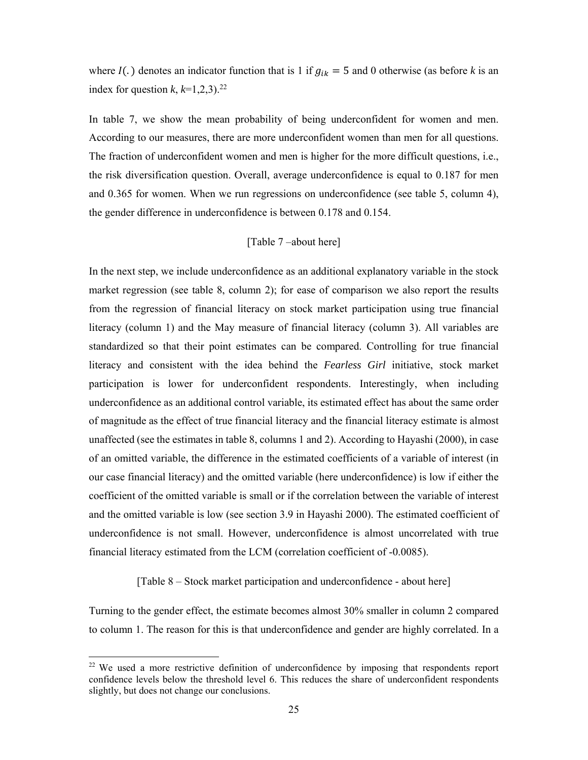where $I(.)$ denotes an indicator function that is 1 if $g_{ik} = 5$ and 0 otherwise (as before $k$ is an index for question $k$, $k$=1,2,3).[22]

In table 7, we show the mean probability of being underconfident for women and men. According to our measures, there are more underconfident women than men for all questions. The fraction of underconfident women and men is higher for the more difficult questions, i.e., the risk diversification question. Overall, average underconfidence is equal to 0.187 for men and 0.365 for women. When we run regressions on underconfidence (see table 5, column 4), the gender difference in underconfidence is between 0.178 and 0.154.

[Table 7 –about here]

In the next step, we include underconfidence as an additional explanatory variable in the stock market regression (see table 8, column 2); for ease of comparison we also report the results from the regression of financial literacy on stock market participation using true financial literacy (column 1) and the May measure of financial literacy (column 3). All variables are standardized so that their point estimates can be compared. Controlling for true financial literacy and consistent with the idea behind the *Fearless Girl* initiative, stock market participation is lower for underconfident respondents. Interestingly, when including underconfidence as an additional control variable, its estimated effect has about the same order of magnitude as the effect of true financial literacy and the financial literacy estimate is almost unaffected (see the estimates in table 8, columns 1 and 2). According to Hayashi (2000), in case of an omitted variable, the difference in the estimated coefficients of a variable of interest (in our case financial literacy) and the omitted variable (here underconfidence) is low if either the coefficient of the omitted variable is small or if the correlation between the variable of interest and the omitted variable is low (see section 3.9 in Hayashi 2000). The estimated coefficient of underconfidence is not small. However, underconfidence is almost uncorrelated with true financial literacy estimated from the LCM (correlation coefficient of -0.0085).

[Table 8 – Stock market participation and underconfidence - about here]

Turning to the gender effect, the estimate becomes almost 30% smaller in column 2 compared to column 1. The reason for this is that underconfidence and gender are highly correlated. In a

[22] We used a more restrictive definition of underconfidence by imposing that respondents report confidence levels below the threshold level 6. This reduces the share of underconfident respondents slightly, but does not change our conclusions.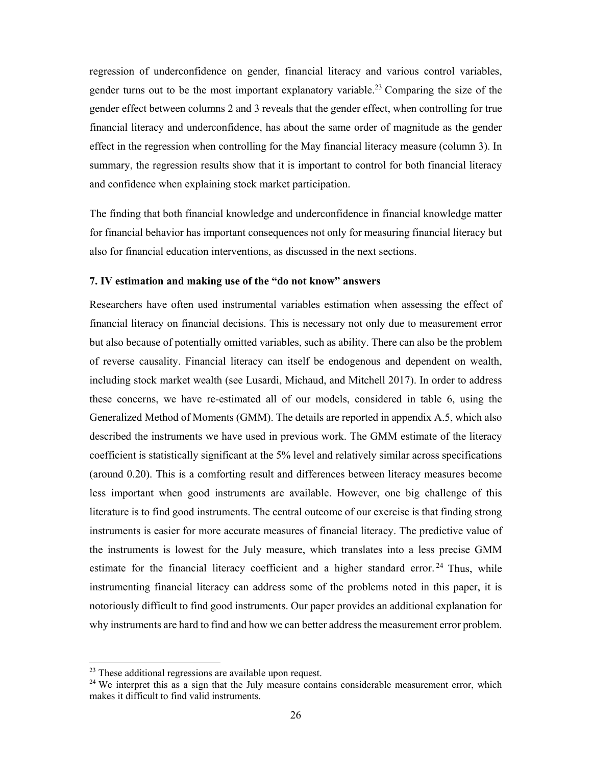regression of underconfidence on gender, financial literacy and various control variables, gender turns out to be the most important explanatory variable.[23] Comparing the size of the gender effect between columns 2 and 3 reveals that the gender effect, when controlling for true financial literacy and underconfidence, has about the same order of magnitude as the gender effect in the regression when controlling for the May financial literacy measure (column 3). In summary, the regression results show that it is important to control for both financial literacy and confidence when explaining stock market participation.

The finding that both financial knowledge and underconfidence in financial knowledge matter for financial behavior has important consequences not only for measuring financial literacy but also for financial education interventions, as discussed in the next sections.

### 7. IV estimation and making use of the "do not know" answers

Researchers have often used instrumental variables estimation when assessing the effect of financial literacy on financial decisions. This is necessary not only due to measurement error but also because of potentially omitted variables, such as ability. There can also be the problem of reverse causality. Financial literacy can itself be endogenous and dependent on wealth, including stock market wealth (see Lusardi, Michaud, and Mitchell 2017). In order to address these concerns, we have re-estimated all of our models, considered in table 6, using the Generalized Method of Moments (GMM). The details are reported in appendix A.5, which also described the instruments we have used in previous work. The GMM estimate of the literacy coefficient is statistically significant at the 5% level and relatively similar across specifications (around 0.20). This is a comforting result and differences between literacy measures become less important when good instruments are available. However, one big challenge of this literature is to find good instruments. The central outcome of our exercise is that finding strong instruments is easier for more accurate measures of financial literacy. The predictive value of the instruments is lowest for the July measure, which translates into a less precise GMM estimate for the financial literacy coefficient and a higher standard error.[24] Thus, while instrumenting financial literacy can address some of the problems noted in this paper, it is notoriously difficult to find good instruments. Our paper provides an additional explanation for why instruments are hard to find and how we can better address the measurement error problem.

---

[23] These additional regressions are available upon request.

[24] We interpret this as a sign that the July measure contains considerable measurement error, which makes it difficult to find valid instruments.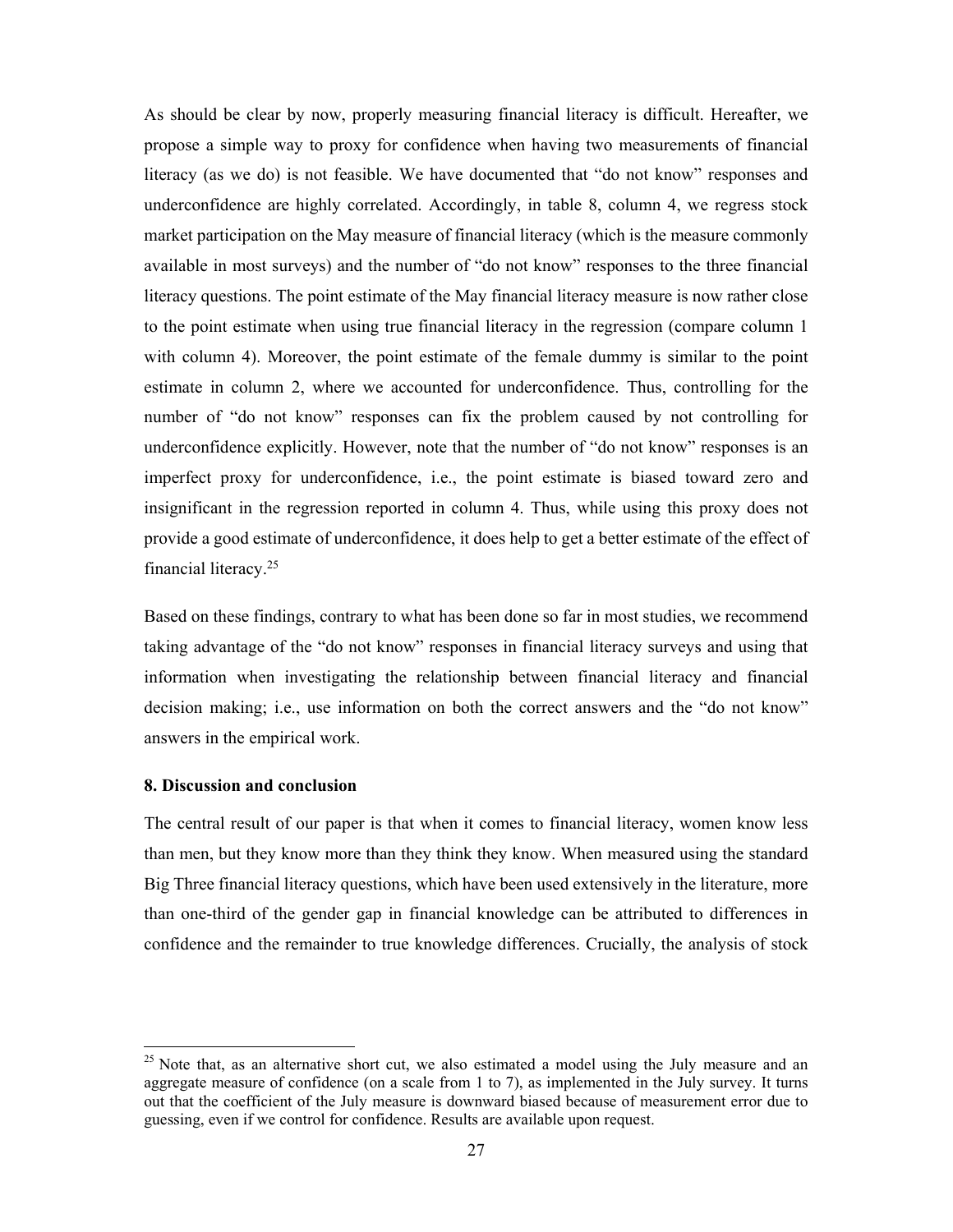As should be clear by now, properly measuring financial literacy is difficult. Hereafter, we propose a simple way to proxy for confidence when having two measurements of financial literacy (as we do) is not feasible. We have documented that "do not know" responses and underconfidence are highly correlated. Accordingly, in table 8, column 4, we regress stock market participation on the May measure of financial literacy (which is the measure commonly available in most surveys) and the number of "do not know" responses to the three financial literacy questions. The point estimate of the May financial literacy measure is now rather close to the point estimate when using true financial literacy in the regression (compare column 1 with column 4). Moreover, the point estimate of the female dummy is similar to the point estimate in column 2, where we accounted for underconfidence. Thus, controlling for the number of "do not know" responses can fix the problem caused by not controlling for underconfidence explicitly. However, note that the number of "do not know" responses is an imperfect proxy for underconfidence, i.e., the point estimate is biased toward zero and insignificant in the regression reported in column 4. Thus, while using this proxy does not provide a good estimate of underconfidence, it does help to get a better estimate of the effect of financial literacy.[25]

Based on these findings, contrary to what has been done so far in most studies, we recommend taking advantage of the "do not know" responses in financial literacy surveys and using that information when investigating the relationship between financial literacy and financial decision making; i.e., use information on both the correct answers and the "do not know" answers in the empirical work.

## 8. Discussion and conclusion

The central result of our paper is that when it comes to financial literacy, women know less than men, but they know more than they think they know. When measured using the standard Big Three financial literacy questions, which have been used extensively in the literature, more than one-third of the gender gap in financial knowledge can be attributed to differences in confidence and the remainder to true knowledge differences. Crucially, the analysis of stock

[25] Note that, as an alternative short cut, we also estimated a model using the July measure and an aggregate measure of confidence (on a scale from 1 to 7), as implemented in the July survey. It turns out that the coefficient of the July measure is downward biased because of measurement error due to guessing, even if we control for confidence. Results are available upon request.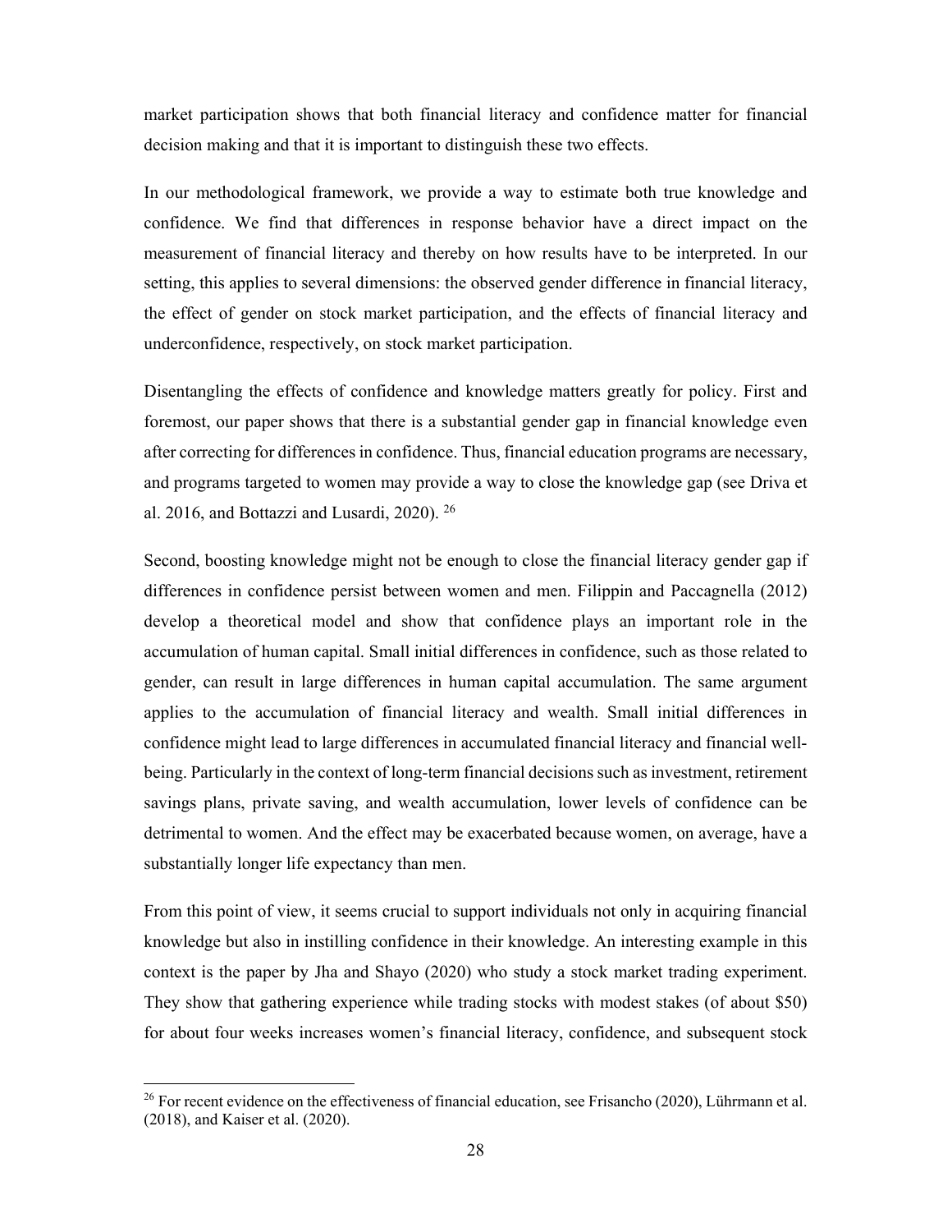market participation shows that both financial literacy and confidence matter for financial decision making and that it is important to distinguish these two effects.

In our methodological framework, we provide a way to estimate both true knowledge and confidence. We find that differences in response behavior have a direct impact on the measurement of financial literacy and thereby on how results have to be interpreted. In our setting, this applies to several dimensions: the observed gender difference in financial literacy, the effect of gender on stock market participation, and the effects of financial literacy and underconfidence, respectively, on stock market participation.

Disentangling the effects of confidence and knowledge matters greatly for policy. First and foremost, our paper shows that there is a substantial gender gap in financial knowledge even after correcting for differences in confidence. Thus, financial education programs are necessary, and programs targeted to women may provide a way to close the knowledge gap (see Driva et al. 2016, and Bottazzi and Lusardi, 2020). [26]

Second, boosting knowledge might not be enough to close the financial literacy gender gap if differences in confidence persist between women and men. Filippin and Paccagnella (2012) develop a theoretical model and show that confidence plays an important role in the accumulation of human capital. Small initial differences in confidence, such as those related to gender, can result in large differences in human capital accumulation. The same argument applies to the accumulation of financial literacy and wealth. Small initial differences in confidence might lead to large differences in accumulated financial literacy and financial well-being. Particularly in the context of long-term financial decisions such as investment, retirement savings plans, private saving, and wealth accumulation, lower levels of confidence can be detrimental to women. And the effect may be exacerbated because women, on average, have a substantially longer life expectancy than men.

From this point of view, it seems crucial to support individuals not only in acquiring financial knowledge but also in instilling confidence in their knowledge. An interesting example in this context is the paper by Jha and Shayo (2020) who study a stock market trading experiment. They show that gathering experience while trading stocks with modest stakes (of about $50) for about four weeks increases women's financial literacy, confidence, and subsequent stock

[26] For recent evidence on the effectiveness of financial education, see Frisancho (2020), Lührmann et al. (2018), and Kaiser et al. (2020).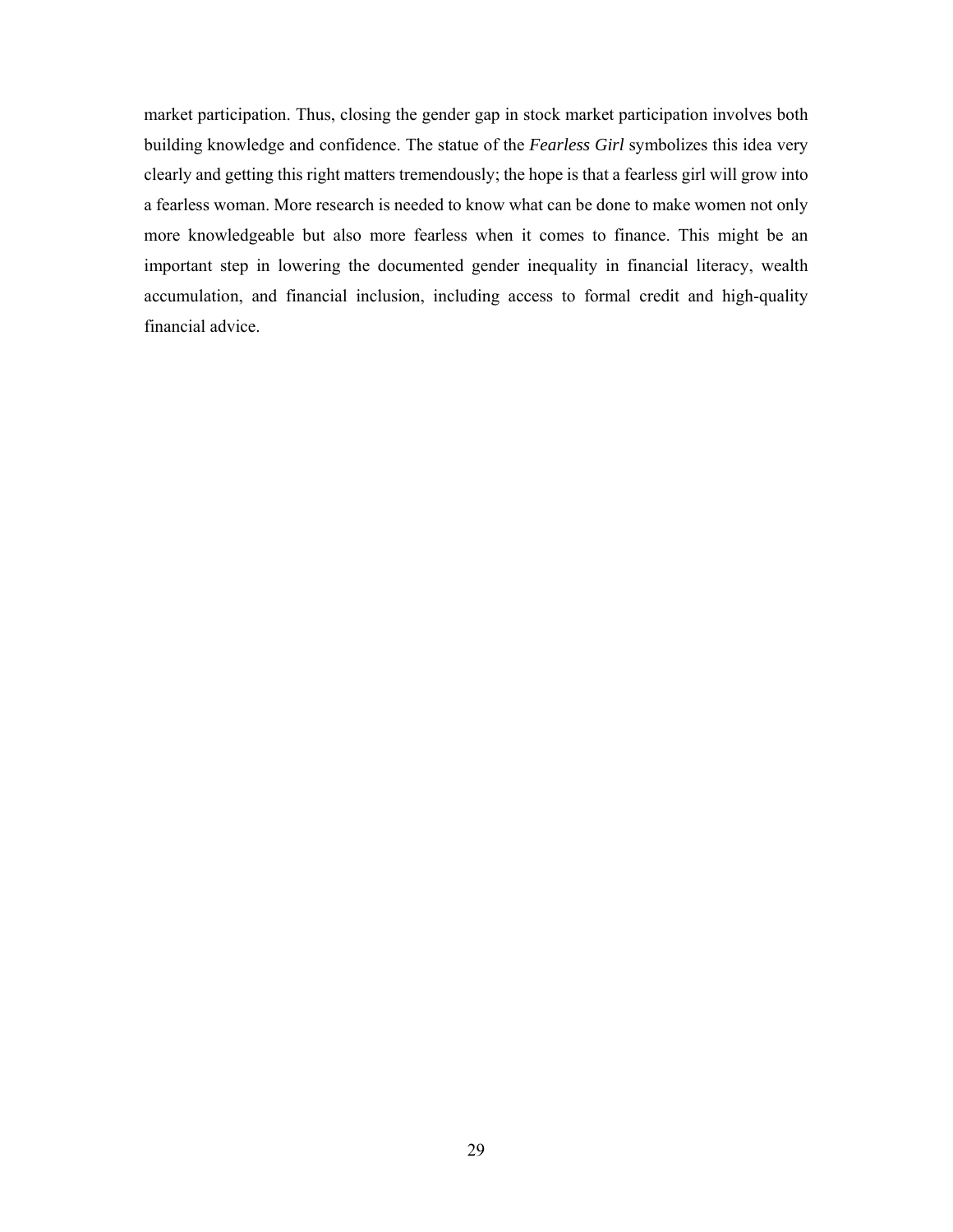market participation. Thus, closing the gender gap in stock market participation involves both building knowledge and confidence. The statue of the *Fearless Girl* symbolizes this idea very clearly and getting this right matters tremendously; the hope is that a fearless girl will grow into a fearless woman. More research is needed to know what can be done to make women not only more knowledgeable but also more fearless when it comes to finance. This might be an important step in lowering the documented gender inequality in financial literacy, wealth accumulation, and financial inclusion, including access to formal credit and high-quality financial advice.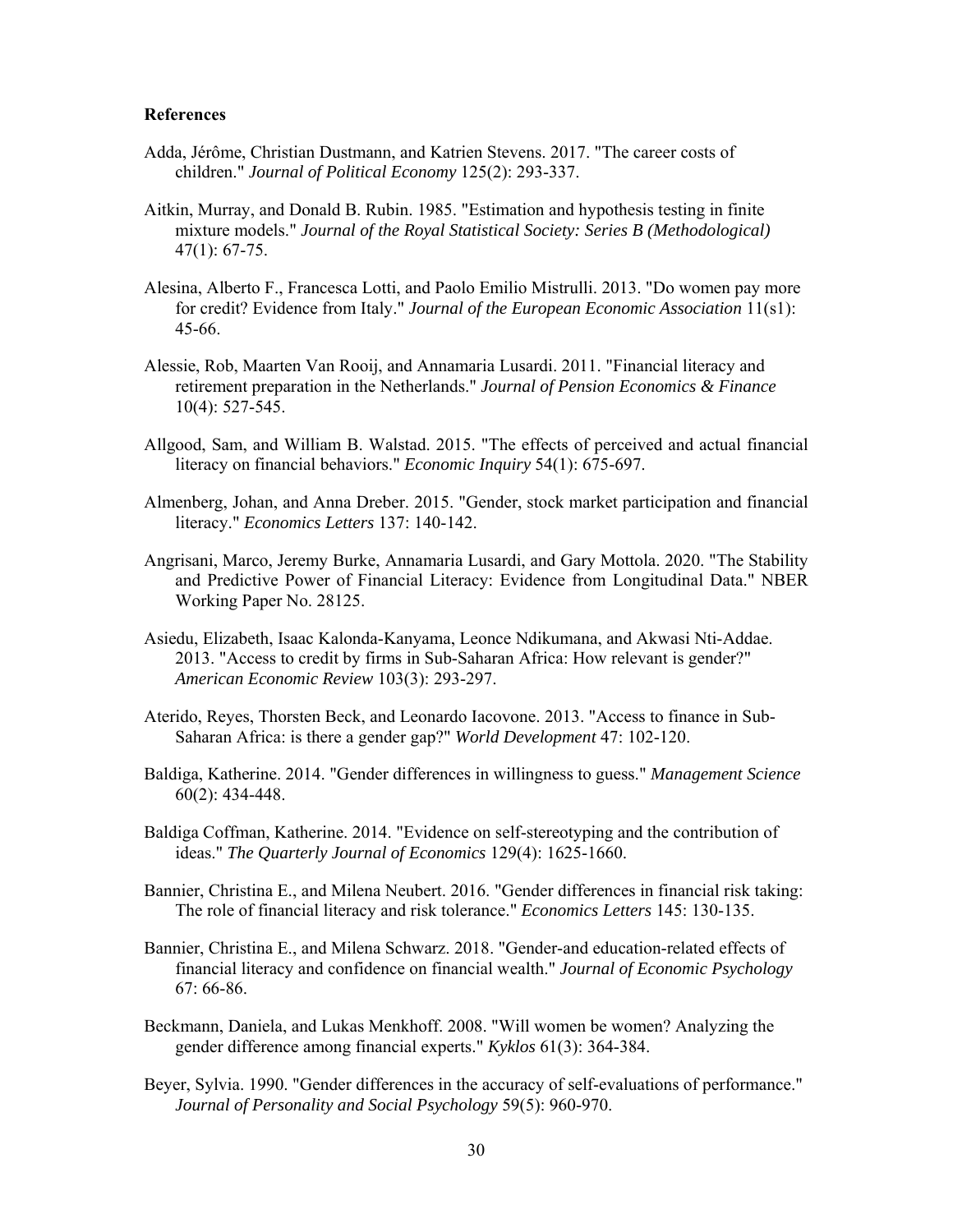## References

Adda, Jérôme, Christian Dustmann, and Katrien Stevens. 2017. "The career costs of children." *Journal of Political Economy* 125(2): 293-337.

Aitkin, Murray, and Donald B. Rubin. 1985. "Estimation and hypothesis testing in finite mixture models." *Journal of the Royal Statistical Society: Series B (Methodological)* 47(1): 67-75.

Alesina, Alberto F., Francesca Lotti, and Paolo Emilio Mistrulli. 2013. "Do women pay more for credit? Evidence from Italy." *Journal of the European Economic Association* 11(s1): 45-66.

Alessie, Rob, Maarten Van Rooij, and Annamaria Lusardi. 2011. "Financial literacy and retirement preparation in the Netherlands." *Journal of Pension Economics & Finance* 10(4): 527-545.

Allgood, Sam, and William B. Walstad. 2015. "The effects of perceived and actual financial literacy on financial behaviors." *Economic Inquiry* 54(1): 675-697.

Almenberg, Johan, and Anna Dreber. 2015. "Gender, stock market participation and financial literacy." *Economics Letters* 137: 140-142.

Angrisani, Marco, Jeremy Burke, Annamaria Lusardi, and Gary Mottola. 2020. "The Stability and Predictive Power of Financial Literacy: Evidence from Longitudinal Data." NBER Working Paper No. 28125.

Asiedu, Elizabeth, Isaac Kalonda-Kanyama, Leonce Ndikumana, and Akwasi Nti-Addae. 2013. "Access to credit by firms in Sub-Saharan Africa: How relevant is gender?" *American Economic Review* 103(3): 293-297.

Aterido, Reyes, Thorsten Beck, and Leonardo Iacovone. 2013. "Access to finance in Sub-Saharan Africa: is there a gender gap?" *World Development* 47: 102-120.

Baldiga, Katherine. 2014. "Gender differences in willingness to guess." *Management Science* 60(2): 434-448.

Baldiga Coffman, Katherine. 2014. "Evidence on self-stereotyping and the contribution of ideas." *The Quarterly Journal of Economics* 129(4): 1625-1660.

Bannier, Christina E., and Milena Neubert. 2016. "Gender differences in financial risk taking: The role of financial literacy and risk tolerance." *Economics Letters* 145: 130-135.

Bannier, Christina E., and Milena Schwarz. 2018. "Gender-and education-related effects of financial literacy and confidence on financial wealth." *Journal of Economic Psychology* 67: 66-86.

Beckmann, Daniela, and Lukas Menkhoff. 2008. "Will women be women? Analyzing the gender difference among financial experts." *Kyklos* 61(3): 364-384.

Beyer, Sylvia. 1990. "Gender differences in the accuracy of self-evaluations of performance." *Journal of Personality and Social Psychology* 59(5): 960-970.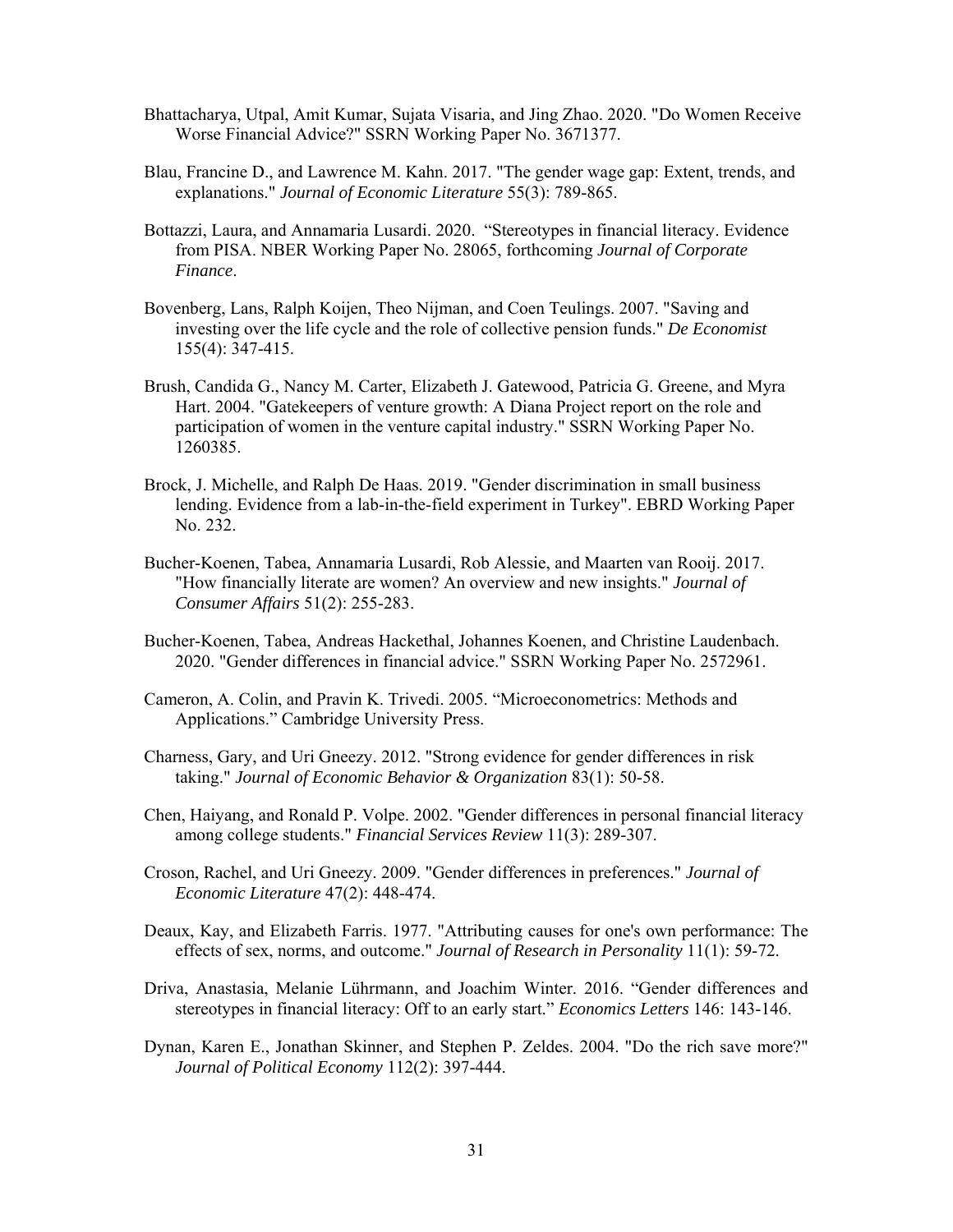Bhattacharya, Utpal, Amit Kumar, Sujata Visaria, and Jing Zhao. 2020. "Do Women Receive Worse Financial Advice?" SSRN Working Paper No. 3671377.

Blau, Francine D., and Lawrence M. Kahn. 2017. "The gender wage gap: Extent, trends, and explanations." *Journal of Economic Literature* 55(3): 789-865.

Bottazzi, Laura, and Annamaria Lusardi. 2020. "Stereotypes in financial literacy. Evidence from PISA. NBER Working Paper No. 28065, forthcoming *Journal of Corporate Finance*.

Bovenberg, Lans, Ralph Koijen, Theo Nijman, and Coen Teulings. 2007. "Saving and investing over the life cycle and the role of collective pension funds." *De Economist* 155(4): 347-415.

Brush, Candida G., Nancy M. Carter, Elizabeth J. Gatewood, Patricia G. Greene, and Myra Hart. 2004. "Gatekeepers of venture growth: A Diana Project report on the role and participation of women in the venture capital industry." SSRN Working Paper No. 1260385.

Brock, J. Michelle, and Ralph De Haas. 2019. "Gender discrimination in small business lending. Evidence from a lab-in-the-field experiment in Turkey". EBRD Working Paper No. 232.

Bucher-Koenen, Tabea, Annamaria Lusardi, Rob Alessie, and Maarten van Rooij. 2017. "How financially literate are women? An overview and new insights." *Journal of Consumer Affairs* 51(2): 255-283.

Bucher-Koenen, Tabea, Andreas Hackethal, Johannes Koenen, and Christine Laudenbach. 2020. "Gender differences in financial advice." SSRN Working Paper No. 2572961.

Cameron, A. Colin, and Pravin K. Trivedi. 2005. "Microeconometrics: Methods and Applications." Cambridge University Press.

Charness, Gary, and Uri Gneezy. 2012. "Strong evidence for gender differences in risk taking." *Journal of Economic Behavior & Organization* 83(1): 50-58.

Chen, Haiyang, and Ronald P. Volpe. 2002. "Gender differences in personal financial literacy among college students." *Financial Services Review* 11(3): 289-307.

Croson, Rachel, and Uri Gneezy. 2009. "Gender differences in preferences." *Journal of Economic Literature* 47(2): 448-474.

Deaux, Kay, and Elizabeth Farris. 1977. "Attributing causes for one's own performance: The effects of sex, norms, and outcome." *Journal of Research in Personality* 11(1): 59-72.

Driva, Anastasia, Melanie Lührmann, and Joachim Winter. 2016. "Gender differences and stereotypes in financial literacy: Off to an early start." *Economics Letters* 146: 143-146.

Dynan, Karen E., Jonathan Skinner, and Stephen P. Zeldes. 2004. "Do the rich save more?" *Journal of Political Economy* 112(2): 397-444.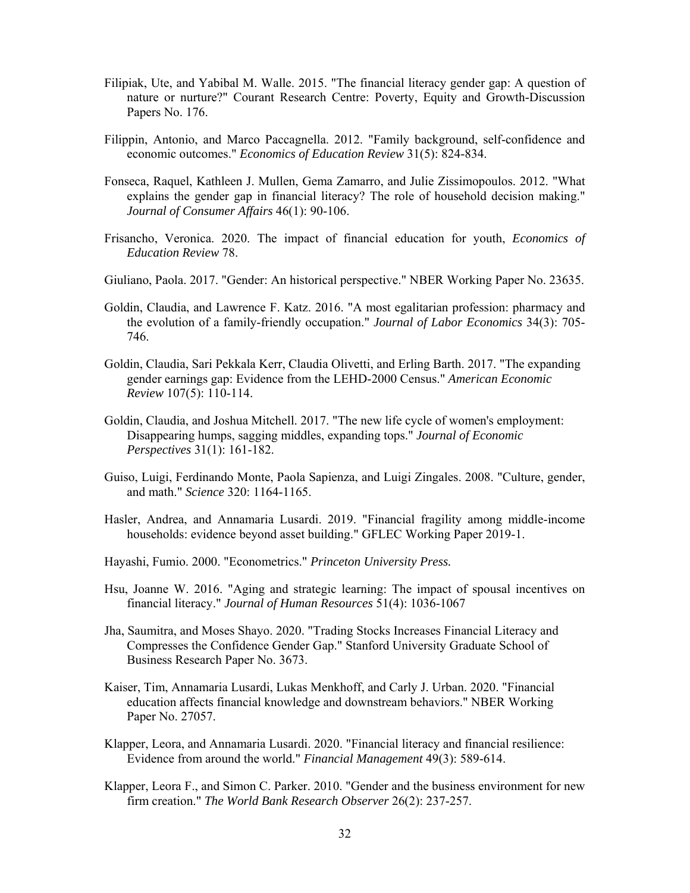Filipiak, Ute, and Yabibal M. Walle. 2015. "The financial literacy gender gap: A question of nature or nurture?" Courant Research Centre: Poverty, Equity and Growth-Discussion Papers No. 176.

Filippin, Antonio, and Marco Paccagnella. 2012. "Family background, self-confidence and economic outcomes." *Economics of Education Review* 31(5): 824-834.

Fonseca, Raquel, Kathleen J. Mullen, Gema Zamarro, and Julie Zissimopoulos. 2012. "What explains the gender gap in financial literacy? The role of household decision making." *Journal of Consumer Affairs* 46(1): 90-106.

Frisancho, Veronica. 2020. The impact of financial education for youth, *Economics of Education Review* 78.

Giuliano, Paola. 2017. "Gender: An historical perspective." NBER Working Paper No. 23635.

Goldin, Claudia, and Lawrence F. Katz. 2016. "A most egalitarian profession: pharmacy and the evolution of a family-friendly occupation." *Journal of Labor Economics* 34(3): 705-746.

Goldin, Claudia, Sari Pekkala Kerr, Claudia Olivetti, and Erling Barth. 2017. "The expanding gender earnings gap: Evidence from the LEHD-2000 Census." *American Economic Review* 107(5): 110-114.

Goldin, Claudia, and Joshua Mitchell. 2017. "The new life cycle of women's employment: Disappearing humps, sagging middles, expanding tops." *Journal of Economic Perspectives* 31(1): 161-182.

Guiso, Luigi, Ferdinando Monte, Paola Sapienza, and Luigi Zingales. 2008. "Culture, gender, and math." *Science* 320: 1164-1165.

Hasler, Andrea, and Annamaria Lusardi. 2019. "Financial fragility among middle-income households: evidence beyond asset building." GFLEC Working Paper 2019-1.

Hayashi, Fumio. 2000. "Econometrics." *Princeton University Press.*

Hsu, Joanne W. 2016. "Aging and strategic learning: The impact of spousal incentives on financial literacy." *Journal of Human Resources* 51(4): 1036-1067

Jha, Saumitra, and Moses Shayo. 2020. "Trading Stocks Increases Financial Literacy and Compresses the Confidence Gender Gap." Stanford University Graduate School of Business Research Paper No. 3673.

Kaiser, Tim, Annamaria Lusardi, Lukas Menkhoff, and Carly J. Urban. 2020. "Financial education affects financial knowledge and downstream behaviors." NBER Working Paper No. 27057.

Klapper, Leora, and Annamaria Lusardi. 2020. "Financial literacy and financial resilience: Evidence from around the world." *Financial Management* 49(3): 589-614.

Klapper, Leora F., and Simon C. Parker. 2010. "Gender and the business environment for new firm creation." *The World Bank Research Observer* 26(2): 237-257.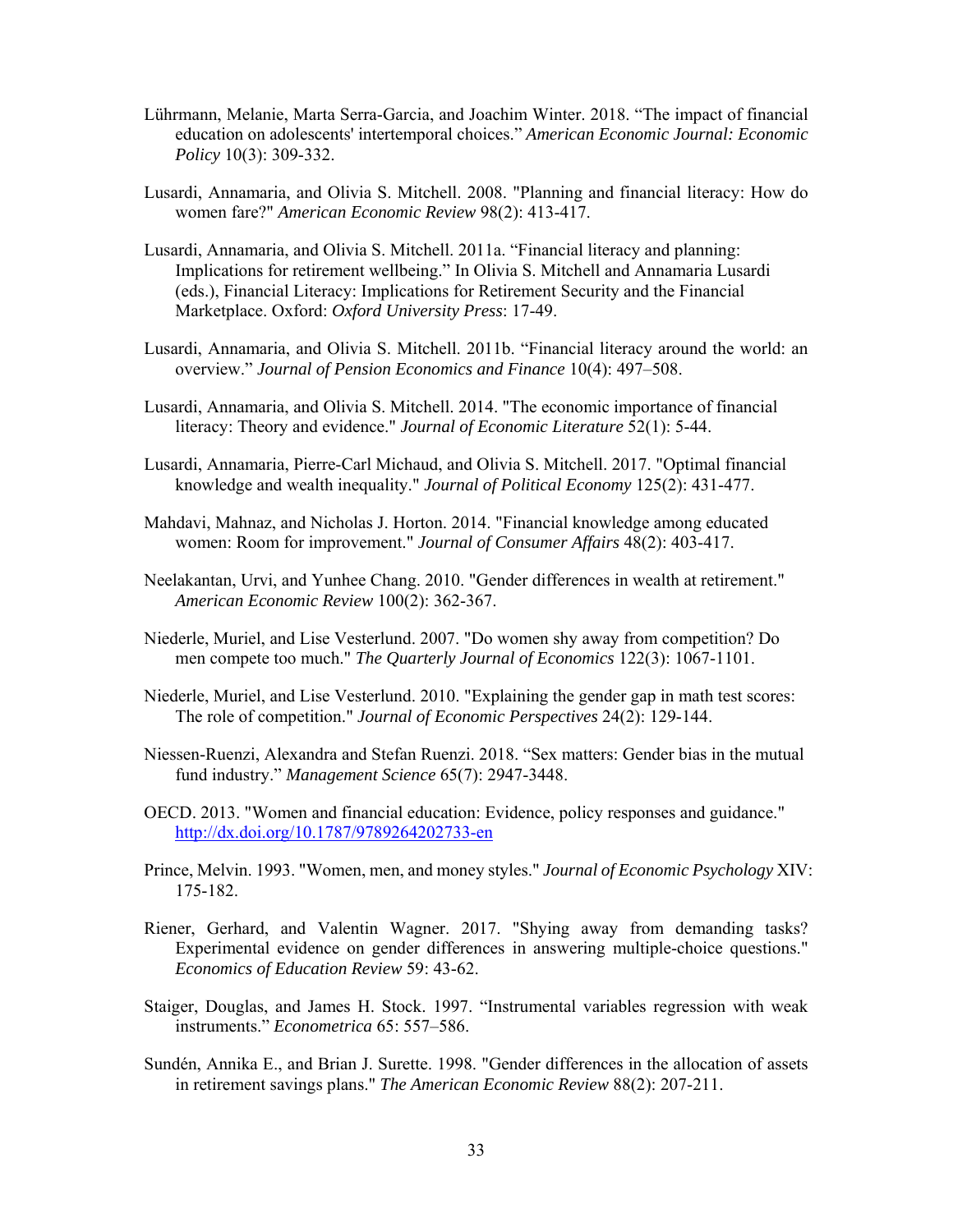Lührmann, Melanie, Marta Serra-Garcia, and Joachim Winter. 2018. "The impact of financial education on adolescents' intertemporal choices." *American Economic Journal: Economic Policy* 10(3): 309-332.

Lusardi, Annamaria, and Olivia S. Mitchell. 2008. "Planning and financial literacy: How do women fare?" *American Economic Review* 98(2): 413-417.

Lusardi, Annamaria, and Olivia S. Mitchell. 2011a. "Financial literacy and planning: Implications for retirement wellbeing." In Olivia S. Mitchell and Annamaria Lusardi (eds.), Financial Literacy: Implications for Retirement Security and the Financial Marketplace. Oxford: *Oxford University Press*: 17-49.

Lusardi, Annamaria, and Olivia S. Mitchell. 2011b. "Financial literacy around the world: an overview." *Journal of Pension Economics and Finance* 10(4): 497–508.

Lusardi, Annamaria, and Olivia S. Mitchell. 2014. "The economic importance of financial literacy: Theory and evidence." *Journal of Economic Literature* 52(1): 5-44.

Lusardi, Annamaria, Pierre-Carl Michaud, and Olivia S. Mitchell. 2017. "Optimal financial knowledge and wealth inequality." *Journal of Political Economy* 125(2): 431-477.

Mahdavi, Mahnaz, and Nicholas J. Horton. 2014. "Financial knowledge among educated women: Room for improvement." *Journal of Consumer Affairs* 48(2): 403-417.

Neelakantan, Urvi, and Yunhee Chang. 2010. "Gender differences in wealth at retirement." *American Economic Review* 100(2): 362-367.

Niederle, Muriel, and Lise Vesterlund. 2007. "Do women shy away from competition? Do men compete too much." *The Quarterly Journal of Economics* 122(3): 1067-1101.

Niederle, Muriel, and Lise Vesterlund. 2010. "Explaining the gender gap in math test scores: The role of competition." *Journal of Economic Perspectives* 24(2): 129-144.

Niessen-Ruenzi, Alexandra and Stefan Ruenzi. 2018. "Sex matters: Gender bias in the mutual fund industry." *Management Science* 65(7): 2947-3448.

OECD. 2013. "Women and financial education: Evidence, policy responses and guidance." http://dx.doi.org/10.1787/9789264202733-en

Prince, Melvin. 1993. "Women, men, and money styles." *Journal of Economic Psychology* XIV: 175-182.

Riener, Gerhard, and Valentin Wagner. 2017. "Shying away from demanding tasks? Experimental evidence on gender differences in answering multiple-choice questions." *Economics of Education Review* 59: 43-62.

Staiger, Douglas, and James H. Stock. 1997. "Instrumental variables regression with weak instruments." *Econometrica* 65: 557–586.

Sundén, Annika E., and Brian J. Surette. 1998. "Gender differences in the allocation of assets in retirement savings plans." *The American Economic Review* 88(2): 207-211.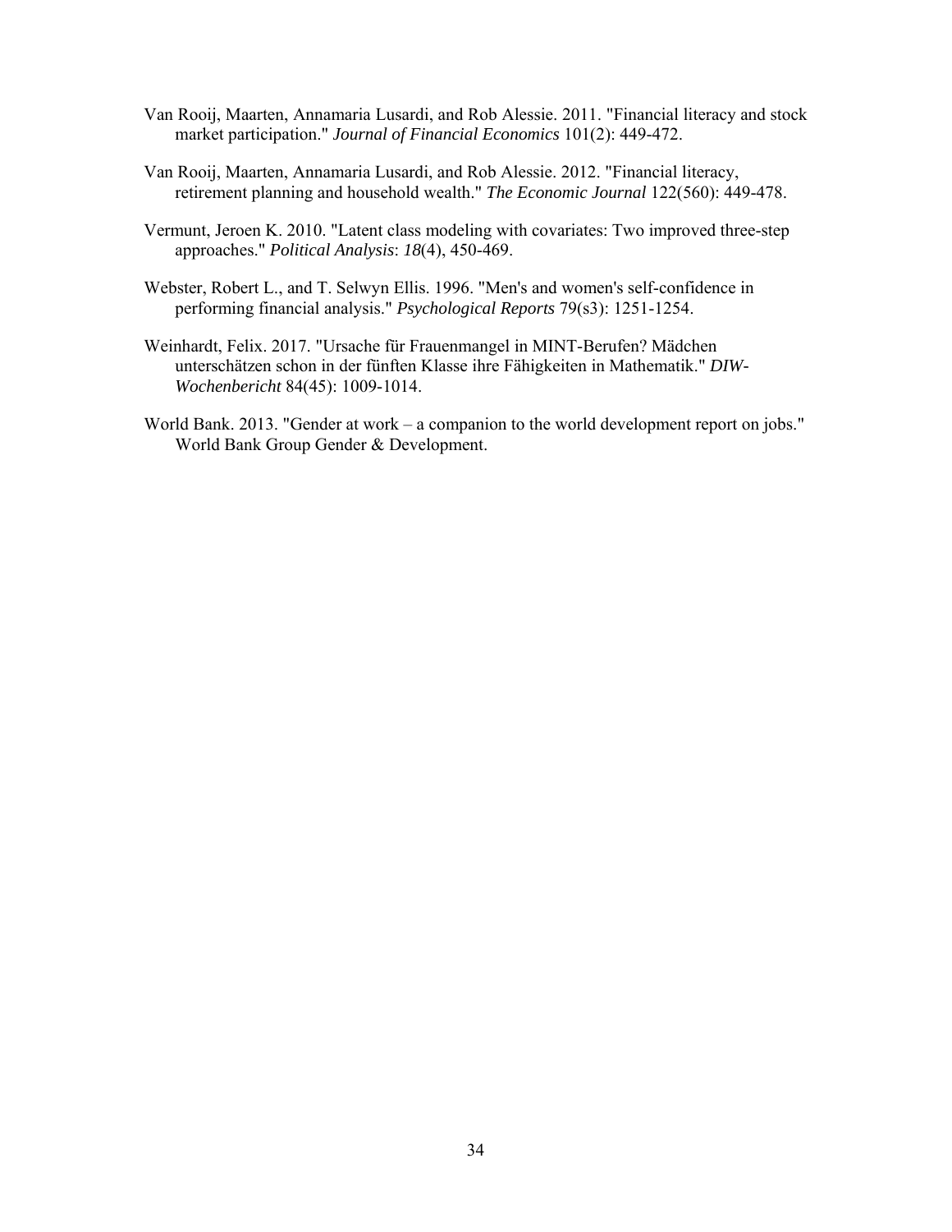Van Rooij, Maarten, Annamaria Lusardi, and Rob Alessie. 2011. "Financial literacy and stock market participation." *Journal of Financial Economics* 101(2): 449-472.

Van Rooij, Maarten, Annamaria Lusardi, and Rob Alessie. 2012. "Financial literacy, retirement planning and household wealth." *The Economic Journal* 122(560): 449-478.

Vermunt, Jeroen K. 2010. "Latent class modeling with covariates: Two improved three-step approaches." *Political Analysis*: *18*(4), 450-469.

Webster, Robert L., and T. Selwyn Ellis. 1996. "Men's and women's self-confidence in performing financial analysis." *Psychological Reports* 79(s3): 1251-1254.

Weinhardt, Felix. 2017. "Ursache für Frauenmangel in MINT-Berufen? Mädchen unterschätzen schon in der fünften Klasse ihre Fähigkeiten in Mathematik." *DIW-Wochenbericht* 84(45): 1009-1014.

World Bank. 2013. "Gender at work – a companion to the world development report on jobs." World Bank Group Gender & Development.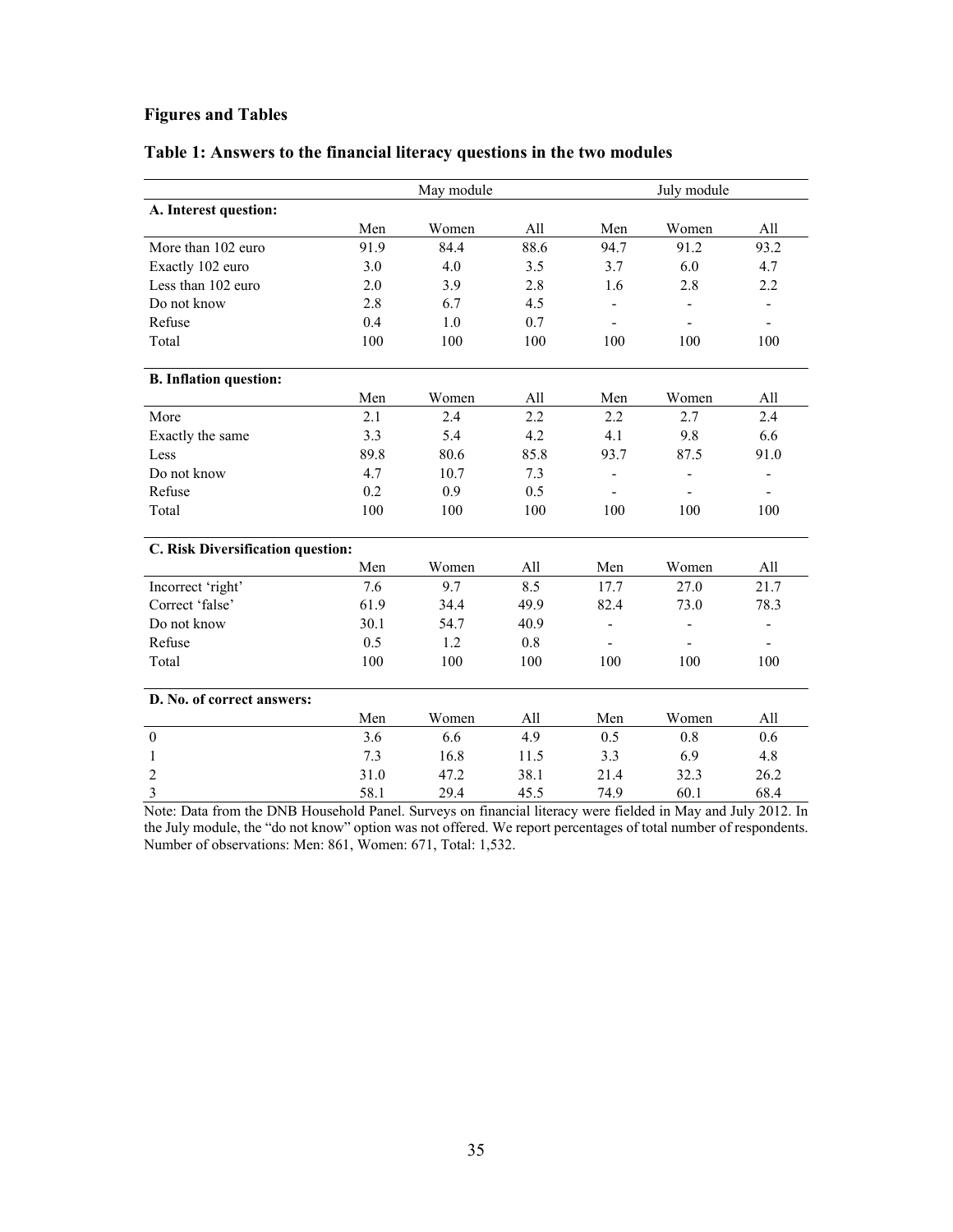## Figures and Tables

### Table 1: Answers to the financial literacy questions in the two modules

| | May module | | | July module | | |
|---|---|---|---|---|---|---|
| **A. Interest question:** | | | | | | |
| | Men | Women | All | Men | Women | All |
| More than 102 euro | 91.9 | 84.4 | 88.6 | 94.7 | 91.2 | 93.2 |
| Exactly 102 euro | 3.0 | 4.0 | 3.5 | 3.7 | 6.0 | 4.7 |
| Less than 102 euro | 2.0 | 3.9 | 2.8 | 1.6 | 2.8 | 2.2 |
| Do not know | 2.8 | 6.7 | 4.5 | - | - | - |
| Refuse | 0.4 | 1.0 | 0.7 | - | - | - |
| Total | 100 | 100 | 100 | 100 | 100 | 100 |
| **B. Inflation question:** | | | | | | |
| | Men | Women | All | Men | Women | All |
| More | 2.1 | 2.4 | 2.2 | 2.2 | 2.7 | 2.4 |
| Exactly the same | 3.3 | 5.4 | 4.2 | 4.1 | 9.8 | 6.6 |
| Less | 89.8 | 80.6 | 85.8 | 93.7 | 87.5 | 91.0 |
| Do not know | 4.7 | 10.7 | 7.3 | - | - | - |
| Refuse | 0.2 | 0.9 | 0.5 | - | - | - |
| Total | 100 | 100 | 100 | 100 | 100 | 100 |
| **C. Risk Diversification question:** | | | | | | |
| | Men | Women | All | Men | Women | All |
| Incorrect 'right' | 7.6 | 9.7 | 8.5 | 17.7 | 27.0 | 21.7 |
| Correct 'false' | 61.9 | 34.4 | 49.9 | 82.4 | 73.0 | 78.3 |
| Do not know | 30.1 | 54.7 | 40.9 | - | - | - |
| Refuse | 0.5 | 1.2 | 0.8 | - | - | - |
| Total | 100 | 100 | 100 | 100 | 100 | 100 |
| **D. No. of correct answers:** | | | | | | |
| | Men | Women | All | Men | Women | All |
| 0 | 3.6 | 6.6 | 4.9 | 0.5 | 0.8 | 0.6 |
| 1 | 7.3 | 16.8 | 11.5 | 3.3 | 6.9 | 4.8 |
| 2 | 31.0 | 47.2 | 38.1 | 21.4 | 32.3 | 26.2 |
| 3 | 58.1 | 29.4 | 45.5 | 74.9 | 60.1 | 68.4 |

Note: Data from the DNB Household Panel. Surveys on financial literacy were fielded in May and July 2012. In the July module, the "do not know" option was not offered. We report percentages of total number of respondents. Number of observations: Men: 861, Women: 671, Total: 1,532.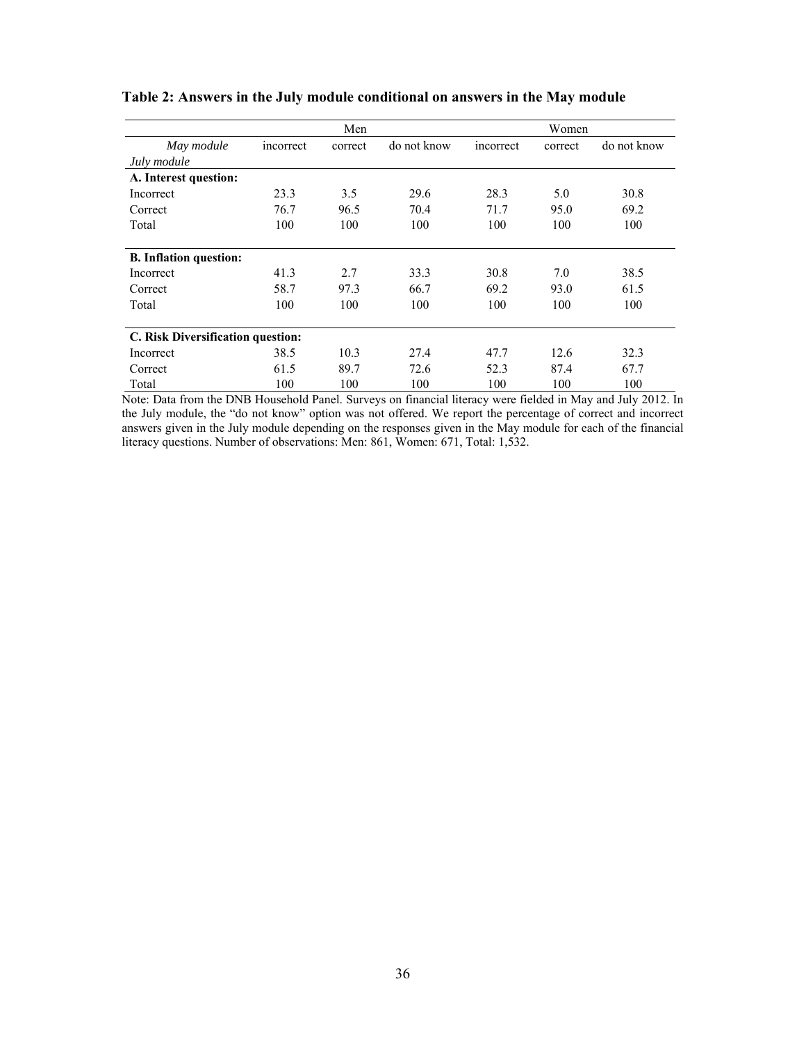**Table 2: Answers in the July module conditional on answers in the May module**

| | Men | | | Women | | |
|---|---|---|---|---|---|---|
| *May module* | incorrect | correct | do not know | incorrect | correct | do not know |
| *July module* | | | | | | |
| **A. Interest question:** | | | | | | |
| Incorrect | 23.3 | 3.5 | 29.6 | 28.3 | 5.0 | 30.8 |
| Correct | 76.7 | 96.5 | 70.4 | 71.7 | 95.0 | 69.2 |
| Total | 100 | 100 | 100 | 100 | 100 | 100 |
| **B. Inflation question:** | | | | | | |
| Incorrect | 41.3 | 2.7 | 33.3 | 30.8 | 7.0 | 38.5 |
| Correct | 58.7 | 97.3 | 66.7 | 69.2 | 93.0 | 61.5 |
| Total | 100 | 100 | 100 | 100 | 100 | 100 |
| **C. Risk Diversification question:** | | | | | | |
| Incorrect | 38.5 | 10.3 | 27.4 | 47.7 | 12.6 | 32.3 |
| Correct | 61.5 | 89.7 | 72.6 | 52.3 | 87.4 | 67.7 |
| Total | 100 | 100 | 100 | 100 | 100 | 100 |

Note: Data from the DNB Household Panel. Surveys on financial literacy were fielded in May and July 2012. In the July module, the "do not know" option was not offered. We report the percentage of correct and incorrect answers given in the July module depending on the responses given in the May module for each of the financial literacy questions. Number of observations: Men: 861, Women: 671, Total: 1,532.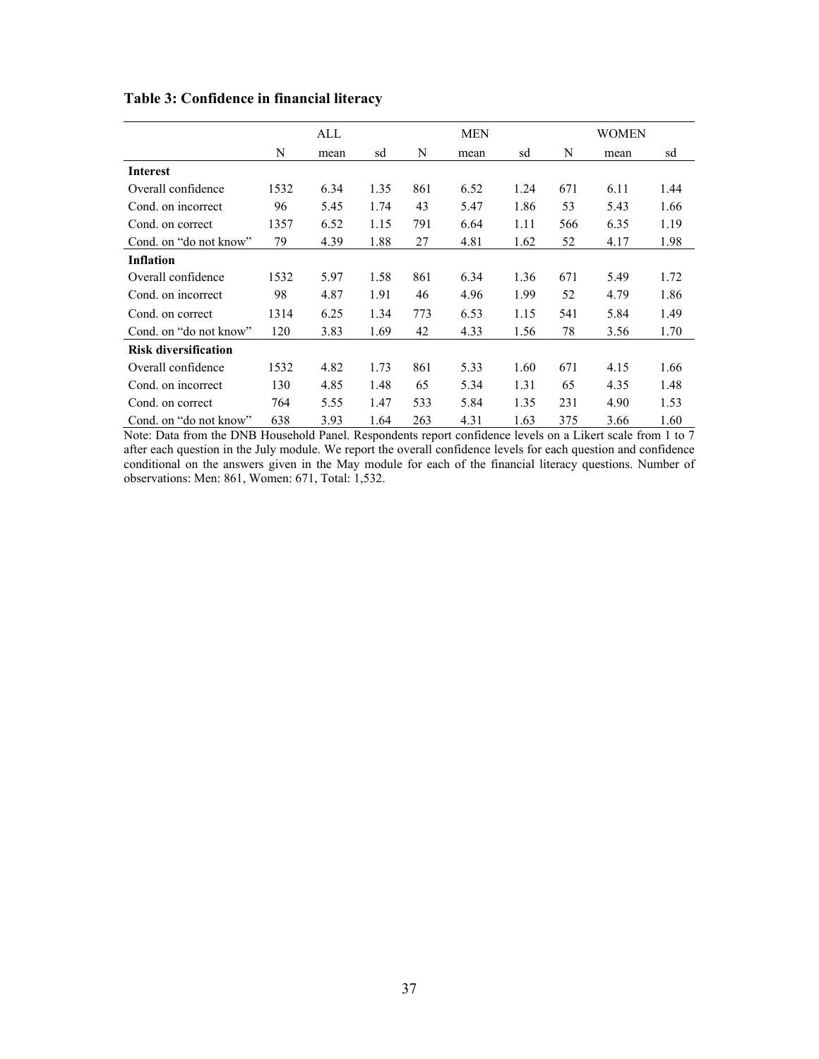**Table 3: Confidence in financial literacy**

| | ALL | | | MEN | | | WOMEN | | |
|---|---|---|---|---|---|---|---|---|---|
| | N | mean | sd | N | mean | sd | N | mean | sd |
| **Interest** | | | | | | | | | |
| Overall confidence | 1532 | 6.34 | 1.35 | 861 | 6.52 | 1.24 | 671 | 6.11 | 1.44 |
| Cond. on incorrect | 96 | 5.45 | 1.74 | 43 | 5.47 | 1.86 | 53 | 5.43 | 1.66 |
| Cond. on correct | 1357 | 6.52 | 1.15 | 791 | 6.64 | 1.11 | 566 | 6.35 | 1.19 |
| Cond. on "do not know" | 79 | 4.39 | 1.88 | 27 | 4.81 | 1.62 | 52 | 4.17 | 1.98 |
| **Inflation** | | | | | | | | | |
| Overall confidence | 1532 | 5.97 | 1.58 | 861 | 6.34 | 1.36 | 671 | 5.49 | 1.72 |
| Cond. on incorrect | 98 | 4.87 | 1.91 | 46 | 4.96 | 1.99 | 52 | 4.79 | 1.86 |
| Cond. on correct | 1314 | 6.25 | 1.34 | 773 | 6.53 | 1.15 | 541 | 5.84 | 1.49 |
| Cond. on "do not know" | 120 | 3.83 | 1.69 | 42 | 4.33 | 1.56 | 78 | 3.56 | 1.70 |
| **Risk diversification** | | | | | | | | | |
| Overall confidence | 1532 | 4.82 | 1.73 | 861 | 5.33 | 1.60 | 671 | 4.15 | 1.66 |
| Cond. on incorrect | 130 | 4.85 | 1.48 | 65 | 5.34 | 1.31 | 65 | 4.35 | 1.48 |
| Cond. on correct | 764 | 5.55 | 1.47 | 533 | 5.84 | 1.35 | 231 | 4.90 | 1.53 |
| Cond. on "do not know" | 638 | 3.93 | 1.64 | 263 | 4.31 | 1.63 | 375 | 3.66 | 1.60 |

Note: Data from the DNB Household Panel. Respondents report confidence levels on a Likert scale from 1 to 7 after each question in the July module. We report the overall confidence levels for each question and confidence conditional on the answers given in the May module for each of the financial literacy questions. Number of observations: Men: 861, Women: 671, Total: 1,532.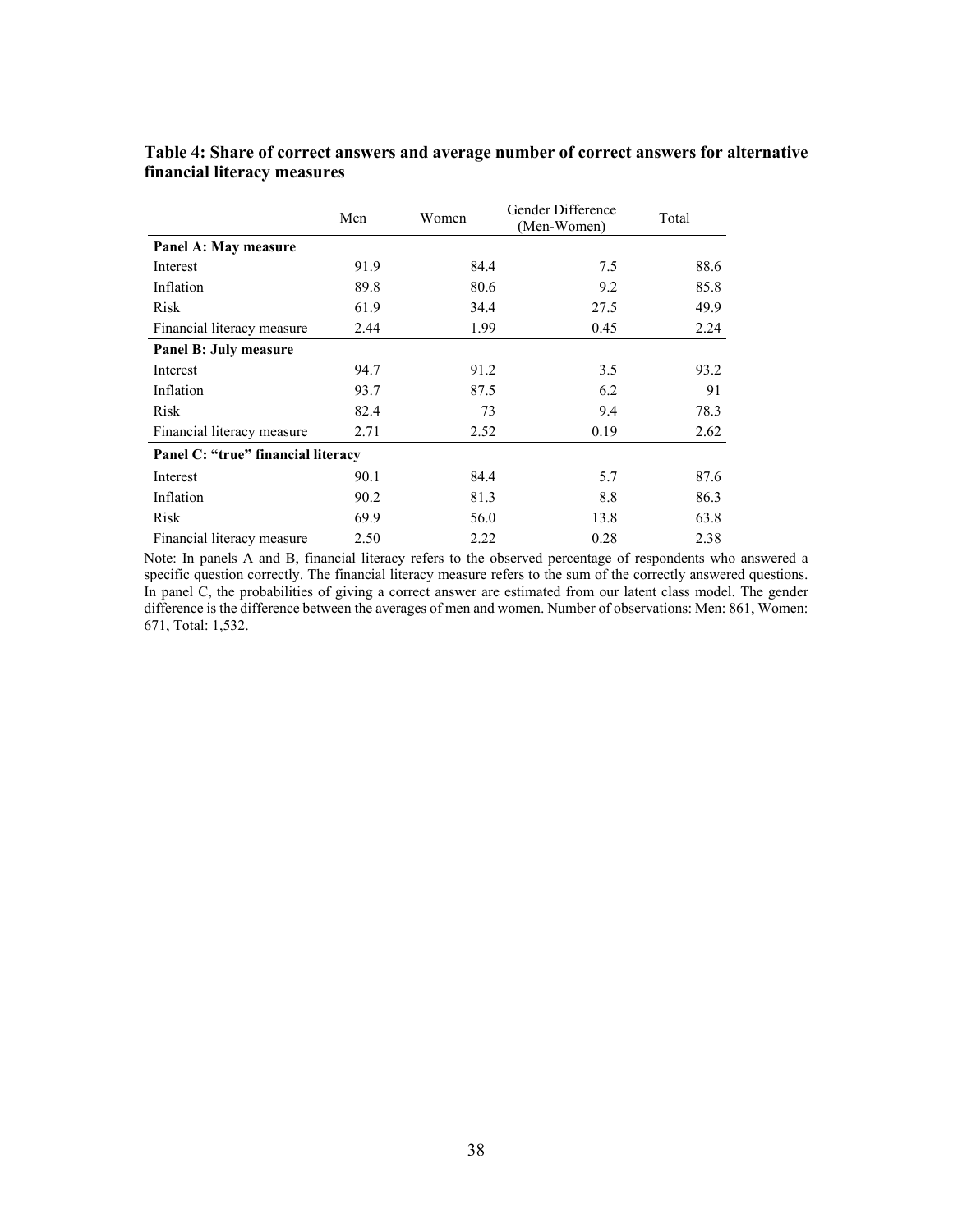**Table 4: Share of correct answers and average number of correct answers for alternative financial literacy measures**

| | Men | Women | Gender Difference (Men-Women) | Total |
|---|---|---|---|---|
| **Panel A: May measure** | | | | |
| Interest | 91.9 | 84.4 | 7.5 | 88.6 |
| Inflation | 89.8 | 80.6 | 9.2 | 85.8 |
| Risk | 61.9 | 34.4 | 27.5 | 49.9 |
| Financial literacy measure | 2.44 | 1.99 | 0.45 | 2.24 |
| **Panel B: July measure** | | | | |
| Interest | 94.7 | 91.2 | 3.5 | 93.2 |
| Inflation | 93.7 | 87.5 | 6.2 | 91 |
| Risk | 82.4 | 73 | 9.4 | 78.3 |
| Financial literacy measure | 2.71 | 2.52 | 0.19 | 2.62 |
| **Panel C: "true" financial literacy** | | | | |
| Interest | 90.1 | 84.4 | 5.7 | 87.6 |
| Inflation | 90.2 | 81.3 | 8.8 | 86.3 |
| Risk | 69.9 | 56.0 | 13.8 | 63.8 |
| Financial literacy measure | 2.50 | 2.22 | 0.28 | 2.38 |

Note: In panels A and B, financial literacy refers to the observed percentage of respondents who answered a specific question correctly. The financial literacy measure refers to the sum of the correctly answered questions. In panel C, the probabilities of giving a correct answer are estimated from our latent class model. The gender difference is the difference between the averages of men and women. Number of observations: Men: 861, Women: 671, Total: 1,532.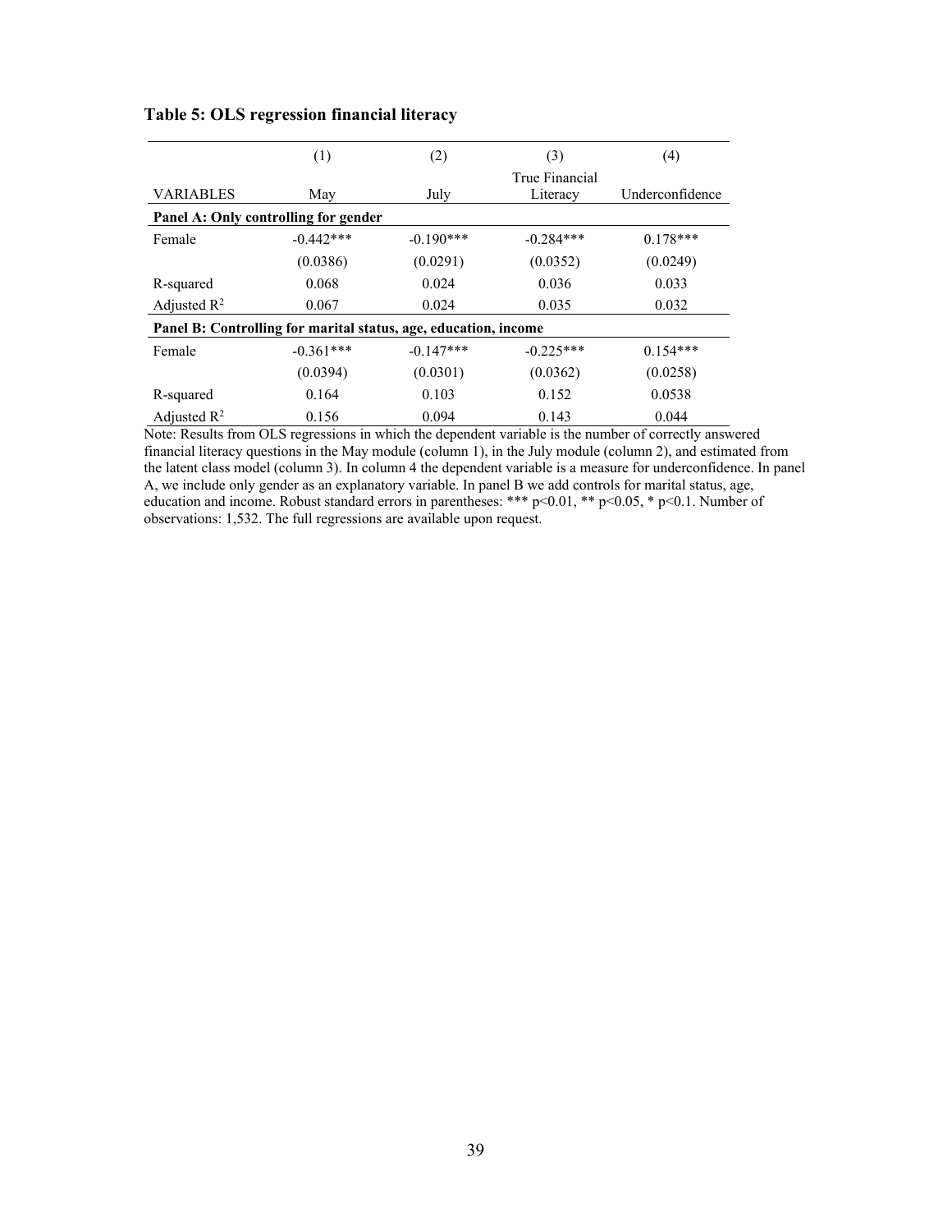**Table 5: OLS regression financial literacy**

| VARIABLES | (1)<br>May | (2)<br>July | (3)<br>True Financial Literacy | (4)<br>Underconfidence |
|---|---|---|---|---|
| **Panel A: Only controlling for gender** | | | | |
| Female | -0.442*** | -0.190*** | -0.284*** | 0.178*** |
| | (0.0386) | (0.0291) | (0.0352) | (0.0249) |
| R-squared | 0.068 | 0.024 | 0.036 | 0.033 |
| Adjusted $R^2$ | 0.067 | 0.024 | 0.035 | 0.032 |
| **Panel B: Controlling for marital status, age, education, income** | | | | |
| Female | -0.361*** | -0.147*** | -0.225*** | 0.154*** |
| | (0.0394) | (0.0301) | (0.0362) | (0.0258) |
| R-squared | 0.164 | 0.103 | 0.152 | 0.0538 |
| Adjusted $R^2$ | 0.156 | 0.094 | 0.143 | 0.044 |

Note: Results from OLS regressions in which the dependent variable is the number of correctly answered financial literacy questions in the May module (column 1), in the July module (column 2), and estimated from the latent class model (column 3). In column 4 the dependent variable is a measure for underconfidence. In panel A, we include only gender as an explanatory variable. In panel B we add controls for marital status, age, education and income. Robust standard errors in parentheses: *** $p<0.01$, ** $p<0.05$, * $p<0.1$. Number of observations: 1,532. The full regressions are available upon request.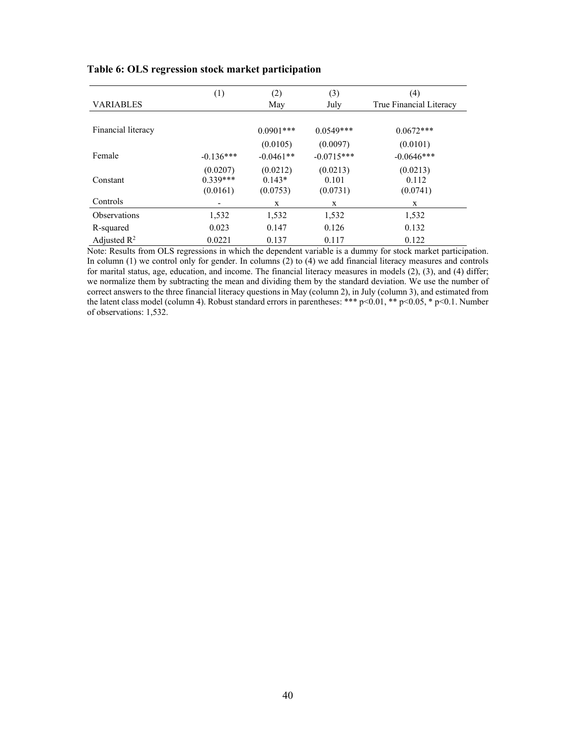**Table 6: OLS regression stock market participation**

| VARIABLES | (1) | (2)<br>May | (3)<br>July | (4)<br>True Financial Literacy |
|---|---|---|---|---|
| Financial literacy | | 0.0901*** | 0.0549*** | 0.0672*** |
| | | (0.0105) | (0.0097) | (0.0101) |
| Female | -0.136*** | -0.0461** | -0.0715*** | -0.0646*** |
| | (0.0207) | (0.0212) | (0.0213) | (0.0213) |
| Constant | 0.339*** | 0.143* | 0.101 | 0.112 |
| | (0.0161) | (0.0753) | (0.0731) | (0.0741) |
| Controls | - | x | x | x |
| Observations | 1,532 | 1,532 | 1,532 | 1,532 |
| R-squared | 0.023 | 0.147 | 0.126 | 0.132 |
| Adjusted $R^2$ | 0.0221 | 0.137 | 0.117 | 0.122 |

Note: Results from OLS regressions in which the dependent variable is a dummy for stock market participation. In column (1) we control only for gender. In columns (2) to (4) we add financial literacy measures and controls for marital status, age, education, and income. The financial literacy measures in models (2), (3), and (4) differ; we normalize them by subtracting the mean and dividing them by the standard deviation. We use the number of correct answers to the three financial literacy questions in May (column 2), in July (column 3), and estimated from the latent class model (column 4). Robust standard errors in parentheses: *** p<0.01, ** p<0.05, * p<0.1. Number of observations: 1,532.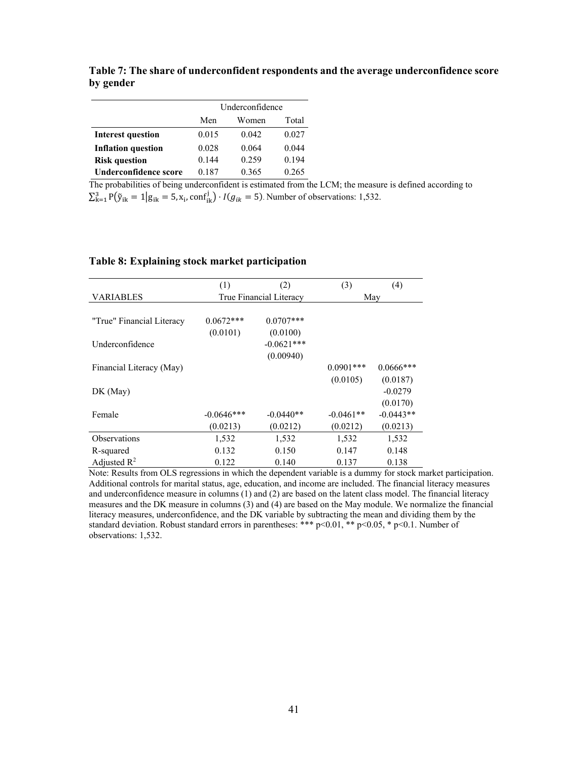**Table 7: The share of underconfident respondents and the average underconfidence score by gender**

| | Underconfidence | | |
|---|---|---|---|
| | Men | Women | Total |
| **Interest question** | 0.015 | 0.042 | 0.027 |
| **Inflation question** | 0.028 | 0.064 | 0.044 |
| **Risk question** | 0.144 | 0.259 | 0.194 |
| **Underconfidence score** | 0.187 | 0.365 | 0.265 |

The probabilities of being underconfident is estimated from the LCM; the measure is defined according to $\sum_{k=1}^{3} P(\tilde{y}_{ik} = 1 | g_{ik} = 5, x_i, conf_{ik}^{j}) \cdot I(g_{ik} = 5)$. Number of observations: 1,532.

**Table 8: Explaining stock market participation**

| | (1) | (2) | (3) | (4) |
|---|---|---|---|---|
| VARIABLES | True Financial Literacy | | May | |
| "True" Financial Literacy | 0.0672*** | 0.0707*** | | |
| | (0.0101) | (0.0100) | | |
| Underconfidence | | -0.0621*** | | |
| | | (0.00940) | | |
| Financial Literacy (May) | | | 0.0901*** | 0.0666*** |
| | | | (0.0105) | (0.0187) |
| DK (May) | | | | -0.0279 |
| | | | | (0.0170) |
| Female | -0.0646*** | -0.0440** | -0.0461** | -0.0443** |
| | (0.0213) | (0.0212) | (0.0212) | (0.0213) |
| Observations | 1,532 | 1,532 | 1,532 | 1,532 |
| R-squared | 0.132 | 0.150 | 0.147 | 0.148 |
| Adjusted $R^2$ | 0.122 | 0.140 | 0.137 | 0.138 |

Note: Results from OLS regressions in which the dependent variable is a dummy for stock market participation. Additional controls for marital status, age, education, and income are included. The financial literacy measures and underconfidence measure in columns (1) and (2) are based on the latent class model. The financial literacy measures and the DK measure in columns (3) and (4) are based on the May module. We normalize the financial literacy measures, underconfidence, and the DK variable by subtracting the mean and dividing them by the standard deviation. Robust standard errors in parentheses: *** p<0.01, ** p<0.05, * p<0.1. Number of observations: 1,532.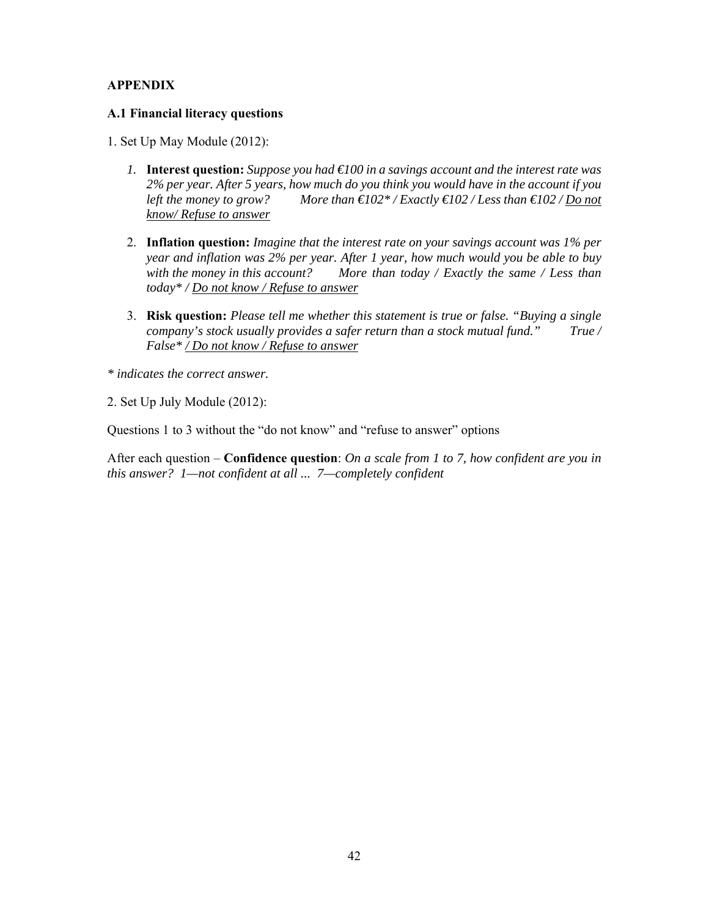## APPENDIX

### A.1 Financial literacy questions

1. Set Up May Module (2012):

   1. **Interest question:** *Suppose you had €100 in a savings account and the interest rate was 2% per year. After 5 years, how much do you think you would have in the account if you left the money to grow? More than €102* / Exactly €102 / Less than €102 / <u>Do not know/ Refuse to answer</u>*

   2. **Inflation question:** *Imagine that the interest rate on your savings account was 1% per year and inflation was 2% per year. After 1 year, how much would you be able to buy with the money in this account? More than today / Exactly the same / Less than today* / <u>Do not know / Refuse to answer</u>*

   3. **Risk question:** *Please tell me whether this statement is true or false. "Buying a single company's stock usually provides a safer return than a stock mutual fund." True / False* <u>/ Do not know / Refuse to answer</u>*

*\* indicates the correct answer.*

2. Set Up July Module (2012):

Questions 1 to 3 without the "do not know" and "refuse to answer" options

After each question – **Confidence question**: *On a scale from 1 to 7, how confident are you in this answer? 1—not confident at all ... 7—completely confident*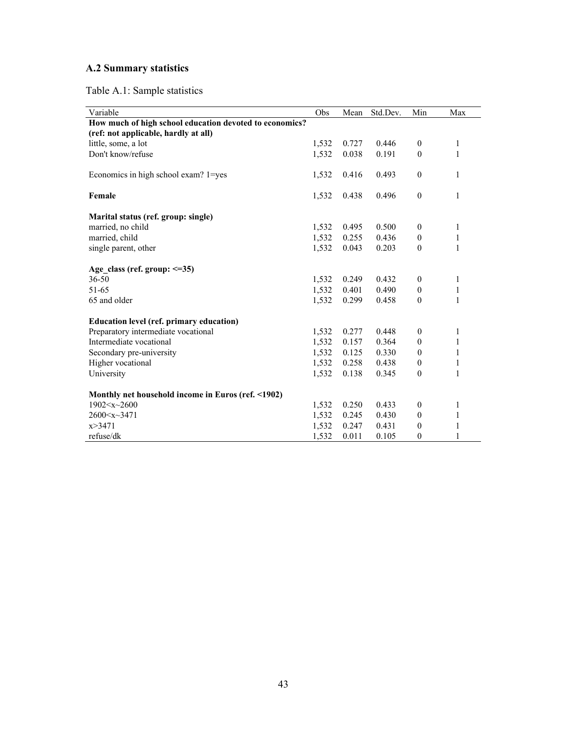### A.2 Summary statistics

Table A.1: Sample statistics

| Variable | Obs | Mean | Std.Dev. | Min | Max |
|---|---|---|---|---|---|
| **How much of high school education devoted to economics? (ref: not applicable, hardly at all)** | | | | | |
| little, some, a lot | 1,532 | 0.727 | 0.446 | 0 | 1 |
| Don't know/refuse | 1,532 | 0.038 | 0.191 | 0 | 1 |
| Economics in high school exam? 1=yes | 1,532 | 0.416 | 0.493 | 0 | 1 |
| **Female** | 1,532 | 0.438 | 0.496 | 0 | 1 |
| **Marital status (ref. group: single)** | | | | | |
| married, no child | 1,532 | 0.495 | 0.500 | 0 | 1 |
| married, child | 1,532 | 0.255 | 0.436 | 0 | 1 |
| single parent, other | 1,532 | 0.043 | 0.203 | 0 | 1 |
| **Age_class (ref. group: <=35)** | | | | | |
| 36-50 | 1,532 | 0.249 | 0.432 | 0 | 1 |
| 51-65 | 1,532 | 0.401 | 0.490 | 0 | 1 |
| 65 and older | 1,532 | 0.299 | 0.458 | 0 | 1 |
| **Education level (ref. primary education)** | | | | | |
| Preparatory intermediate vocational | 1,532 | 0.277 | 0.448 | 0 | 1 |
| Intermediate vocational | 1,532 | 0.157 | 0.364 | 0 | 1 |
| Secondary pre-university | 1,532 | 0.125 | 0.330 | 0 | 1 |
| Higher vocational | 1,532 | 0.258 | 0.438 | 0 | 1 |
| University | 1,532 | 0.138 | 0.345 | 0 | 1 |
| **Monthly net household income in Euros (ref. <1902)** | | | | | |
| 1902<x~2600 | 1,532 | 0.250 | 0.433 | 0 | 1 |
| 2600<x~3471 | 1,532 | 0.245 | 0.430 | 0 | 1 |
| x>3471 | 1,532 | 0.247 | 0.431 | 0 | 1 |
| refuse/dk | 1,532 | 0.011 | 0.105 | 0 | 1 |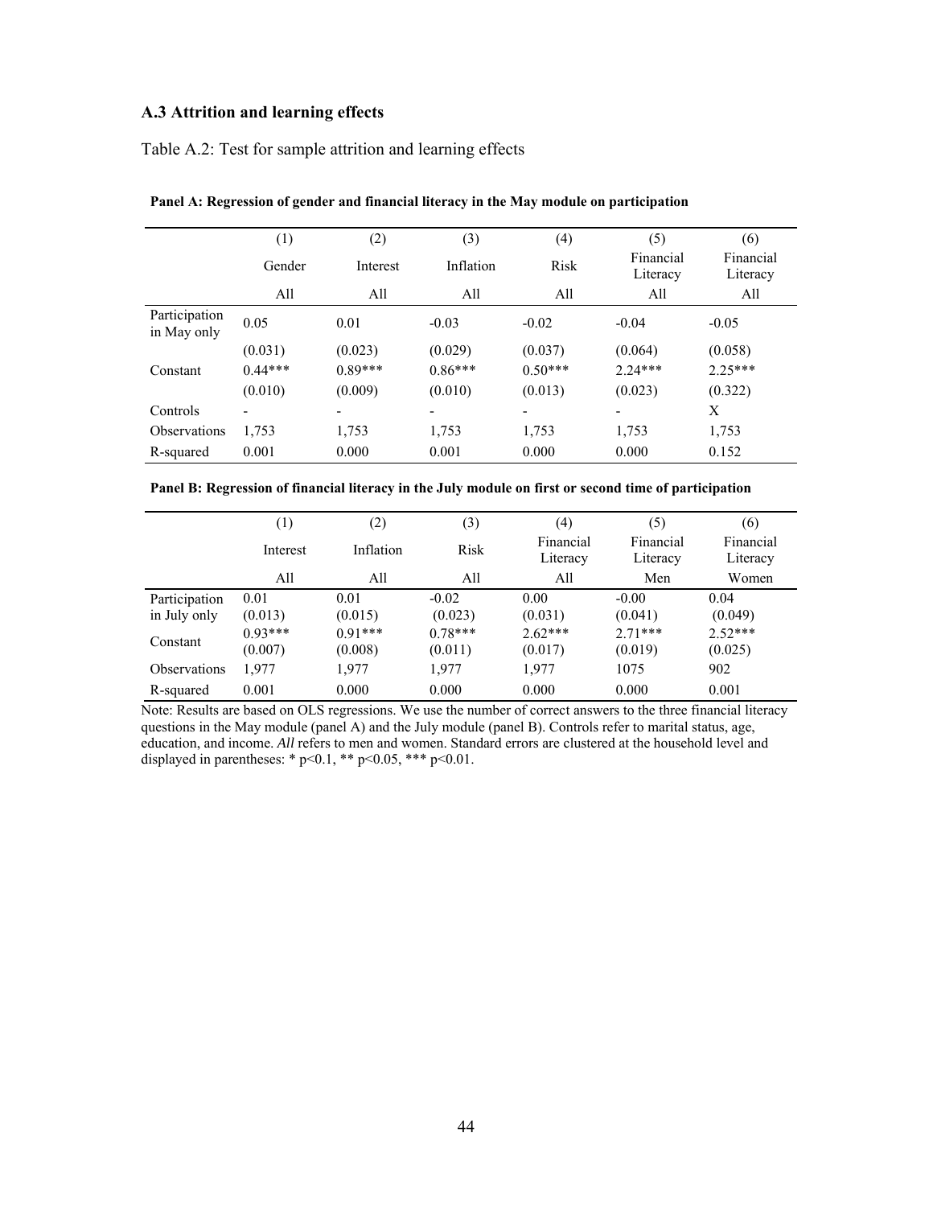### A.3 Attrition and learning effects

Table A.2: Test for sample attrition and learning effects

**Panel A: Regression of gender and financial literacy in the May module on participation**

| | (1) | (2) | (3) | (4) | (5) | (6) |
|---|---|---|---|---|---|---|
| | Gender | Interest | Inflation | Risk | Financial Literacy | Financial Literacy |
| | All | All | All | All | All | All |
| Participation in May only | 0.05 | 0.01 | -0.03 | -0.02 | -0.04 | -0.05 |
| | (0.031) | (0.023) | (0.029) | (0.037) | (0.064) | (0.058) |
| Constant | 0.44*** | 0.89*** | 0.86*** | 0.50*** | 2.24*** | 2.25*** |
| | (0.010) | (0.009) | (0.010) | (0.013) | (0.023) | (0.322) |
| Controls | - | - | - | - | - | X |
| Observations | 1,753 | 1,753 | 1,753 | 1,753 | 1,753 | 1,753 |
| R-squared | 0.001 | 0.000 | 0.001 | 0.000 | 0.000 | 0.152 |

**Panel B: Regression of financial literacy in the July module on first or second time of participation**

| | (1) | (2) | (3) | (4) | (5) | (6) |
|---|---|---|---|---|---|---|
| | Interest | Inflation | Risk | Financial Literacy | Financial Literacy | Financial Literacy |
| | All | All | All | All | Men | Women |
| Participation in July only | 0.01 | 0.01 | -0.02 | 0.00 | -0.00 | 0.04 |
| | (0.013) | (0.015) | (0.023) | (0.031) | (0.041) | (0.049) |
| Constant | 0.93*** | 0.91*** | 0.78*** | 2.62*** | 2.71*** | 2.52*** |
| | (0.007) | (0.008) | (0.011) | (0.017) | (0.019) | (0.025) |
| Observations | 1,977 | 1,977 | 1,977 | 1,977 | 1075 | 902 |
| R-squared | 0.001 | 0.000 | 0.000 | 0.000 | 0.000 | 0.001 |

Note: Results are based on OLS regressions. We use the number of correct answers to the three financial literacy questions in the May module (panel A) and the July module (panel B). Controls refer to marital status, age, education, and income. *All* refers to men and women. Standard errors are clustered at the household level and displayed in parentheses: * p<0.1, ** p<0.05, *** p<0.01.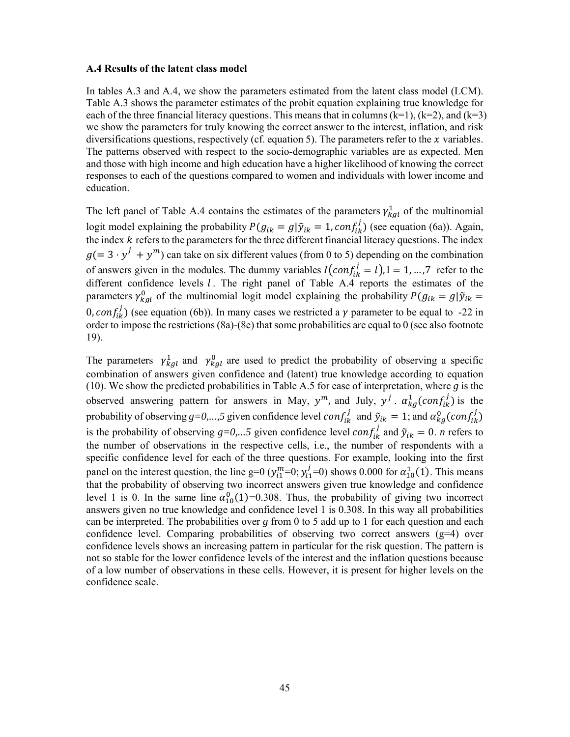**A.4 Results of the latent class model**

In tables A.3 and A.4, we show the parameters estimated from the latent class model (LCM). Table A.3 shows the parameter estimates of the probit equation explaining true knowledge for each of the three financial literacy questions. This means that in columns (k=1), (k=2), and (k=3) we show the parameters for truly knowing the correct answer to the interest, inflation, and risk diversifications questions, respectively (cf. equation 5). The parameters refer to the $x$ variables. The patterns observed with respect to the socio-demographic variables are as expected. Men and those with high income and high education have a higher likelihood of knowing the correct responses to each of the questions compared to women and individuals with lower income and education.

The left panel of Table A.4 contains the estimates of the parameters $\gamma_{kgl}^{1}$ of the multinomial logit model explaining the probability $P(g_{ik} = g|\tilde{y}_{ik} = 1, conf_{ik}^{j})$ (see equation (6a)). Again, the index $k$ refers to the parameters for the three different financial literacy questions. The index $g(= 3 \cdot y^{j} + y^{m})$ can take on six different values (from 0 to 5) depending on the combination of answers given in the modules. The dummy variables $I(conf_{ik}^{j} = l), l = 1, \ldots, 7$ refer to the different confidence levels $l$. The right panel of Table A.4 reports the estimates of the parameters $\gamma_{kgl}^{0}$ of the multinomial logit model explaining the probability $P(g_{ik} = g|\tilde{y}_{ik} = 0, conf_{ik}^{j})$ (see equation (6b)). In many cases we restricted a $\gamma$ parameter to be equal to -22 in order to impose the restrictions (8a)-(8e) that some probabilities are equal to 0 (see also footnote 19).

The parameters $\gamma_{kgl}^{1}$ and $\gamma_{kgl}^{0}$ are used to predict the probability of observing a specific combination of answers given confidence and (latent) true knowledge according to equation (10). We show the predicted probabilities in Table A.5 for ease of interpretation, where $g$ is the observed answering pattern for answers in May, $y^{m}$, and July, $y^{j}$. $\alpha_{kg}^{1}(conf_{ik}^{j})$ is the probability of observing $g$=0,...,5 given confidence level $conf_{ik}^{j}$ and $\tilde{y}_{ik} = 1$; and $\alpha_{kg}^{0}(conf_{ik}^{j})$ is the probability of observing $g$=0,...5 given confidence level $conf_{ik}^{j}$ and $\tilde{y}_{ik} = 0$. $n$ refers to the number of observations in the respective cells, i.e., the number of respondents with a specific confidence level for each of the three questions. For example, looking into the first panel on the interest question, the line g=0 ($y_{i1}^{m}$=0; $y_{i1}^{j}$=0) shows 0.000 for $\alpha_{10}^{1}(1)$. This means that the probability of observing two incorrect answers given true knowledge and confidence level 1 is 0. In the same line $\alpha_{10}^{0}(1)$=0.308. Thus, the probability of giving two incorrect answers given no true knowledge and confidence level 1 is 0.308. In this way all probabilities can be interpreted. The probabilities over $g$ from 0 to 5 add up to 1 for each question and each confidence level. Comparing probabilities of observing two correct answers (g=4) over confidence levels shows an increasing pattern in particular for the risk question. The pattern is not so stable for the lower confidence levels of the interest and the inflation questions because of a low number of observations in these cells. However, it is present for higher levels on the confidence scale.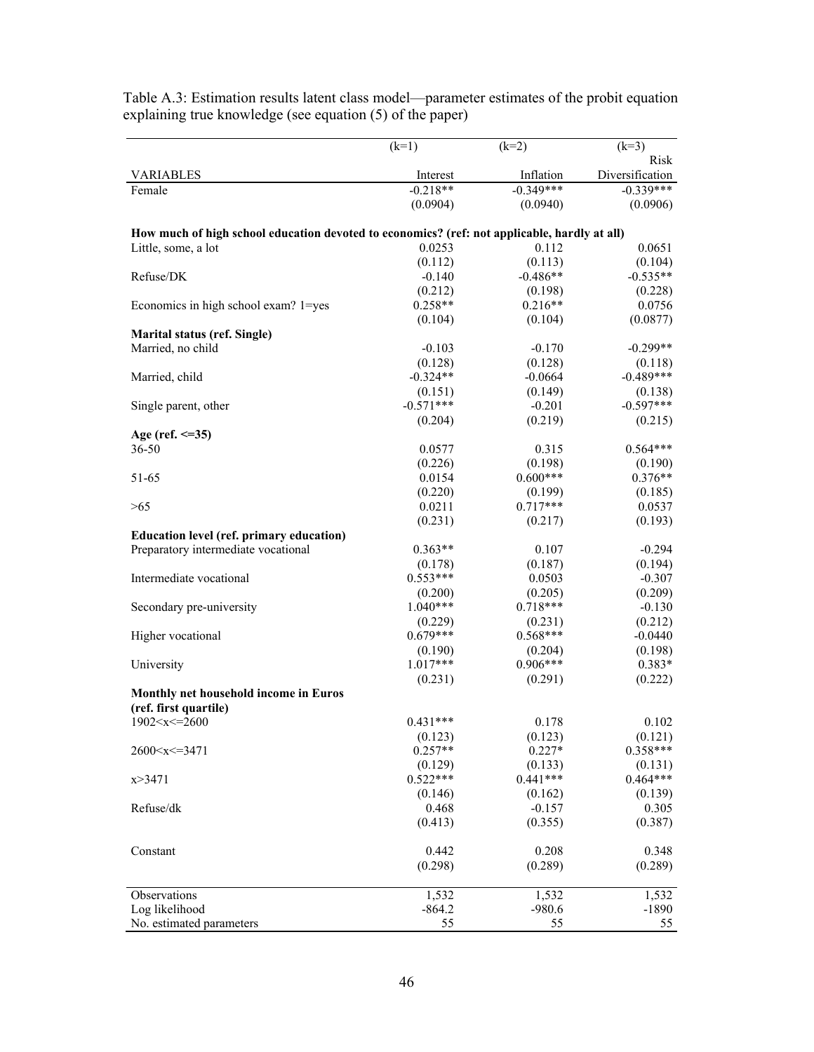Table A.3: Estimation results latent class model—parameter estimates of the probit equation explaining true knowledge (see equation (5) of the paper)

| | (k=1) | (k=2) | (k=3) |
|---|---|---|---|
| VARIABLES | Interest | Inflation | Risk Diversification |
| Female | -0.218** | -0.349*** | -0.339*** |
| | (0.0904) | (0.0940) | (0.0906) |
| **How much of high school education devoted to economics? (ref: not applicable, hardly at all)** | | | |
| Little, some, a lot | 0.0253 | 0.112 | 0.0651 |
| | (0.112) | (0.113) | (0.104) |
| Refuse/DK | -0.140 | -0.486** | -0.535** |
| | (0.212) | (0.198) | (0.228) |
| Economics in high school exam? 1=yes | 0.258** | 0.216** | 0.0756 |
| | (0.104) | (0.104) | (0.0877) |
| **Marital status (ref. Single)** | | | |
| Married, no child | -0.103 | -0.170 | -0.299** |
| | (0.128) | (0.128) | (0.118) |
| Married, child | -0.324** | -0.0664 | -0.489*** |
| | (0.151) | (0.149) | (0.138) |
| Single parent, other | -0.571*** | -0.201 | -0.597*** |
| | (0.204) | (0.219) | (0.215) |
| **Age (ref. <=35)** | | | |
| 36-50 | 0.0577 | 0.315 | 0.564*** |
| | (0.226) | (0.198) | (0.190) |
| 51-65 | 0.0154 | 0.600*** | 0.376** |
| | (0.220) | (0.199) | (0.185) |
| >65 | 0.0211 | 0.717*** | 0.0537 |
| | (0.231) | (0.217) | (0.193) |
| **Education level (ref. primary education)** | | | |
| Preparatory intermediate vocational | 0.363** | 0.107 | -0.294 |
| | (0.178) | (0.187) | (0.194) |
| Intermediate vocational | 0.553*** | 0.0503 | -0.307 |
| | (0.200) | (0.205) | (0.209) |
| Secondary pre-university | 1.040*** | 0.718*** | -0.130 |
| | (0.229) | (0.231) | (0.212) |
| Higher vocational | 0.679*** | 0.568*** | -0.0440 |
| | (0.190) | (0.204) | (0.198) |
| University | 1.017*** | 0.906*** | 0.383* |
| | (0.231) | (0.291) | (0.222) |
| **Monthly net household income in Euros (ref. first quartile)** | | | |
| 1902<x<=2600 | 0.431*** | 0.178 | 0.102 |
| | (0.123) | (0.123) | (0.121) |
| 2600<x<=3471 | 0.257** | 0.227* | 0.358*** |
| | (0.129) | (0.133) | (0.131) |
| x>3471 | 0.522*** | 0.441*** | 0.464*** |
| | (0.146) | (0.162) | (0.139) |
| Refuse/dk | 0.468 | -0.157 | 0.305 |
| | (0.413) | (0.355) | (0.387) |
| Constant | 0.442 | 0.208 | 0.348 |
| | (0.298) | (0.289) | (0.289) |
| Observations | 1,532 | 1,532 | 1,532 |
| Log likelihood | -864.2 | -980.6 | -1890 |
| No. estimated parameters | 55 | 55 | 55 |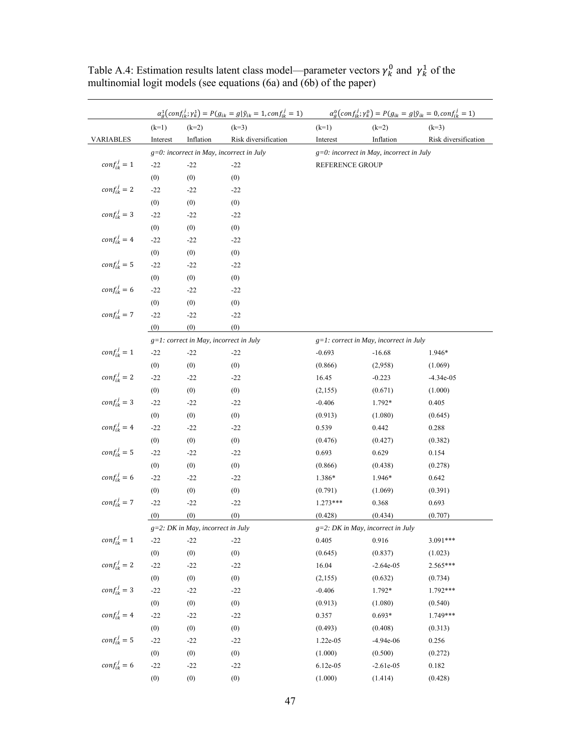Table A.4: Estimation results latent class model—parameter vectors $\gamma_k^0$ and $\gamma_k^1$ of the multinomial logit models (see equations (6a) and (6b) of the paper)

| | $\alpha_g^1(conf_{ik}^j;\gamma_k^1) = P(g_{ik} = g \mid \tilde{y}_{ik} = 1, conf_{ik}^j = 1)$ | | | $\alpha_g^0(conf_{ik}^j;\gamma_k^0) = P(g_{ik} = g \mid \tilde{y}_{ik} = 0, conf_{ik}^j = 1)$ | | |
|---|---|---|---|---|---|---|
| | (k=1) | (k=2) | (k=3) | (k=1) | (k=2) | (k=3) |
| VARIABLES | Interest | Inflation | Risk diversification | Interest | Inflation | Risk diversification |
| | *g=0: incorrect in May, incorrect in July* | | | *g=0: incorrect in May, incorrect in July* | | |
| $conf_{ik}^j = 1$ | -22 | -22 | -22 | REFERENCE GROUP | | |
| | (0) | (0) | (0) | | | |
| $conf_{ik}^j = 2$ | -22 | -22 | -22 | | | |
| | (0) | (0) | (0) | | | |
| $conf_{ik}^j = 3$ | -22 | -22 | -22 | | | |
| | (0) | (0) | (0) | | | |
| $conf_{ik}^j = 4$ | -22 | -22 | -22 | | | |
| | (0) | (0) | (0) | | | |
| $conf_{ik}^j = 5$ | -22 | -22 | -22 | | | |
| | (0) | (0) | (0) | | | |
| $conf_{ik}^j = 6$ | -22 | -22 | -22 | | | |
| | (0) | (0) | (0) | | | |
| $conf_{ik}^j = 7$ | -22 | -22 | -22 | | | |
| | (0) | (0) | (0) | | | |
| | *g=1: correct in May, incorrect in July* | | | *g=1: correct in May, incorrect in July* | | |
| $conf_{ik}^j = 1$ | -22 | -22 | -22 | -0.693 | -16.68 | 1.946* |
| | (0) | (0) | (0) | (0.866) | (2,958) | (1.069) |
| $conf_{ik}^j = 2$ | -22 | -22 | -22 | 16.45 | -0.223 | -4.34e-05 |
| | (0) | (0) | (0) | (2,155) | (0.671) | (1.000) |
| $conf_{ik}^j = 3$ | -22 | -22 | -22 | -0.406 | 1.792* | 0.405 |
| | (0) | (0) | (0) | (0.913) | (1.080) | (0.645) |
| $conf_{ik}^j = 4$ | -22 | -22 | -22 | 0.539 | 0.442 | 0.288 |
| | (0) | (0) | (0) | (0.476) | (0.427) | (0.382) |
| $conf_{ik}^j = 5$ | -22 | -22 | -22 | 0.693 | 0.629 | 0.154 |
| | (0) | (0) | (0) | (0.866) | (0.438) | (0.278) |
| $conf_{ik}^j = 6$ | -22 | -22 | -22 | 1.386* | 1.946* | 0.642 |
| | (0) | (0) | (0) | (0.791) | (1.069) | (0.391) |
| $conf_{ik}^j = 7$ | -22 | -22 | -22 | 1.273*** | 0.368 | 0.693 |
| | (0) | (0) | (0) | (0.428) | (0.434) | (0.707) |
| | *g=2: DK in May, incorrect in July* | | | *g=2: DK in May, incorrect in July* | | |
| $conf_{ik}^j = 1$ | -22 | -22 | -22 | 0.405 | 0.916 | 3.091*** |
| | (0) | (0) | (0) | (0.645) | (0.837) | (1.023) |
| $conf_{ik}^j = 2$ | -22 | -22 | -22 | 16.04 | -2.64e-05 | 2.565*** |
| | (0) | (0) | (0) | (2,155) | (0.632) | (0.734) |
| $conf_{ik}^j = 3$ | -22 | -22 | -22 | -0.406 | 1.792* | 1.792*** |
| | (0) | (0) | (0) | (0.913) | (1.080) | (0.540) |
| $conf_{ik}^j = 4$ | -22 | -22 | -22 | 0.357 | 0.693* | 1.749*** |
| | (0) | (0) | (0) | (0.493) | (0.408) | (0.313) |
| $conf_{ik}^j = 5$ | -22 | -22 | -22 | 1.22e-05 | -4.94e-06 | 0.256 |
| | (0) | (0) | (0) | (1.000) | (0.500) | (0.272) |
| $conf_{ik}^j = 6$ | -22 | -22 | -22 | 6.12e-05 | -2.61e-05 | 0.182 |
| | (0) | (0) | (0) | (1.000) | (1.414) | (0.428) |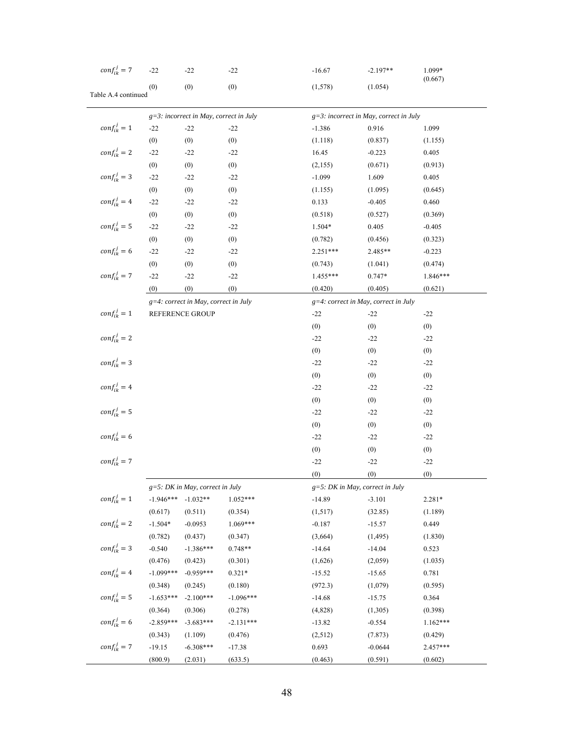| $conf_{ik}^j = 7$ | -22 | -22 | -22 | -16.67 | -2.197** | 1.099* |
|---|---|---|---|---|---|---|
| | (0) | (0) | (0) | (1,578) | (1.054) | (0.667) |

Table A.4 continued

| | *g=3: incorrect in May, correct in July* | | | *g=3: incorrect in May, correct in July* | | |
|---|---|---|---|---|---|---|
| $conf_{ik}^j = 1$ | -22 | -22 | -22 | -1.386 | 0.916 | 1.099 |
| | (0) | (0) | (0) | (1.118) | (0.837) | (1.155) |
| $conf_{ik}^j = 2$ | -22 | -22 | -22 | 16.45 | -0.223 | 0.405 |
| | (0) | (0) | (0) | (2,155) | (0.671) | (0.913) |
| $conf_{ik}^j = 3$ | -22 | -22 | -22 | -1.099 | 1.609 | 0.405 |
| | (0) | (0) | (0) | (1.155) | (1.095) | (0.645) |
| $conf_{ik}^j = 4$ | -22 | -22 | -22 | 0.133 | -0.405 | 0.460 |
| | (0) | (0) | (0) | (0.518) | (0.527) | (0.369) |
| $conf_{ik}^j = 5$ | -22 | -22 | -22 | 1.504* | 0.405 | -0.405 |
| | (0) | (0) | (0) | (0.782) | (0.456) | (0.323) |
| $conf_{ik}^j = 6$ | -22 | -22 | -22 | 2.251*** | 2.485** | -0.223 |
| | (0) | (0) | (0) | (0.743) | (1.041) | (0.474) |
| $conf_{ik}^j = 7$ | -22 | -22 | -22 | 1.455*** | 0.747* | 1.846*** |
| | (0) | (0) | (0) | (0.420) | (0.405) | (0.621) |
| | *g=4: correct in May, correct in July* | | | *g=4: correct in May, correct in July* | | |
| $conf_{ik}^j = 1$ | REFERENCE GROUP | | | -22 | -22 | -22 |
| | | | | (0) | (0) | (0) |
| $conf_{ik}^j = 2$ | | | | -22 | -22 | -22 |
| | | | | (0) | (0) | (0) |
| $conf_{ik}^j = 3$ | | | | -22 | -22 | -22 |
| | | | | (0) | (0) | (0) |
| $conf_{ik}^j = 4$ | | | | -22 | -22 | -22 |
| | | | | (0) | (0) | (0) |
| $conf_{ik}^j = 5$ | | | | -22 | -22 | -22 |
| | | | | (0) | (0) | (0) |
| $conf_{ik}^j = 6$ | | | | -22 | -22 | -22 |
| | | | | (0) | (0) | (0) |
| $conf_{ik}^j = 7$ | | | | -22 | -22 | -22 |
| | | | | (0) | (0) | (0) |
| | *g=5: DK in May, correct in July* | | | *g=5: DK in May, correct in July* | | |
| $conf_{ik}^j = 1$ | -1.946*** | -1.032** | 1.052*** | -14.89 | -3.101 | 2.281* |
| | (0.617) | (0.511) | (0.354) | (1,517) | (32.85) | (1.189) |
| $conf_{ik}^j = 2$ | -1.504* | -0.0953 | 1.069*** | -0.187 | -15.57 | 0.449 |
| | (0.782) | (0.437) | (0.347) | (3,664) | (1,495) | (1.830) |
| $conf_{ik}^j = 3$ | -0.540 | -1.386*** | 0.748** | -14.64 | -14.04 | 0.523 |
| | (0.476) | (0.423) | (0.301) | (1,626) | (2,059) | (1.035) |
| $conf_{ik}^j = 4$ | -1.099*** | -0.959*** | 0.321* | -15.52 | -15.65 | 0.781 |
| | (0.348) | (0.245) | (0.180) | (972.3) | (1,079) | (0.595) |
| $conf_{ik}^j = 5$ | -1.653*** | -2.100*** | -1.096*** | -14.68 | -15.75 | 0.364 |
| | (0.364) | (0.306) | (0.278) | (4,828) | (1,305) | (0.398) |
| $conf_{ik}^j = 6$ | -2.859*** | -3.683*** | -2.131*** | -13.82 | -0.554 | 1.162*** |
| | (0.343) | (1.109) | (0.476) | (2,512) | (7.873) | (0.429) |
| $conf_{ik}^j = 7$ | -19.15 | -6.308*** | -17.38 | 0.693 | -0.0644 | 2.457*** |
| | (800.9) | (2.031) | (633.5) | (0.463) | (0.591) | (0.602) |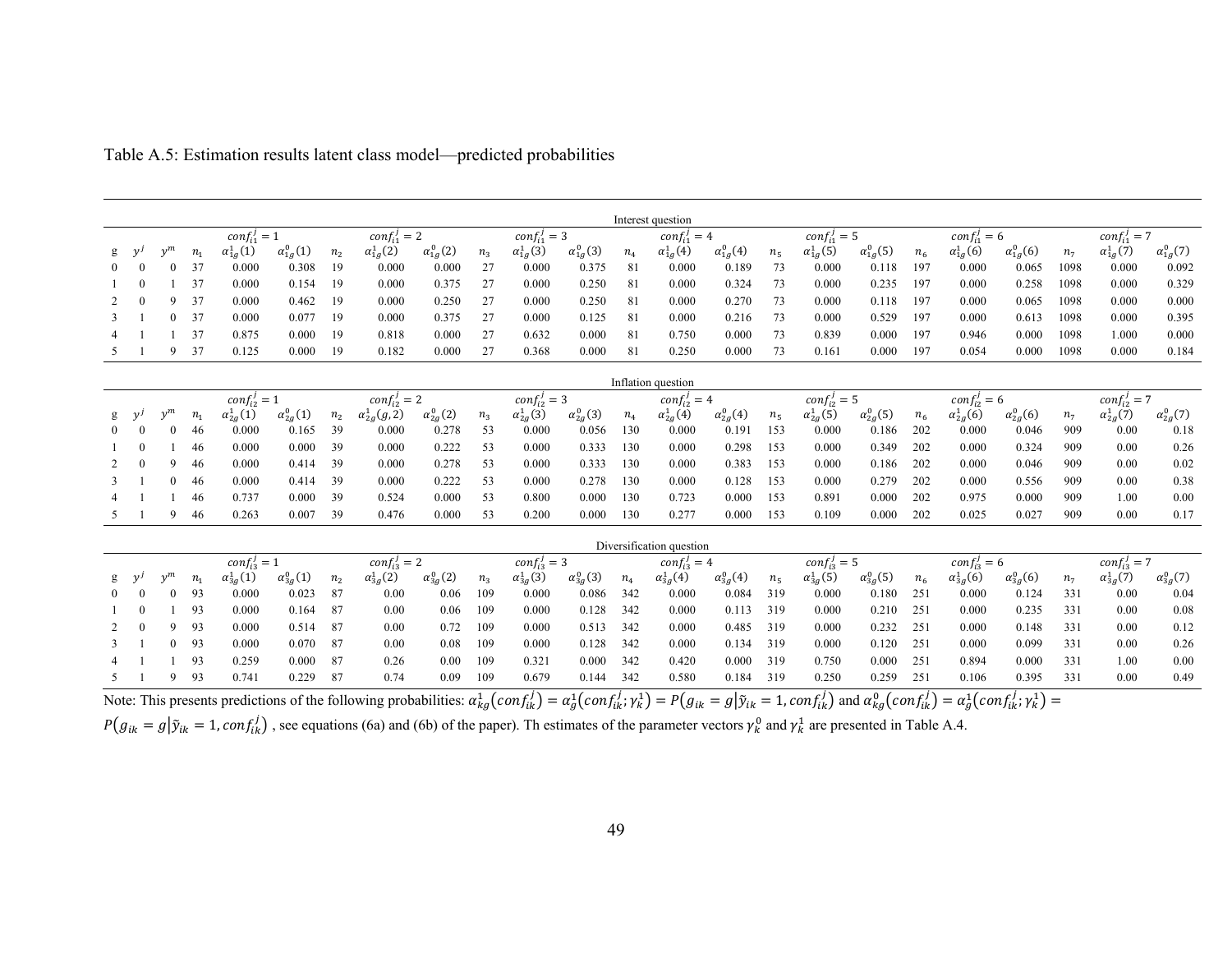Table A.5: Estimation results latent class model—predicted probabilities

| | | | | Interest question | | | | | | | | | | | | | | | | | | | | |
|---|---|---|---|---|---|---|---|---|---|---|---|---|---|---|---|---|---|---|---|---|---|---|---|---|
| | | | | $conf_{i1}^j = 1$ | | | $conf_{i1}^j = 2$ | | | $conf_{i1}^j = 3$ | | | $conf_{i1}^j = 4$ | | | $conf_{i1}^j = 5$ | | | $conf_{i1}^j = 6$ | | | $conf_{i1}^j = 7$ | |
| g | $y^j$ | $y^m$ | $n_1$ | $\alpha_{1g}^1(1)$ | $\alpha_{1g}^0(1)$ | $n_2$ | $\alpha_{1g}^1(2)$ | $\alpha_{1g}^0(2)$ | $n_3$ | $\alpha_{1g}^1(3)$ | $\alpha_{1g}^0(3)$ | $n_4$ | $\alpha_{1g}^1(4)$ | $\alpha_{1g}^0(4)$ | $n_5$ | $\alpha_{1g}^1(5)$ | $\alpha_{1g}^0(5)$ | $n_6$ | $\alpha_{1g}^1(6)$ | $\alpha_{1g}^0(6)$ | $n_7$ | $\alpha_{1g}^1(7)$ | $\alpha_{1g}^0(7)$ |
| 0 | 0 | 0 | 37 | 0.000 | 0.308 | 19 | 0.000 | 0.000 | 27 | 0.000 | 0.375 | 81 | 0.000 | 0.189 | 73 | 0.000 | 0.118 | 197 | 0.000 | 0.065 | 1098 | 0.000 | 0.092 |
| 1 | 0 | 1 | 37 | 0.000 | 0.154 | 19 | 0.000 | 0.375 | 27 | 0.000 | 0.250 | 81 | 0.000 | 0.324 | 73 | 0.000 | 0.235 | 197 | 0.000 | 0.258 | 1098 | 0.000 | 0.329 |
| 2 | 0 | 9 | 37 | 0.000 | 0.462 | 19 | 0.000 | 0.250 | 27 | 0.000 | 0.250 | 81 | 0.000 | 0.270 | 73 | 0.000 | 0.118 | 197 | 0.000 | 0.065 | 1098 | 0.000 | 0.000 |
| 3 | 1 | 0 | 37 | 0.000 | 0.077 | 19 | 0.000 | 0.375 | 27 | 0.000 | 0.125 | 81 | 0.000 | 0.216 | 73 | 0.000 | 0.529 | 197 | 0.000 | 0.613 | 1098 | 0.000 | 0.395 |
| 4 | 1 | 1 | 37 | 0.875 | 0.000 | 19 | 0.818 | 0.000 | 27 | 0.632 | 0.000 | 81 | 0.750 | 0.000 | 73 | 0.839 | 0.000 | 197 | 0.946 | 0.000 | 1098 | 1.000 | 0.000 |
| 5 | 1 | 9 | 37 | 0.125 | 0.000 | 19 | 0.182 | 0.000 | 27 | 0.368 | 0.000 | 81 | 0.250 | 0.000 | 73 | 0.161 | 0.000 | 197 | 0.054 | 0.000 | 1098 | 0.000 | 0.184 |

| | | | | Inflation question | | | | | | | | | | | | | | | | | | | | |
|---|---|---|---|---|---|---|---|---|---|---|---|---|---|---|---|---|---|---|---|---|---|---|---|---|
| | | | | $conf_{i2}^j = 1$ | | | $conf_{i2}^j = 2$ | | | $conf_{i2}^j = 3$ | | | $conf_{i2}^j = 4$ | | | $conf_{i2}^j = 5$ | | | $conf_{i2}^j = 6$ | | | $conf_{i2}^j = 7$ | |
| g | $y^j$ | $y^m$ | $n_1$ | $\alpha_{2g}^1(1)$ | $\alpha_{2g}^0(1)$ | $n_2$ | $\alpha_{2g}^1(g,2)$ | $\alpha_{2g}^0(2)$ | $n_3$ | $\alpha_{2g}^1(3)$ | $\alpha_{2g}^0(3)$ | $n_4$ | $\alpha_{2g}^1(4)$ | $\alpha_{2g}^0(4)$ | $n_5$ | $\alpha_{2g}^1(5)$ | $\alpha_{2g}^0(5)$ | $n_6$ | $\alpha_{2g}^1(6)$ | $\alpha_{2g}^0(6)$ | $n_7$ | $\alpha_{2g}^1(7)$ | $\alpha_{2g}^0(7)$ |
| 0 | 0 | 0 | 46 | 0.000 | 0.165 | 39 | 0.000 | 0.278 | 53 | 0.000 | 0.056 | 130 | 0.000 | 0.191 | 153 | 0.000 | 0.186 | 202 | 0.000 | 0.046 | 909 | 0.00 | 0.18 |
| 1 | 0 | 1 | 46 | 0.000 | 0.000 | 39 | 0.000 | 0.222 | 53 | 0.000 | 0.333 | 130 | 0.000 | 0.298 | 153 | 0.000 | 0.349 | 202 | 0.000 | 0.324 | 909 | 0.00 | 0.26 |
| 2 | 0 | 9 | 46 | 0.000 | 0.414 | 39 | 0.000 | 0.278 | 53 | 0.000 | 0.333 | 130 | 0.000 | 0.383 | 153 | 0.000 | 0.186 | 202 | 0.000 | 0.046 | 909 | 0.00 | 0.02 |
| 3 | 1 | 0 | 46 | 0.000 | 0.414 | 39 | 0.000 | 0.222 | 53 | 0.000 | 0.278 | 130 | 0.000 | 0.128 | 153 | 0.000 | 0.279 | 202 | 0.000 | 0.556 | 909 | 0.00 | 0.38 |
| 4 | 1 | 1 | 46 | 0.737 | 0.000 | 39 | 0.524 | 0.000 | 53 | 0.800 | 0.000 | 130 | 0.723 | 0.000 | 153 | 0.891 | 0.000 | 202 | 0.975 | 0.000 | 909 | 1.00 | 0.00 |
| 5 | 1 | 9 | 46 | 0.263 | 0.007 | 39 | 0.476 | 0.000 | 53 | 0.200 | 0.000 | 130 | 0.277 | 0.000 | 153 | 0.109 | 0.000 | 202 | 0.025 | 0.027 | 909 | 0.00 | 0.17 |

| | | | | Diversification question | | | | | | | | | | | | | | | | | | | | |
|---|---|---|---|---|---|---|---|---|---|---|---|---|---|---|---|---|---|---|---|---|---|---|---|---|
| | | | | $conf_{i3}^j = 1$ | | | $conf_{i3}^j = 2$ | | | $conf_{i3}^j = 3$ | | | $conf_{i3}^j = 4$ | | | $conf_{i3}^j = 5$ | | | $conf_{i3}^j = 6$ | | | $conf_{i3}^j = 7$ | |
| g | $y^j$ | $y^m$ | $n_1$ | $\alpha_{3g}^1(1)$ | $\alpha_{3g}^0(1)$ | $n_2$ | $\alpha_{3g}^1(2)$ | $\alpha_{3g}^0(2)$ | $n_3$ | $\alpha_{3g}^1(3)$ | $\alpha_{3g}^0(3)$ | $n_4$ | $\alpha_{3g}^1(4)$ | $\alpha_{3g}^0(4)$ | $n_5$ | $\alpha_{3g}^1(5)$ | $\alpha_{3g}^0(5)$ | $n_6$ | $\alpha_{3g}^1(6)$ | $\alpha_{3g}^0(6)$ | $n_7$ | $\alpha_{3g}^1(7)$ | $\alpha_{3g}^0(7)$ |
| 0 | 0 | 0 | 93 | 0.000 | 0.023 | 87 | 0.00 | 0.06 | 109 | 0.000 | 0.086 | 342 | 0.000 | 0.084 | 319 | 0.000 | 0.180 | 251 | 0.000 | 0.124 | 331 | 0.00 | 0.04 |
| 1 | 0 | 1 | 93 | 0.000 | 0.164 | 87 | 0.00 | 0.06 | 109 | 0.000 | 0.128 | 342 | 0.000 | 0.113 | 319 | 0.000 | 0.210 | 251 | 0.000 | 0.235 | 331 | 0.00 | 0.08 |
| 2 | 0 | 9 | 93 | 0.000 | 0.514 | 87 | 0.00 | 0.72 | 109 | 0.000 | 0.513 | 342 | 0.000 | 0.485 | 319 | 0.000 | 0.232 | 251 | 0.000 | 0.148 | 331 | 0.00 | 0.12 |
| 3 | 1 | 0 | 93 | 0.000 | 0.070 | 87 | 0.00 | 0.08 | 109 | 0.000 | 0.128 | 342 | 0.000 | 0.134 | 319 | 0.000 | 0.120 | 251 | 0.000 | 0.099 | 331 | 0.00 | 0.26 |
| 4 | 1 | 1 | 93 | 0.259 | 0.000 | 87 | 0.26 | 0.00 | 109 | 0.321 | 0.000 | 342 | 0.420 | 0.000 | 319 | 0.750 | 0.000 | 251 | 0.894 | 0.000 | 331 | 1.00 | 0.00 |
| 5 | 1 | 9 | 93 | 0.741 | 0.229 | 87 | 0.74 | 0.09 | 109 | 0.679 | 0.144 | 342 | 0.580 | 0.184 | 319 | 0.250 | 0.259 | 251 | 0.106 | 0.395 | 331 | 0.00 | 0.49 |

Note: This presents predictions of the following probabilities: $\alpha_{kg}^1(conf_{ik}^j) = \alpha_g^1(conf_{ik}^j; \gamma_k^1) = P(g_{ik} = g|\tilde{y}_{ik} = 1, conf_{ik}^j)$ and $\alpha_{kg}^0(conf_{ik}^j) = \alpha_g^1(conf_{ik}^j; \gamma_k^1) = P(g_{ik} = g|\tilde{y}_{ik} = 1, conf_{ik}^j)$ , see equations (6a) and (6b) of the paper). Th estimates of the parameter vectors $\gamma_k^0$ and $\gamma_k^1$ are presented in Table A.4.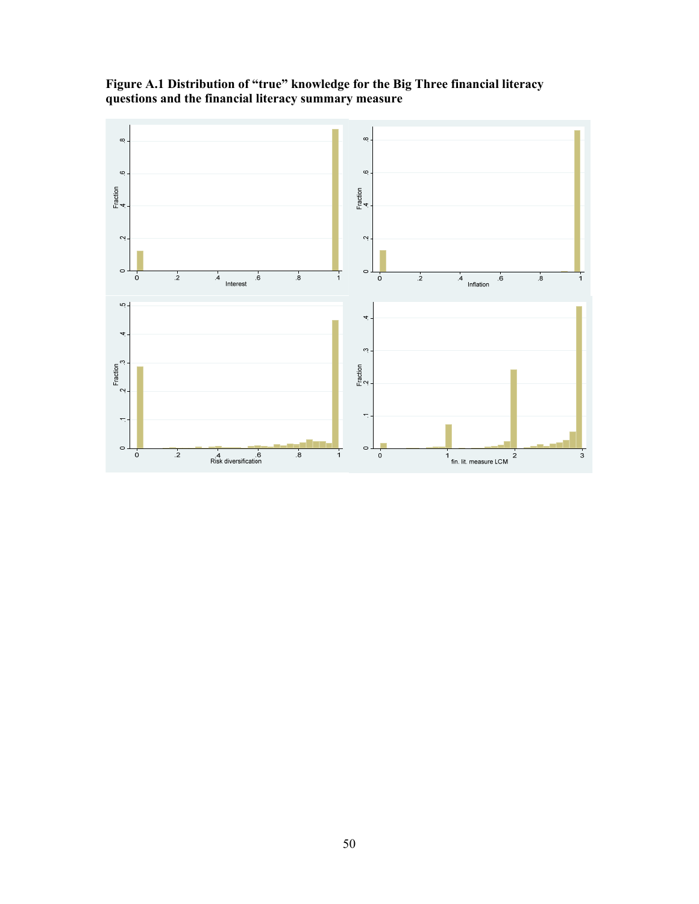**Figure A.1 Distribution of "true" knowledge for the Big Three financial literacy questions and the financial literacy summary measure**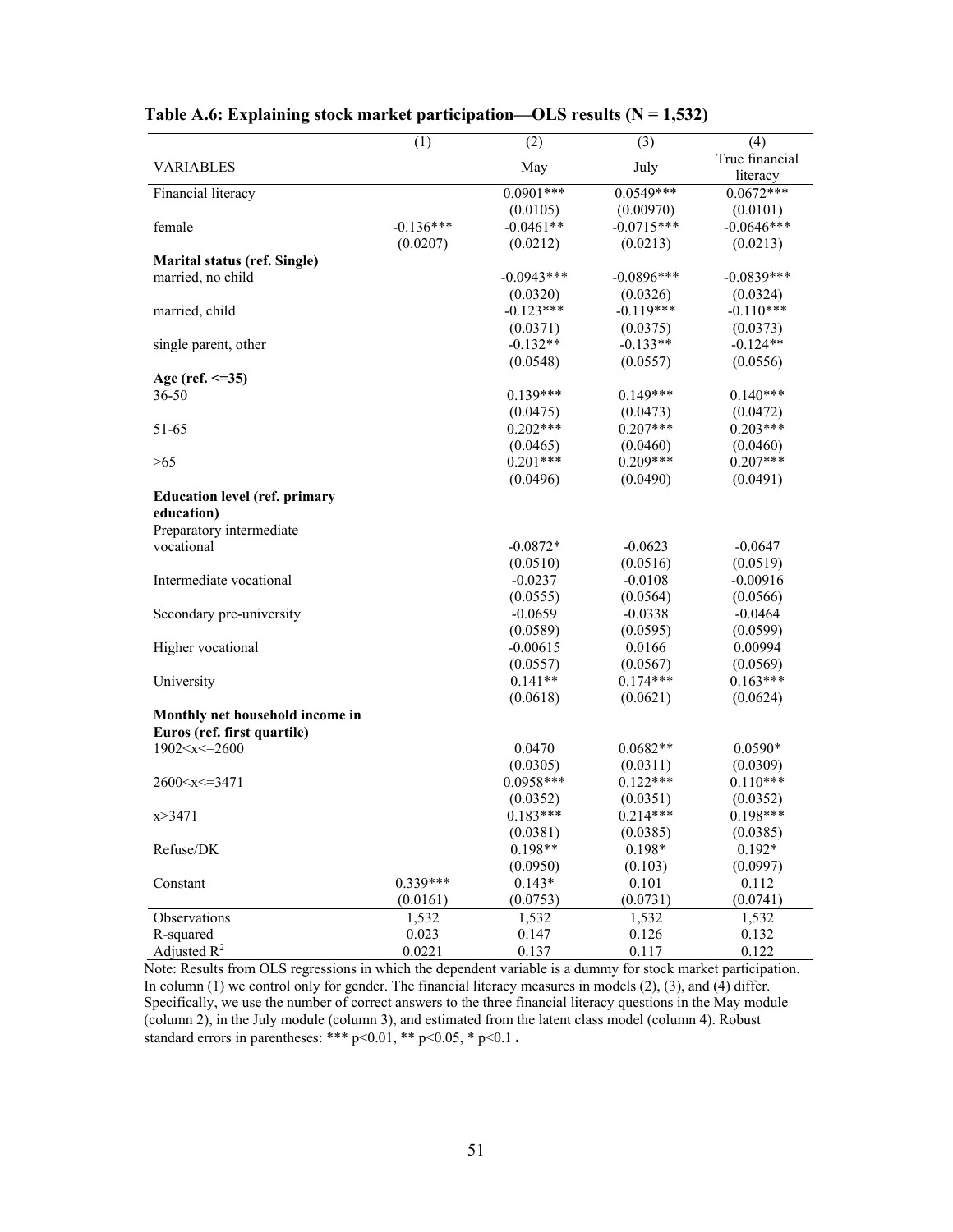**Table A.6: Explaining stock market participation—OLS results (N = 1,532)**

| VARIABLES | (1) | (2) May | (3) July | (4) True financial literacy |
|---|---|---|---|---|
| Financial literacy | | 0.0901*** | 0.0549*** | 0.0672*** |
| | | (0.0105) | (0.00970) | (0.0101) |
| female | -0.136*** | -0.0461** | -0.0715*** | -0.0646*** |
| | (0.0207) | (0.0212) | (0.0213) | (0.0213) |
| **Marital status (ref. Single)** | | | | |
| married, no child | | -0.0943*** | -0.0896*** | -0.0839*** |
| | | (0.0320) | (0.0326) | (0.0324) |
| married, child | | -0.123*** | -0.119*** | -0.110*** |
| | | (0.0371) | (0.0375) | (0.0373) |
| single parent, other | | -0.132** | -0.133** | -0.124** |
| | | (0.0548) | (0.0557) | (0.0556) |
| **Age (ref. <=35)** | | | | |
| 36-50 | | 0.139*** | 0.149*** | 0.140*** |
| | | (0.0475) | (0.0473) | (0.0472) |
| 51-65 | | 0.202*** | 0.207*** | 0.203*** |
| | | (0.0465) | (0.0460) | (0.0460) |
| >65 | | 0.201*** | 0.209*** | 0.207*** |
| | | (0.0496) | (0.0490) | (0.0491) |
| **Education level (ref. primary education)** | | | | |
| Preparatory intermediate vocational | | -0.0872* | -0.0623 | -0.0647 |
| | | (0.0510) | (0.0516) | (0.0519) |
| Intermediate vocational | | -0.0237 | -0.0108 | -0.00916 |
| | | (0.0555) | (0.0564) | (0.0566) |
| Secondary pre-university | | -0.0659 | -0.0338 | -0.0464 |
| | | (0.0589) | (0.0595) | (0.0599) |
| Higher vocational | | -0.00615 | 0.0166 | 0.00994 |
| | | (0.0557) | (0.0567) | (0.0569) |
| University | | 0.141** | 0.174*** | 0.163*** |
| | | (0.0618) | (0.0621) | (0.0624) |
| **Monthly net household income in Euros (ref. first quartile)** | | | | |
| 1902<x<=2600 | | 0.0470 | 0.0682** | 0.0590* |
| | | (0.0305) | (0.0311) | (0.0309) |
| 2600<x<=3471 | | 0.0958*** | 0.122*** | 0.110*** |
| | | (0.0352) | (0.0351) | (0.0352) |
| x>3471 | | 0.183*** | 0.214*** | 0.198*** |
| | | (0.0381) | (0.0385) | (0.0385) |
| Refuse/DK | | 0.198** | 0.198* | 0.192* |
| | | (0.0950) | (0.103) | (0.0997) |
| Constant | 0.339*** | 0.143* | 0.101 | 0.112 |
| | (0.0161) | (0.0753) | (0.0731) | (0.0741) |
| Observations | 1,532 | 1,532 | 1,532 | 1,532 |
| R-squared | 0.023 | 0.147 | 0.126 | 0.132 |
| Adjusted $R^2$ | 0.0221 | 0.137 | 0.117 | 0.122 |

Note: Results from OLS regressions in which the dependent variable is a dummy for stock market participation. In column (1) we control only for gender. The financial literacy measures in models (2), (3), and (4) differ. Specifically, we use the number of correct answers to the three financial literacy questions in the May module (column 2), in the July module (column 3), and estimated from the latent class model (column 4). Robust standard errors in parentheses: *** p<0.01, ** p<0.05, * p<0.1 .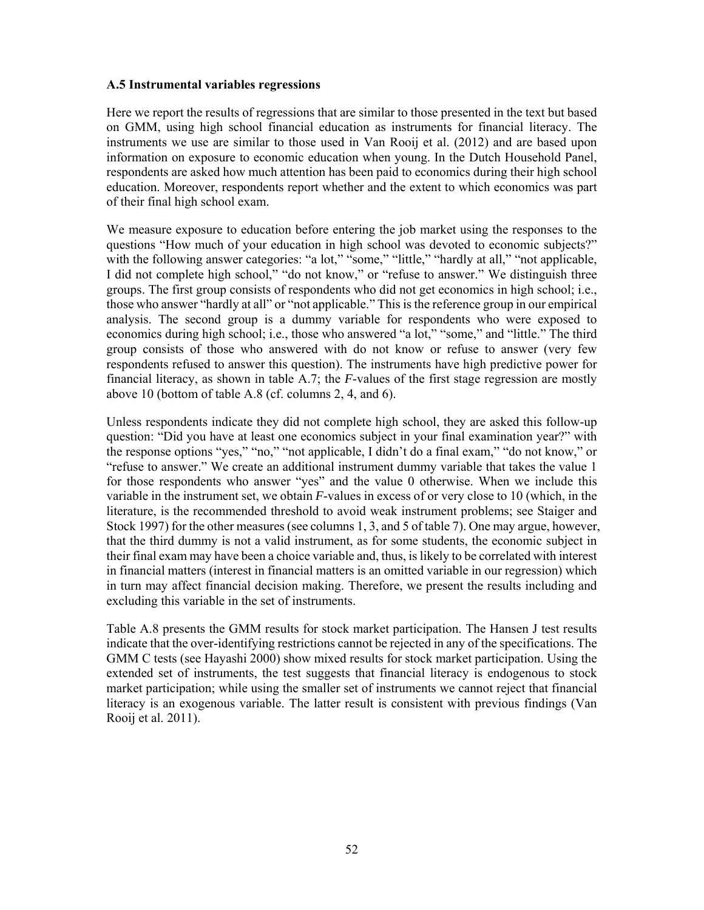### A.5 Instrumental variables regressions

Here we report the results of regressions that are similar to those presented in the text but based on GMM, using high school financial education as instruments for financial literacy. The instruments we use are similar to those used in Van Rooij et al. (2012) and are based upon information on exposure to economic education when young. In the Dutch Household Panel, respondents are asked how much attention has been paid to economics during their high school education. Moreover, respondents report whether and the extent to which economics was part of their final high school exam.

We measure exposure to education before entering the job market using the responses to the questions "How much of your education in high school was devoted to economic subjects?" with the following answer categories: "a lot," "some," "little," "hardly at all," "not applicable, I did not complete high school," "do not know," or "refuse to answer." We distinguish three groups. The first group consists of respondents who did not get economics in high school; i.e., those who answer "hardly at all" or "not applicable." This is the reference group in our empirical analysis. The second group is a dummy variable for respondents who were exposed to economics during high school; i.e., those who answered "a lot," "some," and "little." The third group consists of those who answered with do not know or refuse to answer (very few respondents refused to answer this question). The instruments have high predictive power for financial literacy, as shown in table A.7; the *F*-values of the first stage regression are mostly above 10 (bottom of table A.8 (cf. columns 2, 4, and 6).

Unless respondents indicate they did not complete high school, they are asked this follow-up question: "Did you have at least one economics subject in your final examination year?" with the response options "yes," "no," "not applicable, I didn't do a final exam," "do not know," or "refuse to answer." We create an additional instrument dummy variable that takes the value 1 for those respondents who answer "yes" and the value 0 otherwise. When we include this variable in the instrument set, we obtain *F*-values in excess of or very close to 10 (which, in the literature, is the recommended threshold to avoid weak instrument problems; see Staiger and Stock 1997) for the other measures (see columns 1, 3, and 5 of table 7). One may argue, however, that the third dummy is not a valid instrument, as for some students, the economic subject in their final exam may have been a choice variable and, thus, is likely to be correlated with interest in financial matters (interest in financial matters is an omitted variable in our regression) which in turn may affect financial decision making. Therefore, we present the results including and excluding this variable in the set of instruments.

Table A.8 presents the GMM results for stock market participation. The Hansen J test results indicate that the over-identifying restrictions cannot be rejected in any of the specifications. The GMM C tests (see Hayashi 2000) show mixed results for stock market participation. Using the extended set of instruments, the test suggests that financial literacy is endogenous to stock market participation; while using the smaller set of instruments we cannot reject that financial literacy is an exogenous variable. The latter result is consistent with previous findings (Van Rooij et al. 2011).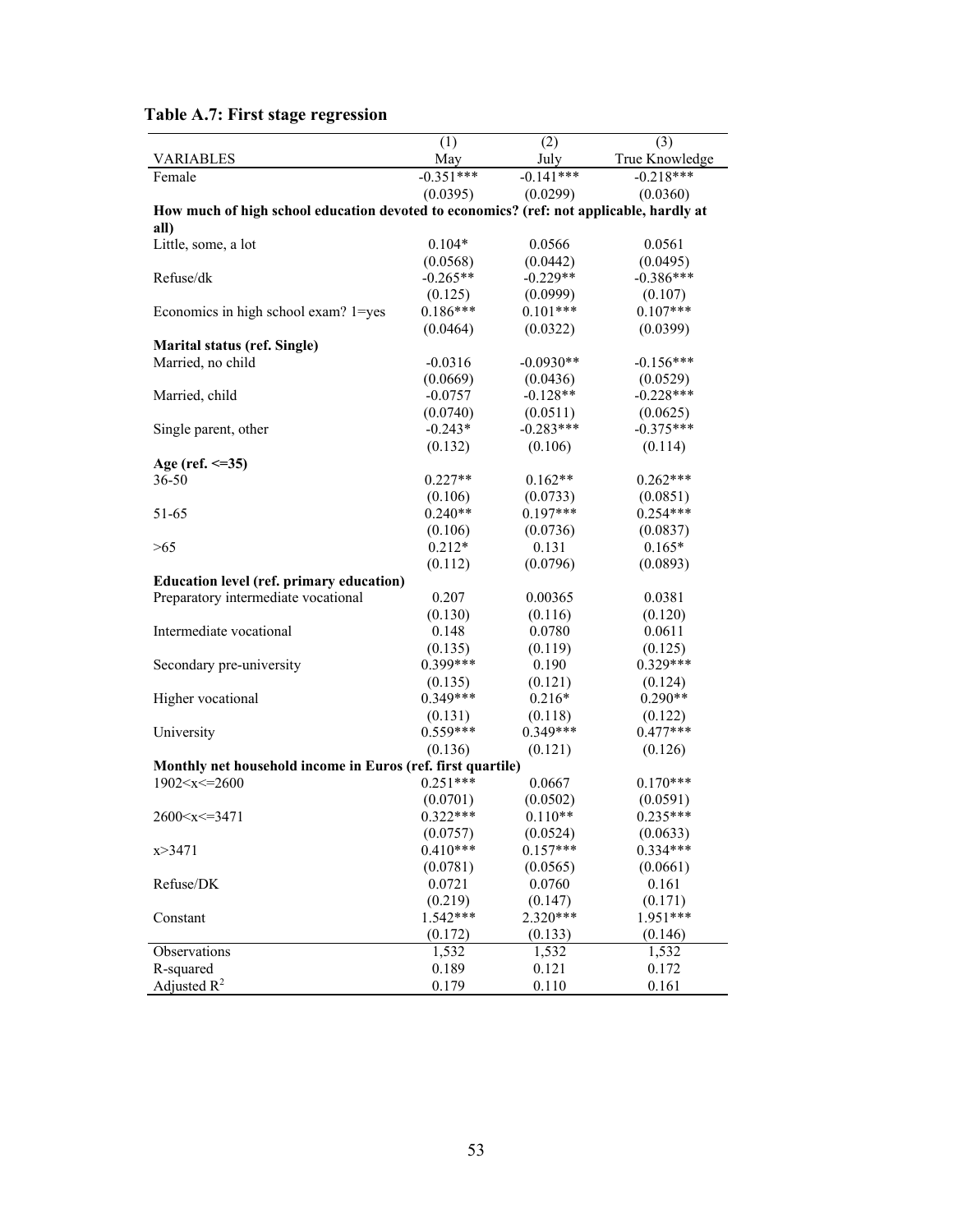**Table A.7: First stage regression**

| VARIABLES | (1) May | (2) July | (3) True Knowledge |
|---|---|---|---|
| Female | -0.351*** | -0.141*** | -0.218*** |
| | (0.0395) | (0.0299) | (0.0360) |
| **How much of high school education devoted to economics? (ref: not applicable, hardly at all)** | | | |
| Little, some, a lot | 0.104* | 0.0566 | 0.0561 |
| | (0.0568) | (0.0442) | (0.0495) |
| Refuse/dk | -0.265** | -0.229** | -0.386*** |
| | (0.125) | (0.0999) | (0.107) |
| Economics in high school exam? 1=yes | 0.186*** | 0.101*** | 0.107*** |
| | (0.0464) | (0.0322) | (0.0399) |
| **Marital status (ref. Single)** | | | |
| Married, no child | -0.0316 | -0.0930** | -0.156*** |
| | (0.0669) | (0.0436) | (0.0529) |
| Married, child | -0.0757 | -0.128** | -0.228*** |
| | (0.0740) | (0.0511) | (0.0625) |
| Single parent, other | -0.243* | -0.283*** | -0.375*** |
| | (0.132) | (0.106) | (0.114) |
| **Age (ref. <=35)** | | | |
| 36-50 | 0.227** | 0.162** | 0.262*** |
| | (0.106) | (0.0733) | (0.0851) |
| 51-65 | 0.240** | 0.197*** | 0.254*** |
| | (0.106) | (0.0736) | (0.0837) |
| >65 | 0.212* | 0.131 | 0.165* |
| | (0.112) | (0.0796) | (0.0893) |
| **Education level (ref. primary education)** | | | |
| Preparatory intermediate vocational | 0.207 | 0.00365 | 0.0381 |
| | (0.130) | (0.116) | (0.120) |
| Intermediate vocational | 0.148 | 0.0780 | 0.0611 |
| | (0.135) | (0.119) | (0.125) |
| Secondary pre-university | 0.399*** | 0.190 | 0.329*** |
| | (0.135) | (0.121) | (0.124) |
| Higher vocational | 0.349*** | 0.216* | 0.290** |
| | (0.131) | (0.118) | (0.122) |
| University | 0.559*** | 0.349*** | 0.477*** |
| | (0.136) | (0.121) | (0.126) |
| **Monthly net household income in Euros (ref. first quartile)** | | | |
| 1902<x<=2600 | 0.251*** | 0.0667 | 0.170*** |
| | (0.0701) | (0.0502) | (0.0591) |
| 2600<x<=3471 | 0.322*** | 0.110** | 0.235*** |
| | (0.0757) | (0.0524) | (0.0633) |
| x>3471 | 0.410*** | 0.157*** | 0.334*** |
| | (0.0781) | (0.0565) | (0.0661) |
| Refuse/DK | 0.0721 | 0.0760 | 0.161 |
| | (0.219) | (0.147) | (0.171) |
| Constant | 1.542*** | 2.320*** | 1.951*** |
| | (0.172) | (0.133) | (0.146) |
| Observations | 1,532 | 1,532 | 1,532 |
| R-squared | 0.189 | 0.121 | 0.172 |
| Adjusted $R^2$ | 0.179 | 0.110 | 0.161 |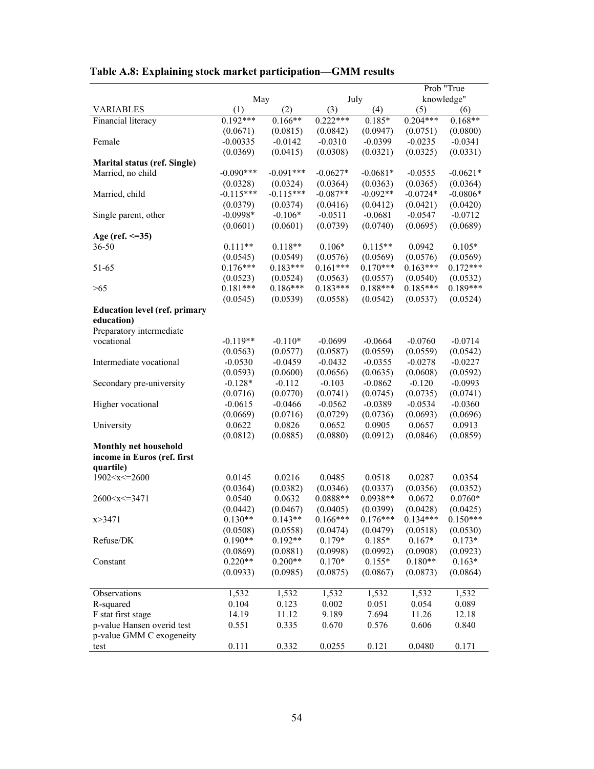**Table A.8: Explaining stock market participation—GMM results**

| VARIABLES | May (1) | (2) | July (3) | (4) | Prob "True knowledge" (5) | (6) |
|---|---|---|---|---|---|---|
| Financial literacy | 0.192*** | 0.166** | 0.222*** | 0.185* | 0.204*** | 0.168** |
| | (0.0671) | (0.0815) | (0.0842) | (0.0947) | (0.0751) | (0.0800) |
| Female | -0.00335 | -0.0142 | -0.0310 | -0.0399 | -0.0235 | -0.0341 |
| | (0.0369) | (0.0415) | (0.0308) | (0.0321) | (0.0325) | (0.0331) |
| **Marital status (ref. Single)** | | | | | | |
| Married, no child | -0.090*** | -0.091*** | -0.0627* | -0.0681* | -0.0555 | -0.0621* |
| | (0.0328) | (0.0324) | (0.0364) | (0.0363) | (0.0365) | (0.0364) |
| Married, child | -0.115*** | -0.115*** | -0.087** | -0.092** | -0.0724* | -0.0806* |
| | (0.0379) | (0.0374) | (0.0416) | (0.0412) | (0.0421) | (0.0420) |
| Single parent, other | -0.0998* | -0.106* | -0.0511 | -0.0681 | -0.0547 | -0.0712 |
| | (0.0601) | (0.0601) | (0.0739) | (0.0740) | (0.0695) | (0.0689) |
| **Age (ref. <=35)** | | | | | | |
| 36-50 | 0.111** | 0.118** | 0.106* | 0.115** | 0.0942 | 0.105* |
| | (0.0545) | (0.0549) | (0.0576) | (0.0569) | (0.0576) | (0.0569) |
| 51-65 | 0.176*** | 0.183*** | 0.161*** | 0.170*** | 0.163*** | 0.172*** |
| | (0.0523) | (0.0524) | (0.0563) | (0.0557) | (0.0540) | (0.0532) |
| >65 | 0.181*** | 0.186*** | 0.183*** | 0.188*** | 0.185*** | 0.189*** |
| | (0.0545) | (0.0539) | (0.0558) | (0.0542) | (0.0537) | (0.0524) |
| **Education level (ref. primary education)** | | | | | | |
| Preparatory intermediate vocational | -0.119** | -0.110* | -0.0699 | -0.0664 | -0.0760 | -0.0714 |
| | (0.0563) | (0.0577) | (0.0587) | (0.0559) | (0.0559) | (0.0542) |
| Intermediate vocational | -0.0530 | -0.0459 | -0.0432 | -0.0355 | -0.0278 | -0.0227 |
| | (0.0593) | (0.0600) | (0.0656) | (0.0635) | (0.0608) | (0.0592) |
| Secondary pre-university | -0.128* | -0.112 | -0.103 | -0.0862 | -0.120 | -0.0993 |
| | (0.0716) | (0.0770) | (0.0741) | (0.0745) | (0.0735) | (0.0741) |
| Higher vocational | -0.0615 | -0.0466 | -0.0562 | -0.0389 | -0.0534 | -0.0360 |
| | (0.0669) | (0.0716) | (0.0729) | (0.0736) | (0.0693) | (0.0696) |
| University | 0.0622 | 0.0826 | 0.0652 | 0.0905 | 0.0657 | 0.0913 |
| | (0.0812) | (0.0885) | (0.0880) | (0.0912) | (0.0846) | (0.0859) |
| **Monthly net household income in Euros (ref. first quartile)** | | | | | | |
| 1902<x<=2600 | 0.0145 | 0.0216 | 0.0485 | 0.0518 | 0.0287 | 0.0354 |
| | (0.0364) | (0.0382) | (0.0346) | (0.0337) | (0.0356) | (0.0352) |
| 2600<x<=3471 | 0.0540 | 0.0632 | 0.0888** | 0.0938** | 0.0672 | 0.0760* |
| | (0.0442) | (0.0467) | (0.0405) | (0.0399) | (0.0428) | (0.0425) |
| x>3471 | 0.130** | 0.143** | 0.166*** | 0.176*** | 0.134*** | 0.150*** |
| | (0.0508) | (0.0558) | (0.0474) | (0.0479) | (0.0518) | (0.0530) |
| Refuse/DK | 0.190** | 0.192** | 0.179* | 0.185* | 0.167* | 0.173* |
| | (0.0869) | (0.0881) | (0.0998) | (0.0992) | (0.0908) | (0.0923) |
| Constant | 0.220** | 0.200** | 0.170* | 0.155* | 0.180** | 0.163* |
| | (0.0933) | (0.0985) | (0.0875) | (0.0867) | (0.0873) | (0.0864) |
| Observations | 1,532 | 1,532 | 1,532 | 1,532 | 1,532 | 1,532 |
| R-squared | 0.104 | 0.123 | 0.002 | 0.051 | 0.054 | 0.089 |
| F stat first stage | 14.19 | 11.12 | 9.189 | 7.694 | 11.26 | 12.18 |
| p-value Hansen overid test | 0.551 | 0.335 | 0.670 | 0.576 | 0.606 | 0.840 |
| p-value GMM C exogeneity test | 0.111 | 0.332 | 0.0255 | 0.121 | 0.0480 | 0.171 |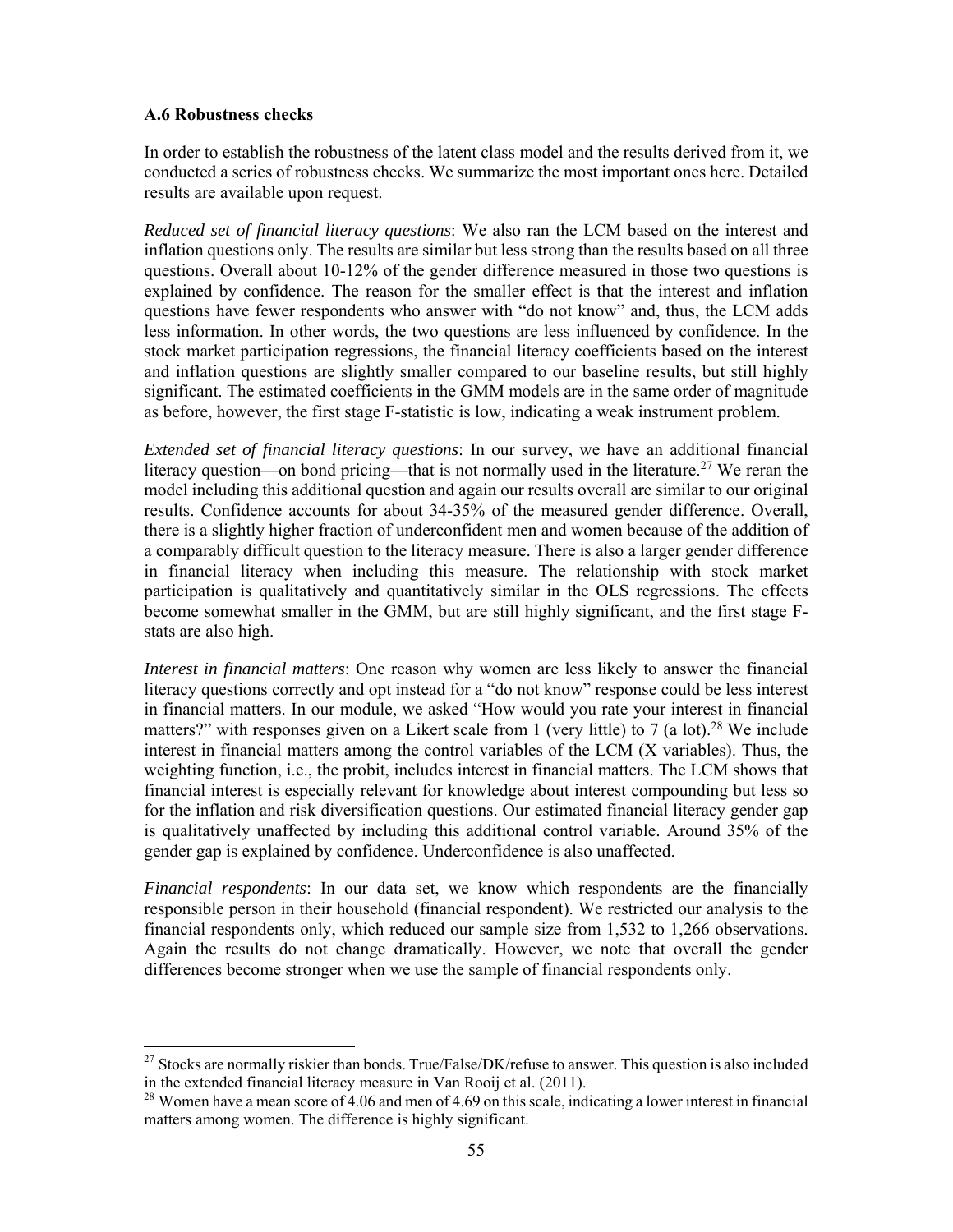### A.6 Robustness checks

In order to establish the robustness of the latent class model and the results derived from it, we conducted a series of robustness checks. We summarize the most important ones here. Detailed results are available upon request.

*Reduced set of financial literacy questions*: We also ran the LCM based on the interest and inflation questions only. The results are similar but less strong than the results based on all three questions. Overall about 10-12% of the gender difference measured in those two questions is explained by confidence. The reason for the smaller effect is that the interest and inflation questions have fewer respondents who answer with "do not know" and, thus, the LCM adds less information. In other words, the two questions are less influenced by confidence. In the stock market participation regressions, the financial literacy coefficients based on the interest and inflation questions are slightly smaller compared to our baseline results, but still highly significant. The estimated coefficients in the GMM models are in the same order of magnitude as before, however, the first stage F-statistic is low, indicating a weak instrument problem.

*Extended set of financial literacy questions*: In our survey, we have an additional financial literacy question—on bond pricing—that is not normally used in the literature.[27] We reran the model including this additional question and again our results overall are similar to our original results. Confidence accounts for about 34-35% of the measured gender difference. Overall, there is a slightly higher fraction of underconfident men and women because of the addition of a comparably difficult question to the literacy measure. There is also a larger gender difference in financial literacy when including this measure. The relationship with stock market participation is qualitatively and quantitatively similar in the OLS regressions. The effects become somewhat smaller in the GMM, but are still highly significant, and the first stage F-stats are also high.

*Interest in financial matters*: One reason why women are less likely to answer the financial literacy questions correctly and opt instead for a "do not know" response could be less interest in financial matters. In our module, we asked "How would you rate your interest in financial matters?" with responses given on a Likert scale from 1 (very little) to 7 (a lot).[28] We include interest in financial matters among the control variables of the LCM (X variables). Thus, the weighting function, i.e., the probit, includes interest in financial matters. The LCM shows that financial interest is especially relevant for knowledge about interest compounding but less so for the inflation and risk diversification questions. Our estimated financial literacy gender gap is qualitatively unaffected by including this additional control variable. Around 35% of the gender gap is explained by confidence. Underconfidence is also unaffected.

*Financial respondents*: In our data set, we know which respondents are the financially responsible person in their household (financial respondent). We restricted our analysis to the financial respondents only, which reduced our sample size from 1,532 to 1,266 observations. Again the results do not change dramatically. However, we note that overall the gender differences become stronger when we use the sample of financial respondents only.

---

[27] Stocks are normally riskier than bonds. True/False/DK/refuse to answer. This question is also included in the extended financial literacy measure in Van Rooij et al. (2011).

[28] Women have a mean score of 4.06 and men of 4.69 on this scale, indicating a lower interest in financial matters among women. The difference is highly significant.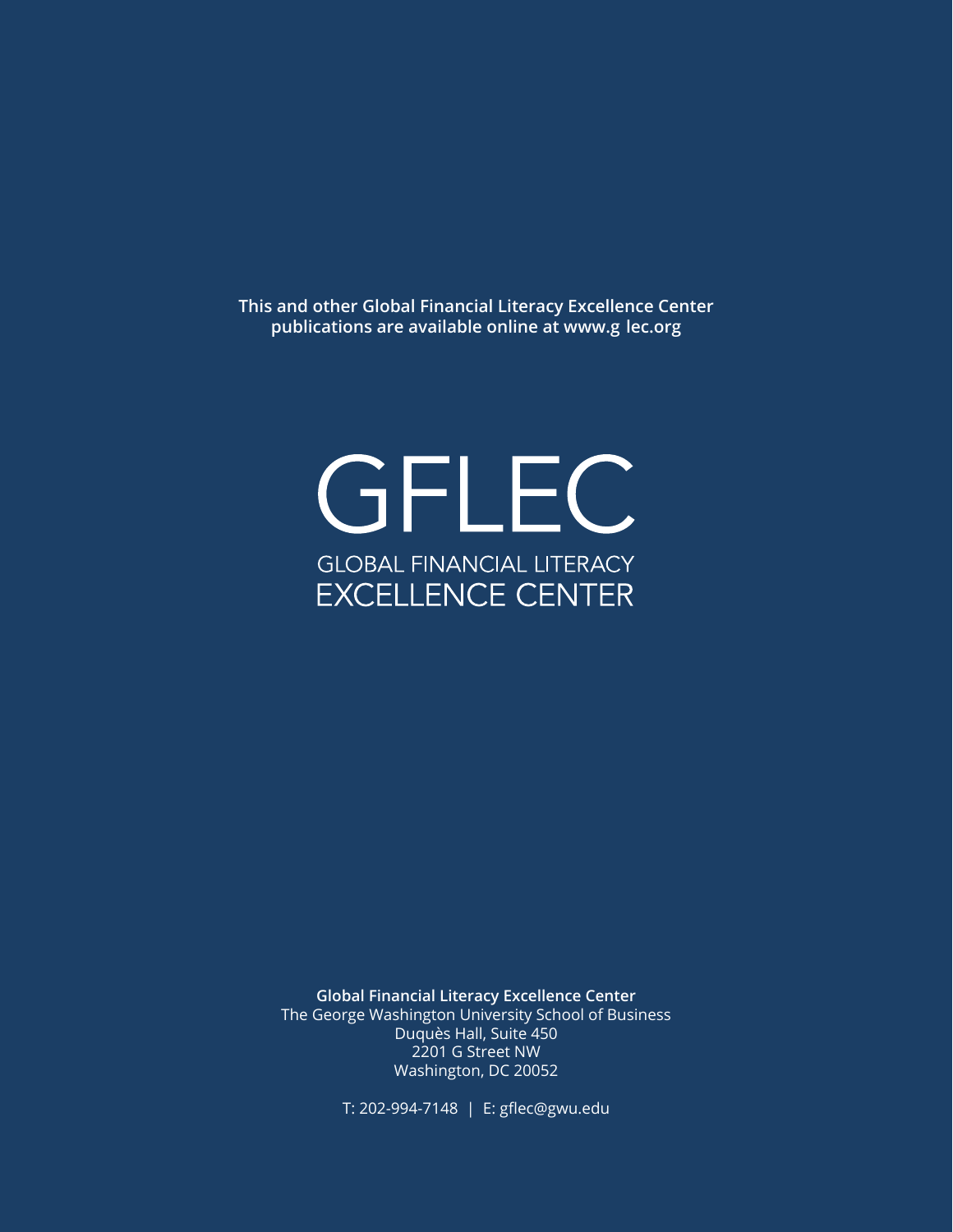**This and other Global Financial Literacy Excellence Center publications are available online at www.g lec.org**

GFLEC

GLOBAL FINANCIAL LITERACY
EXCELLENCE CENTER

**Global Financial Literacy Excellence Center**
The George Washington University School of Business
Duquès Hall, Suite 450
2201 G Street NW
Washington, DC 20052

T: 202-994-7148 | E: gflec@gwu.edu